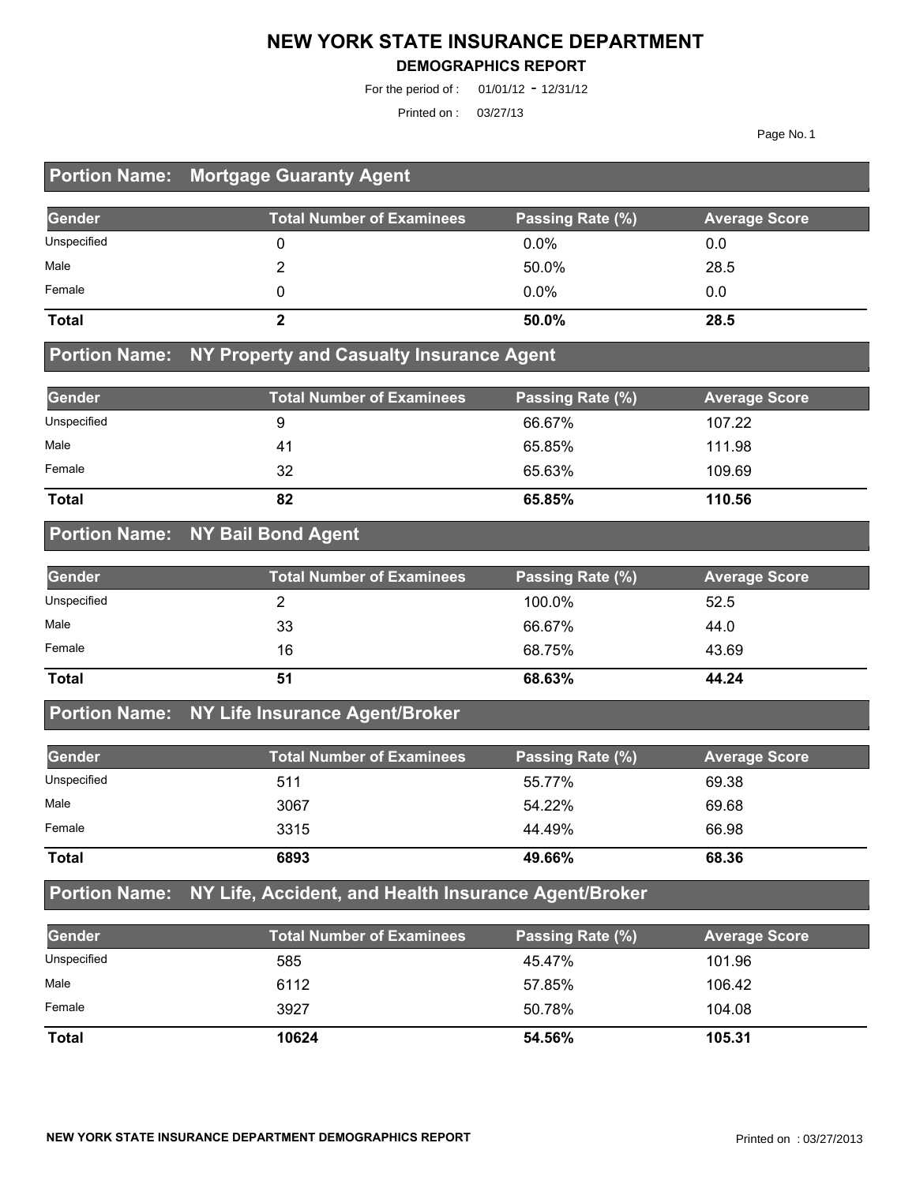# NEW YORK STATE INSURANCE DEPARTMENT

## DEMOGRAPHICS REPORT

For the period of : 01/01/12 - 12/31/12

Printed on : 03/27/13

### Portion Name: Mortgage Guaranty Agent

| Gender | Total Number of Examinees | Passing Rate (%) | Average Score |
|---|---|---|---|
| Unspecified | 0 | 0.0% | 0.0 |
| Male | 2 | 50.0% | 28.5 |
| Female | 0 | 0.0% | 0.0 |
| **Total** | **2** | **50.0%** | **28.5** |

### Portion Name: NY Property and Casualty Insurance Agent

| Gender | Total Number of Examinees | Passing Rate (%) | Average Score |
|---|---|---|---|
| Unspecified | 9 | 66.67% | 107.22 |
| Male | 41 | 65.85% | 111.98 |
| Female | 32 | 65.63% | 109.69 |
| **Total** | **82** | **65.85%** | **110.56** |

### Portion Name: NY Bail Bond Agent

| Gender | Total Number of Examinees | Passing Rate (%) | Average Score |
|---|---|---|---|
| Unspecified | 2 | 100.0% | 52.5 |
| Male | 33 | 66.67% | 44.0 |
| Female | 16 | 68.75% | 43.69 |
| **Total** | **51** | **68.63%** | **44.24** |

### Portion Name: NY Life Insurance Agent/Broker

| Gender | Total Number of Examinees | Passing Rate (%) | Average Score |
|---|---|---|---|
| Unspecified | 511 | 55.77% | 69.38 |
| Male | 3067 | 54.22% | 69.68 |
| Female | 3315 | 44.49% | 66.98 |
| **Total** | **6893** | **49.66%** | **68.36** |

### Portion Name: NY Life, Accident, and Health Insurance Agent/Broker

| Gender | Total Number of Examinees | Passing Rate (%) | Average Score |
|---|---|---|---|
| Unspecified | 585 | 45.47% | 101.96 |
| Male | 6112 | 57.85% | 106.42 |
| Female | 3927 | 50.78% | 104.08 |
| **Total** | **10624** | **54.56%** | **105.31** |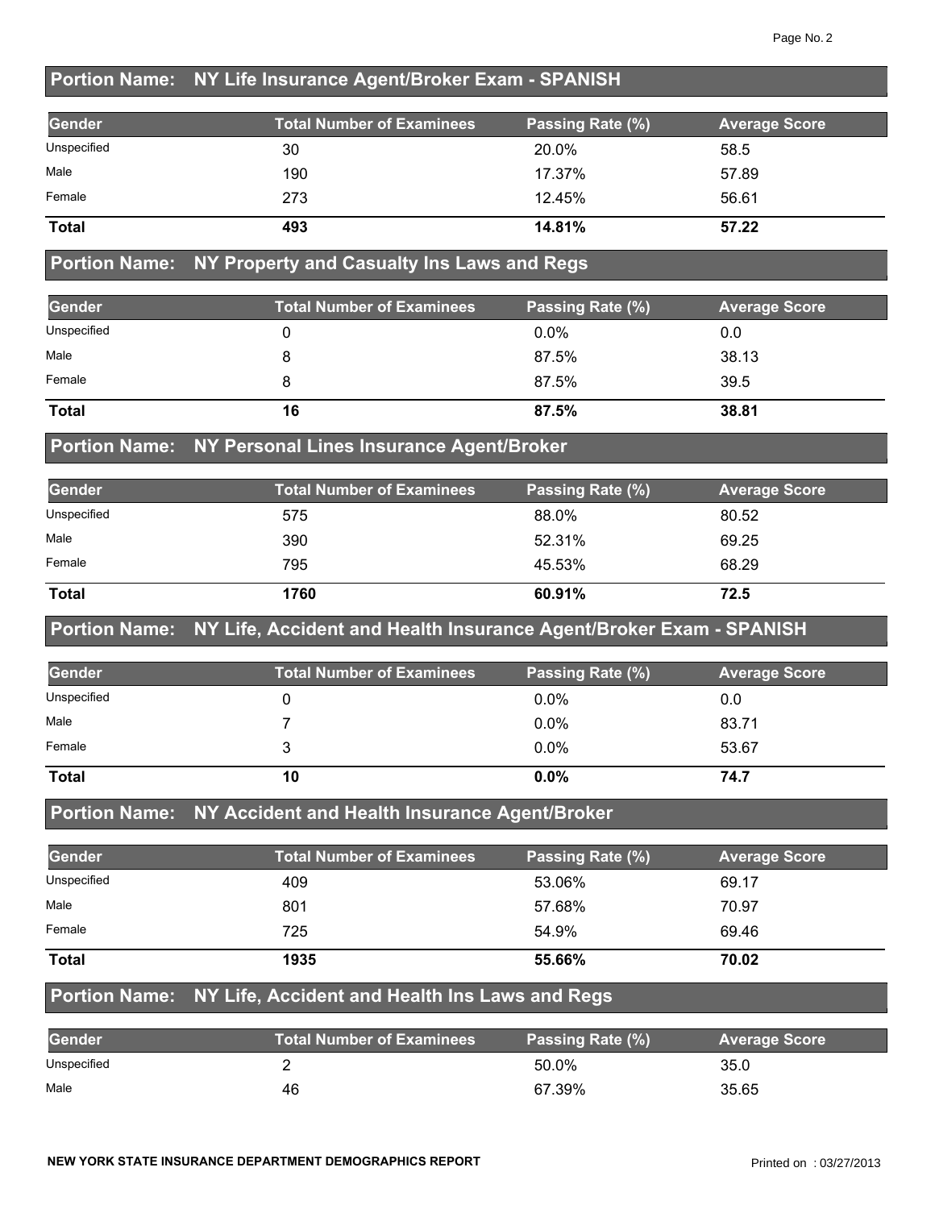## Portion Name: NY Life Insurance Agent/Broker Exam - SPANISH

| Gender | Total Number of Examinees | Passing Rate (%) | Average Score |
|---|---|---|---|
| Unspecified | 30 | 20.0% | 58.5 |
| Male | 190 | 17.37% | 57.89 |
| Female | 273 | 12.45% | 56.61 |
| **Total** | **493** | **14.81%** | **57.22** |

## Portion Name: NY Property and Casualty Ins Laws and Regs

| Gender | Total Number of Examinees | Passing Rate (%) | Average Score |
|---|---|---|---|
| Unspecified | 0 | 0.0% | 0.0 |
| Male | 8 | 87.5% | 38.13 |
| Female | 8 | 87.5% | 39.5 |
| **Total** | **16** | **87.5%** | **38.81** |

## Portion Name: NY Personal Lines Insurance Agent/Broker

| Gender | Total Number of Examinees | Passing Rate (%) | Average Score |
|---|---|---|---|
| Unspecified | 575 | 88.0% | 80.52 |
| Male | 390 | 52.31% | 69.25 |
| Female | 795 | 45.53% | 68.29 |
| **Total** | **1760** | **60.91%** | **72.5** |

## Portion Name: NY Life, Accident and Health Insurance Agent/Broker Exam - SPANISH

| Gender | Total Number of Examinees | Passing Rate (%) | Average Score |
|---|---|---|---|
| Unspecified | 0 | 0.0% | 0.0 |
| Male | 7 | 0.0% | 83.71 |
| Female | 3 | 0.0% | 53.67 |
| **Total** | **10** | **0.0%** | **74.7** |

## Portion Name: NY Accident and Health Insurance Agent/Broker

| Gender | Total Number of Examinees | Passing Rate (%) | Average Score |
|---|---|---|---|
| Unspecified | 409 | 53.06% | 69.17 |
| Male | 801 | 57.68% | 70.97 |
| Female | 725 | 54.9% | 69.46 |
| **Total** | **1935** | **55.66%** | **70.02** |

## Portion Name: NY Life, Accident and Health Ins Laws and Regs

| Gender | Total Number of Examinees | Passing Rate (%) | Average Score |
|---|---|---|---|
| Unspecified | 2 | 50.0% | 35.0 |
| Male | 46 | 67.39% | 35.65 |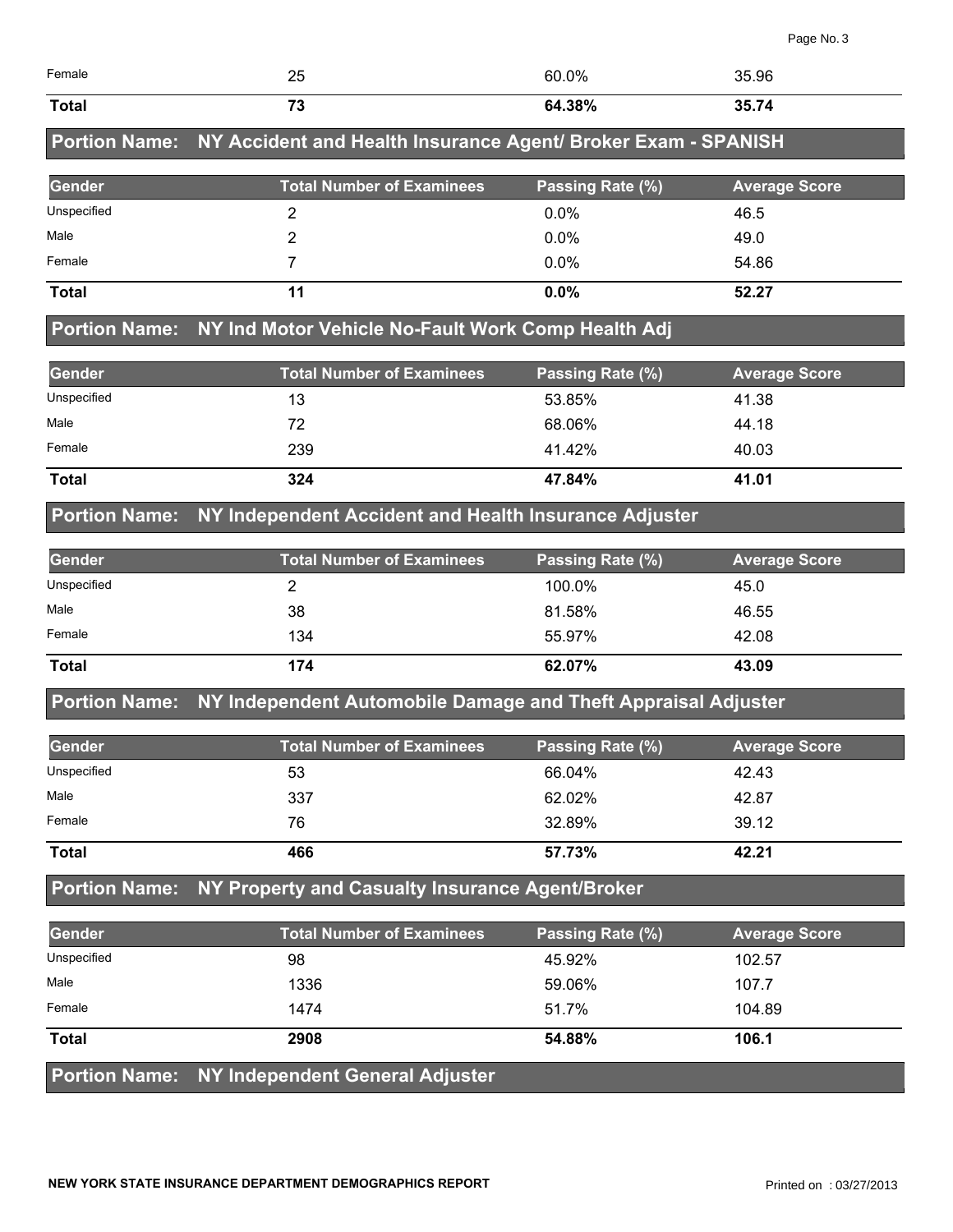| Gender | Total Number of Examinees | Passing Rate (%) | Average Score |
|---|---|---|---|
| Female | 25 | 60.0% | 35.96 |
| **Total** | **73** | **64.38%** | **35.74** |

## Portion Name: NY Accident and Health Insurance Agent/ Broker Exam - SPANISH

| Gender | Total Number of Examinees | Passing Rate (%) | Average Score |
|---|---|---|---|
| Unspecified | 2 | 0.0% | 46.5 |
| Male | 2 | 0.0% | 49.0 |
| Female | 7 | 0.0% | 54.86 |
| **Total** | **11** | **0.0%** | **52.27** |

## Portion Name: NY Ind Motor Vehicle No-Fault Work Comp Health Adj

| Gender | Total Number of Examinees | Passing Rate (%) | Average Score |
|---|---|---|---|
| Unspecified | 13 | 53.85% | 41.38 |
| Male | 72 | 68.06% | 44.18 |
| Female | 239 | 41.42% | 40.03 |
| **Total** | **324** | **47.84%** | **41.01** |

## Portion Name: NY Independent Accident and Health Insurance Adjuster

| Gender | Total Number of Examinees | Passing Rate (%) | Average Score |
|---|---|---|---|
| Unspecified | 2 | 100.0% | 45.0 |
| Male | 38 | 81.58% | 46.55 |
| Female | 134 | 55.97% | 42.08 |
| **Total** | **174** | **62.07%** | **43.09** |

## Portion Name: NY Independent Automobile Damage and Theft Appraisal Adjuster

| Gender | Total Number of Examinees | Passing Rate (%) | Average Score |
|---|---|---|---|
| Unspecified | 53 | 66.04% | 42.43 |
| Male | 337 | 62.02% | 42.87 |
| Female | 76 | 32.89% | 39.12 |
| **Total** | **466** | **57.73%** | **42.21** |

## Portion Name: NY Property and Casualty Insurance Agent/Broker

| Gender | Total Number of Examinees | Passing Rate (%) | Average Score |
|---|---|---|---|
| Unspecified | 98 | 45.92% | 102.57 |
| Male | 1336 | 59.06% | 107.7 |
| Female | 1474 | 51.7% | 104.89 |
| **Total** | **2908** | **54.88%** | **106.1** |

## Portion Name: NY Independent General Adjuster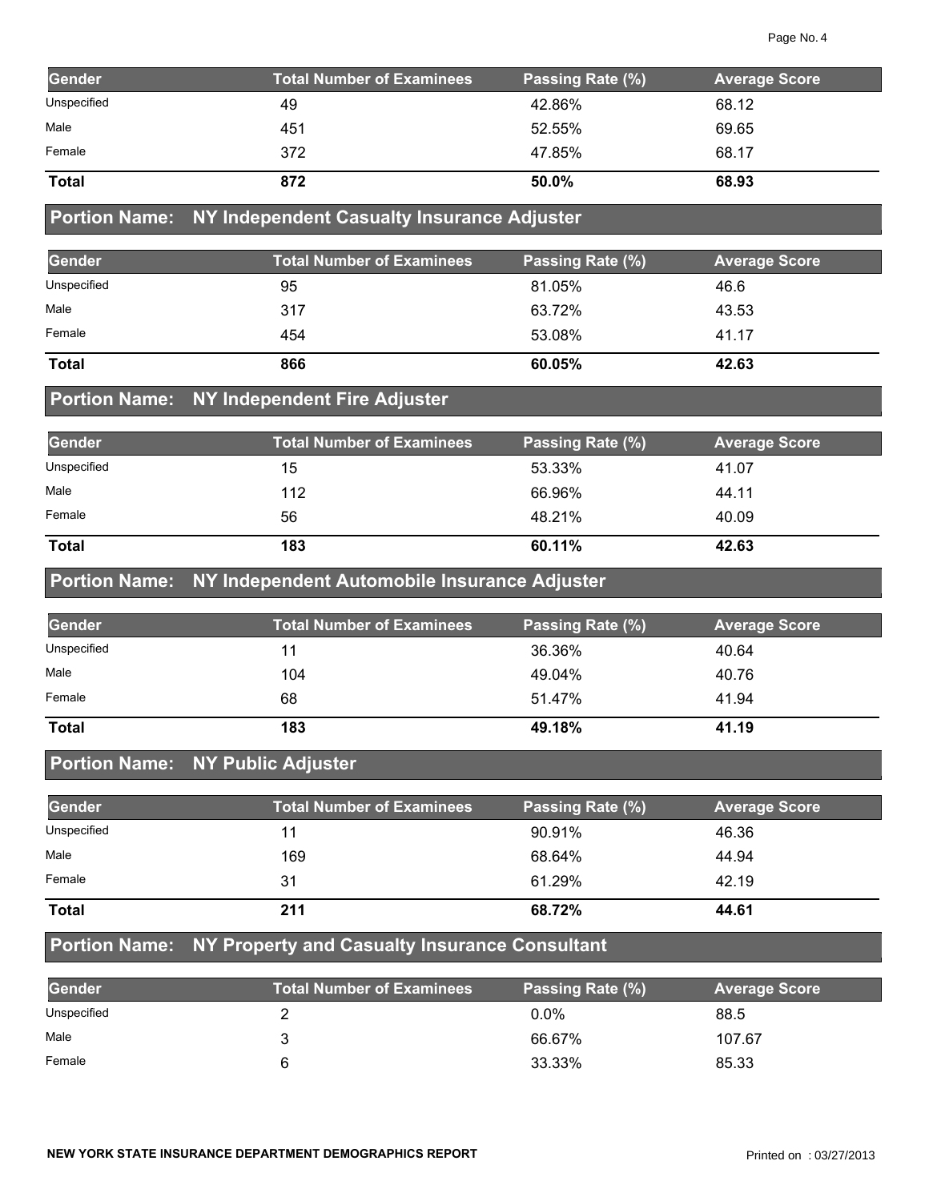| Gender | Total Number of Examinees | Passing Rate (%) | Average Score |
| --- | --- | --- | --- |
| Unspecified | 49 | 42.86% | 68.12 |
| Male | 451 | 52.55% | 69.65 |
| Female | 372 | 47.85% | 68.17 |
| **Total** | **872** | **50.0%** | **68.93** |

## Portion Name: NY Independent Casualty Insurance Adjuster

| Gender | Total Number of Examinees | Passing Rate (%) | Average Score |
| --- | --- | --- | --- |
| Unspecified | 95 | 81.05% | 46.6 |
| Male | 317 | 63.72% | 43.53 |
| Female | 454 | 53.08% | 41.17 |
| **Total** | **866** | **60.05%** | **42.63** |

## Portion Name: NY Independent Fire Adjuster

| Gender | Total Number of Examinees | Passing Rate (%) | Average Score |
| --- | --- | --- | --- |
| Unspecified | 15 | 53.33% | 41.07 |
| Male | 112 | 66.96% | 44.11 |
| Female | 56 | 48.21% | 40.09 |
| **Total** | **183** | **60.11%** | **42.63** |

## Portion Name: NY Independent Automobile Insurance Adjuster

| Gender | Total Number of Examinees | Passing Rate (%) | Average Score |
| --- | --- | --- | --- |
| Unspecified | 11 | 36.36% | 40.64 |
| Male | 104 | 49.04% | 40.76 |
| Female | 68 | 51.47% | 41.94 |
| **Total** | **183** | **49.18%** | **41.19** |

## Portion Name: NY Public Adjuster

| Gender | Total Number of Examinees | Passing Rate (%) | Average Score |
| --- | --- | --- | --- |
| Unspecified | 11 | 90.91% | 46.36 |
| Male | 169 | 68.64% | 44.94 |
| Female | 31 | 61.29% | 42.19 |
| **Total** | **211** | **68.72%** | **44.61** |

## Portion Name: NY Property and Casualty Insurance Consultant

| Gender | Total Number of Examinees | Passing Rate (%) | Average Score |
| --- | --- | --- | --- |
| Unspecified | 2 | 0.0% | 88.5 |
| Male | 3 | 66.67% | 107.67 |
| Female | 6 | 33.33% | 85.33 |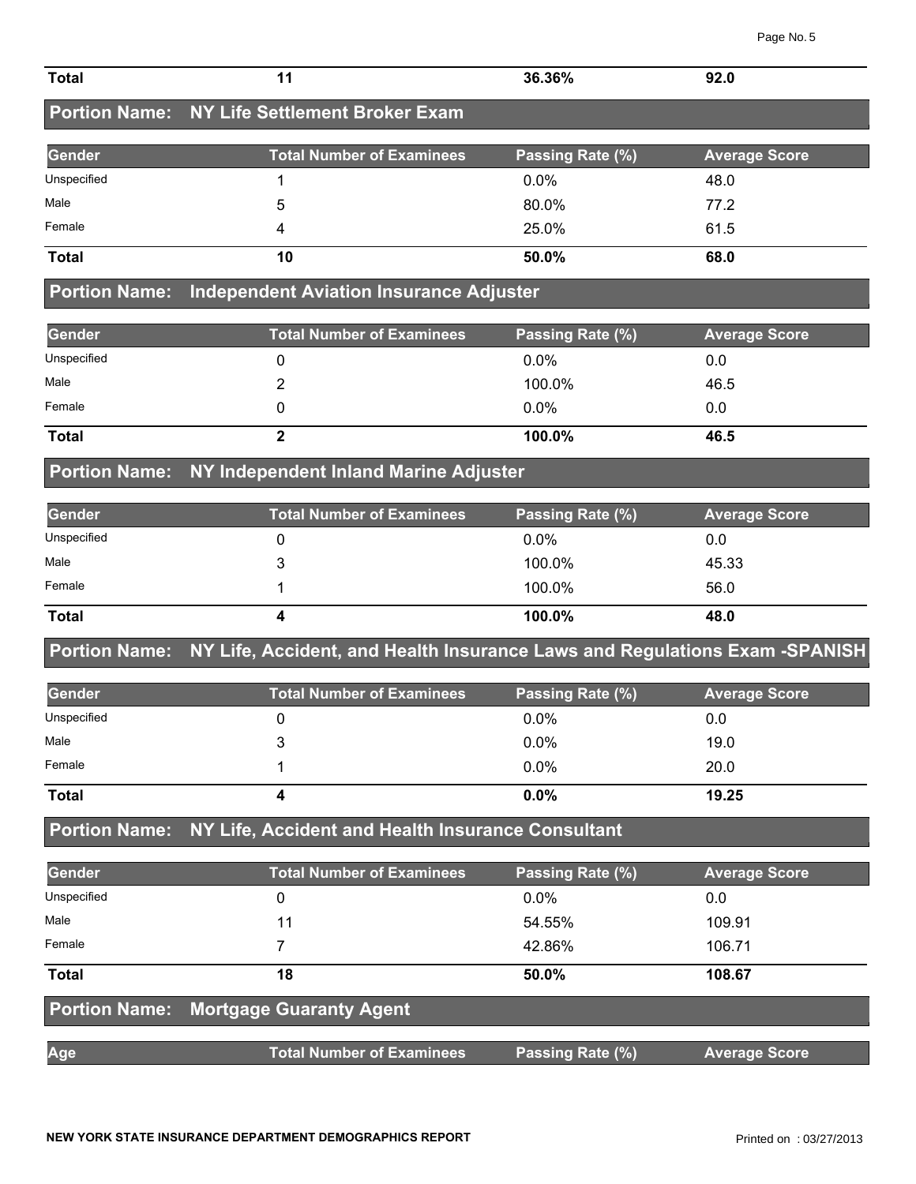| Total | 11 | 36.36% | 92.0 |
|---|---|---|---|

## Portion Name: NY Life Settlement Broker Exam

| Gender | Total Number of Examinees | Passing Rate (%) | Average Score |
|---|---|---|---|
| Unspecified | 1 | 0.0% | 48.0 |
| Male | 5 | 80.0% | 77.2 |
| Female | 4 | 25.0% | 61.5 |
| **Total** | **10** | **50.0%** | **68.0** |

## Portion Name: Independent Aviation Insurance Adjuster

| Gender | Total Number of Examinees | Passing Rate (%) | Average Score |
|---|---|---|---|
| Unspecified | 0 | 0.0% | 0.0 |
| Male | 2 | 100.0% | 46.5 |
| Female | 0 | 0.0% | 0.0 |
| **Total** | **2** | **100.0%** | **46.5** |

## Portion Name: NY Independent Inland Marine Adjuster

| Gender | Total Number of Examinees | Passing Rate (%) | Average Score |
|---|---|---|---|
| Unspecified | 0 | 0.0% | 0.0 |
| Male | 3 | 100.0% | 45.33 |
| Female | 1 | 100.0% | 56.0 |
| **Total** | **4** | **100.0%** | **48.0** |

## Portion Name: NY Life, Accident, and Health Insurance Laws and Regulations Exam -SPANISH

| Gender | Total Number of Examinees | Passing Rate (%) | Average Score |
|---|---|---|---|
| Unspecified | 0 | 0.0% | 0.0 |
| Male | 3 | 0.0% | 19.0 |
| Female | 1 | 0.0% | 20.0 |
| **Total** | **4** | **0.0%** | **19.25** |

## Portion Name: NY Life, Accident and Health Insurance Consultant

| Gender | Total Number of Examinees | Passing Rate (%) | Average Score |
|---|---|---|---|
| Unspecified | 0 | 0.0% | 0.0 |
| Male | 11 | 54.55% | 109.91 |
| Female | 7 | 42.86% | 106.71 |
| **Total** | **18** | **50.0%** | **108.67** |

## Portion Name: Mortgage Guaranty Agent

| Age | Total Number of Examinees | Passing Rate (%) | Average Score |
|---|---|---|---|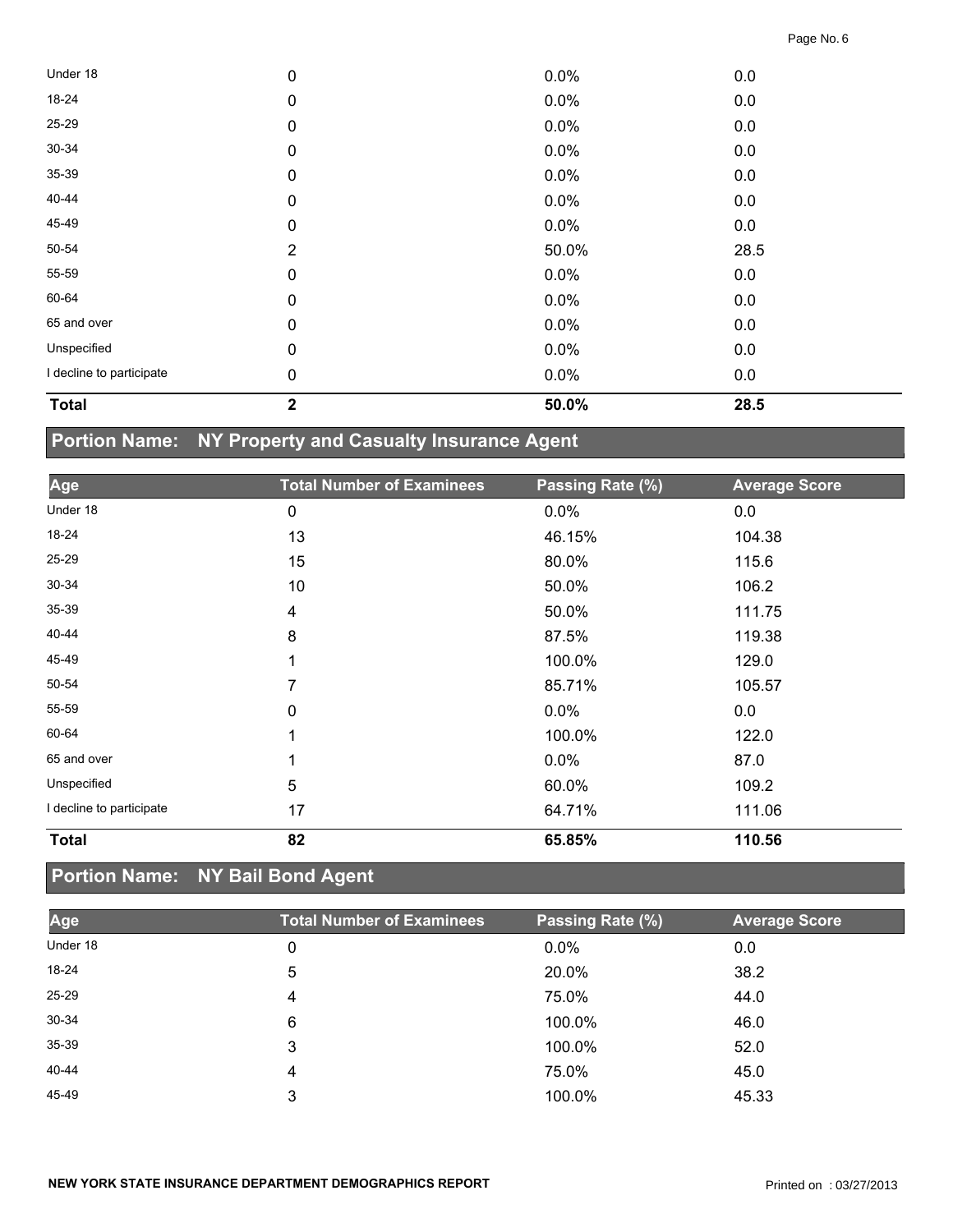| Age | Total Number of Examinees | Passing Rate (%) | Average Score |
|---|---|---|---|
| Under 18 | 0 | 0.0% | 0.0 |
| 18-24 | 0 | 0.0% | 0.0 |
| 25-29 | 0 | 0.0% | 0.0 |
| 30-34 | 0 | 0.0% | 0.0 |
| 35-39 | 0 | 0.0% | 0.0 |
| 40-44 | 0 | 0.0% | 0.0 |
| 45-49 | 0 | 0.0% | 0.0 |
| 50-54 | 2 | 50.0% | 28.5 |
| 55-59 | 0 | 0.0% | 0.0 |
| 60-64 | 0 | 0.0% | 0.0 |
| 65 and over | 0 | 0.0% | 0.0 |
| Unspecified | 0 | 0.0% | 0.0 |
| I decline to participate | 0 | 0.0% | 0.0 |
| **Total** | **2** | **50.0%** | **28.5** |

## Portion Name: NY Property and Casualty Insurance Agent

| Age | Total Number of Examinees | Passing Rate (%) | Average Score |
|---|---|---|---|
| Under 18 | 0 | 0.0% | 0.0 |
| 18-24 | 13 | 46.15% | 104.38 |
| 25-29 | 15 | 80.0% | 115.6 |
| 30-34 | 10 | 50.0% | 106.2 |
| 35-39 | 4 | 50.0% | 111.75 |
| 40-44 | 8 | 87.5% | 119.38 |
| 45-49 | 1 | 100.0% | 129.0 |
| 50-54 | 7 | 85.71% | 105.57 |
| 55-59 | 0 | 0.0% | 0.0 |
| 60-64 | 1 | 100.0% | 122.0 |
| 65 and over | 1 | 0.0% | 87.0 |
| Unspecified | 5 | 60.0% | 109.2 |
| I decline to participate | 17 | 64.71% | 111.06 |
| **Total** | **82** | **65.85%** | **110.56** |

## Portion Name: NY Bail Bond Agent

| Age | Total Number of Examinees | Passing Rate (%) | Average Score |
|---|---|---|---|
| Under 18 | 0 | 0.0% | 0.0 |
| 18-24 | 5 | 20.0% | 38.2 |
| 25-29 | 4 | 75.0% | 44.0 |
| 30-34 | 6 | 100.0% | 46.0 |
| 35-39 | 3 | 100.0% | 52.0 |
| 40-44 | 4 | 75.0% | 45.0 |
| 45-49 | 3 | 100.0% | 45.33 |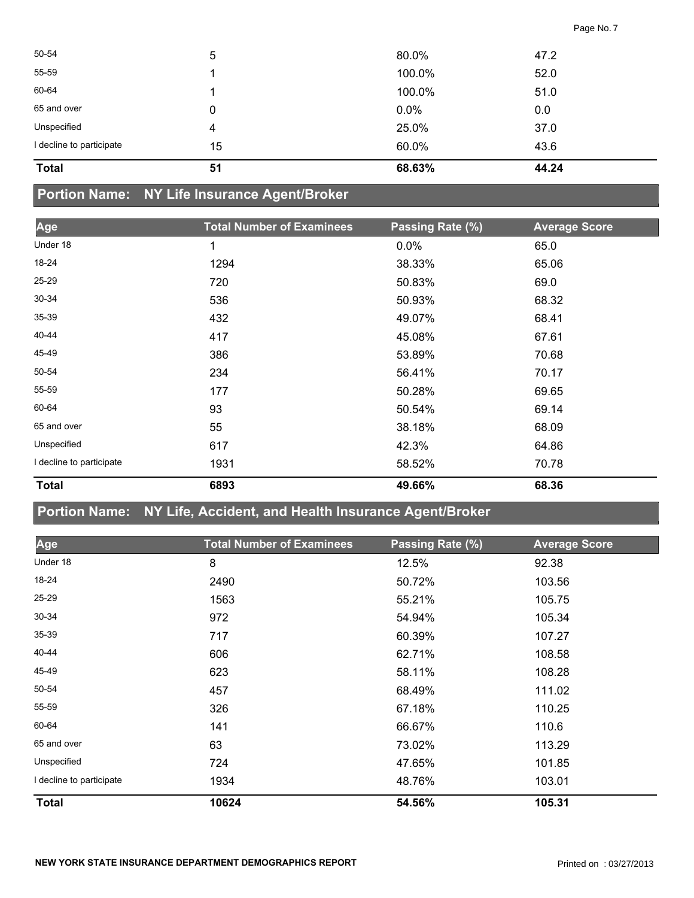| Age | Total Number of Examinees | Passing Rate (%) | Average Score |
|---|---|---|---|
| 50-54 | 5 | 80.0% | 47.2 |
| 55-59 | 1 | 100.0% | 52.0 |
| 60-64 | 1 | 100.0% | 51.0 |
| 65 and over | 0 | 0.0% | 0.0 |
| Unspecified | 4 | 25.0% | 37.0 |
| I decline to participate | 15 | 60.0% | 43.6 |
| **Total** | **51** | **68.63%** | **44.24** |

## Portion Name: NY Life Insurance Agent/Broker

| Age | Total Number of Examinees | Passing Rate (%) | Average Score |
|---|---|---|---|
| Under 18 | 1 | 0.0% | 65.0 |
| 18-24 | 1294 | 38.33% | 65.06 |
| 25-29 | 720 | 50.83% | 69.0 |
| 30-34 | 536 | 50.93% | 68.32 |
| 35-39 | 432 | 49.07% | 68.41 |
| 40-44 | 417 | 45.08% | 67.61 |
| 45-49 | 386 | 53.89% | 70.68 |
| 50-54 | 234 | 56.41% | 70.17 |
| 55-59 | 177 | 50.28% | 69.65 |
| 60-64 | 93 | 50.54% | 69.14 |
| 65 and over | 55 | 38.18% | 68.09 |
| Unspecified | 617 | 42.3% | 64.86 |
| I decline to participate | 1931 | 58.52% | 70.78 |
| **Total** | **6893** | **49.66%** | **68.36** |

## Portion Name: NY Life, Accident, and Health Insurance Agent/Broker

| Age | Total Number of Examinees | Passing Rate (%) | Average Score |
|---|---|---|---|
| Under 18 | 8 | 12.5% | 92.38 |
| 18-24 | 2490 | 50.72% | 103.56 |
| 25-29 | 1563 | 55.21% | 105.75 |
| 30-34 | 972 | 54.94% | 105.34 |
| 35-39 | 717 | 60.39% | 107.27 |
| 40-44 | 606 | 62.71% | 108.58 |
| 45-49 | 623 | 58.11% | 108.28 |
| 50-54 | 457 | 68.49% | 111.02 |
| 55-59 | 326 | 67.18% | 110.25 |
| 60-64 | 141 | 66.67% | 110.6 |
| 65 and over | 63 | 73.02% | 113.29 |
| Unspecified | 724 | 47.65% | 101.85 |
| I decline to participate | 1934 | 48.76% | 103.01 |
| **Total** | **10624** | **54.56%** | **105.31** |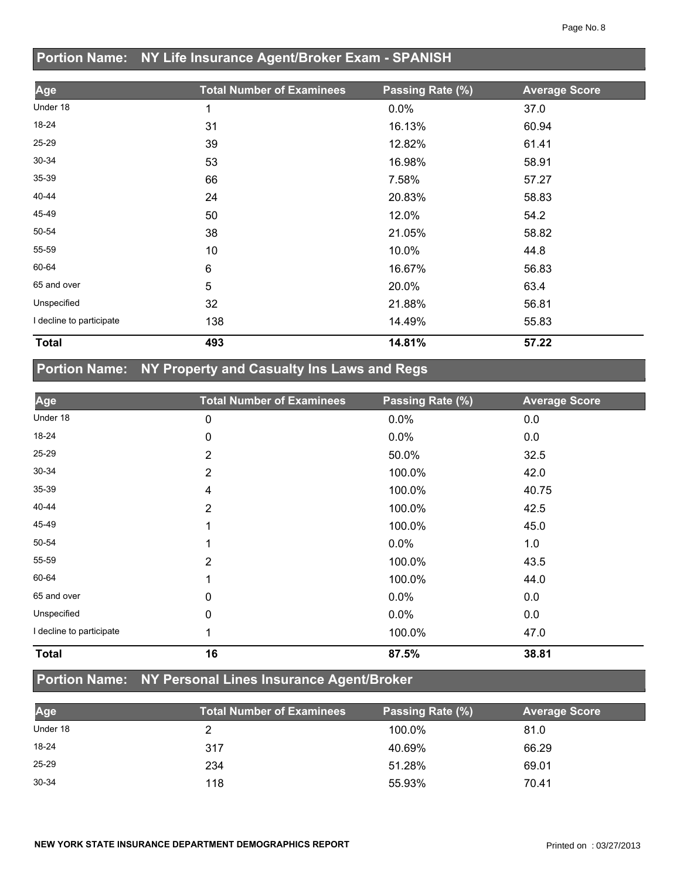## Portion Name: NY Life Insurance Agent/Broker Exam - SPANISH

| Age | Total Number of Examinees | Passing Rate (%) | Average Score |
|---|---|---|---|
| Under 18 | 1 | 0.0% | 37.0 |
| 18-24 | 31 | 16.13% | 60.94 |
| 25-29 | 39 | 12.82% | 61.41 |
| 30-34 | 53 | 16.98% | 58.91 |
| 35-39 | 66 | 7.58% | 57.27 |
| 40-44 | 24 | 20.83% | 58.83 |
| 45-49 | 50 | 12.0% | 54.2 |
| 50-54 | 38 | 21.05% | 58.82 |
| 55-59 | 10 | 10.0% | 44.8 |
| 60-64 | 6 | 16.67% | 56.83 |
| 65 and over | 5 | 20.0% | 63.4 |
| Unspecified | 32 | 21.88% | 56.81 |
| I decline to participate | 138 | 14.49% | 55.83 |
| **Total** | **493** | **14.81%** | **57.22** |

## Portion Name: NY Property and Casualty Ins Laws and Regs

| Age | Total Number of Examinees | Passing Rate (%) | Average Score |
|---|---|---|---|
| Under 18 | 0 | 0.0% | 0.0 |
| 18-24 | 0 | 0.0% | 0.0 |
| 25-29 | 2 | 50.0% | 32.5 |
| 30-34 | 2 | 100.0% | 42.0 |
| 35-39 | 4 | 100.0% | 40.75 |
| 40-44 | 2 | 100.0% | 42.5 |
| 45-49 | 1 | 100.0% | 45.0 |
| 50-54 | 1 | 0.0% | 1.0 |
| 55-59 | 2 | 100.0% | 43.5 |
| 60-64 | 1 | 100.0% | 44.0 |
| 65 and over | 0 | 0.0% | 0.0 |
| Unspecified | 0 | 0.0% | 0.0 |
| I decline to participate | 1 | 100.0% | 47.0 |
| **Total** | **16** | **87.5%** | **38.81** |

## Portion Name: NY Personal Lines Insurance Agent/Broker

| Age | Total Number of Examinees | Passing Rate (%) | Average Score |
|---|---|---|---|
| Under 18 | 2 | 100.0% | 81.0 |
| 18-24 | 317 | 40.69% | 66.29 |
| 25-29 | 234 | 51.28% | 69.01 |
| 30-34 | 118 | 55.93% | 70.41 |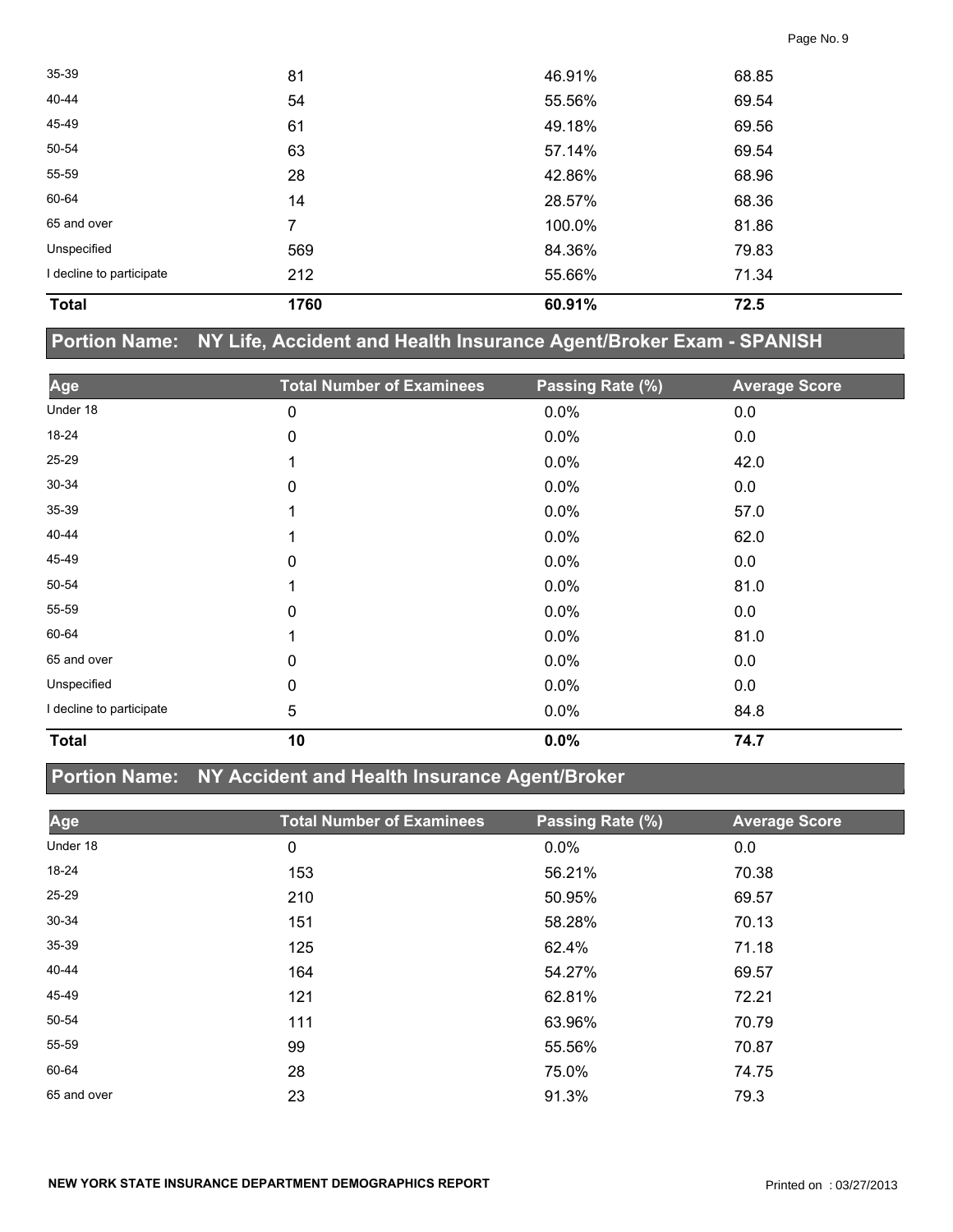| Age | Total Number of Examinees | Passing Rate (%) | Average Score |
|---|---|---|---|
| 35-39 | 81 | 46.91% | 68.85 |
| 40-44 | 54 | 55.56% | 69.54 |
| 45-49 | 61 | 49.18% | 69.56 |
| 50-54 | 63 | 57.14% | 69.54 |
| 55-59 | 28 | 42.86% | 68.96 |
| 60-64 | 14 | 28.57% | 68.36 |
| 65 and over | 7 | 100.0% | 81.86 |
| Unspecified | 569 | 84.36% | 79.83 |
| I decline to participate | 212 | 55.66% | 71.34 |
| **Total** | **1760** | **60.91%** | **72.5** |

## Portion Name: NY Life, Accident and Health Insurance Agent/Broker Exam - SPANISH

| Age | Total Number of Examinees | Passing Rate (%) | Average Score |
|---|---|---|---|
| Under 18 | 0 | 0.0% | 0.0 |
| 18-24 | 0 | 0.0% | 0.0 |
| 25-29 | 1 | 0.0% | 42.0 |
| 30-34 | 0 | 0.0% | 0.0 |
| 35-39 | 1 | 0.0% | 57.0 |
| 40-44 | 1 | 0.0% | 62.0 |
| 45-49 | 0 | 0.0% | 0.0 |
| 50-54 | 1 | 0.0% | 81.0 |
| 55-59 | 0 | 0.0% | 0.0 |
| 60-64 | 1 | 0.0% | 81.0 |
| 65 and over | 0 | 0.0% | 0.0 |
| Unspecified | 0 | 0.0% | 0.0 |
| I decline to participate | 5 | 0.0% | 84.8 |
| **Total** | **10** | **0.0%** | **74.7** |

## Portion Name: NY Accident and Health Insurance Agent/Broker

| Age | Total Number of Examinees | Passing Rate (%) | Average Score |
|---|---|---|---|
| Under 18 | 0 | 0.0% | 0.0 |
| 18-24 | 153 | 56.21% | 70.38 |
| 25-29 | 210 | 50.95% | 69.57 |
| 30-34 | 151 | 58.28% | 70.13 |
| 35-39 | 125 | 62.4% | 71.18 |
| 40-44 | 164 | 54.27% | 69.57 |
| 45-49 | 121 | 62.81% | 72.21 |
| 50-54 | 111 | 63.96% | 70.79 |
| 55-59 | 99 | 55.56% | 70.87 |
| 60-64 | 28 | 75.0% | 74.75 |
| 65 and over | 23 | 91.3% | 79.3 |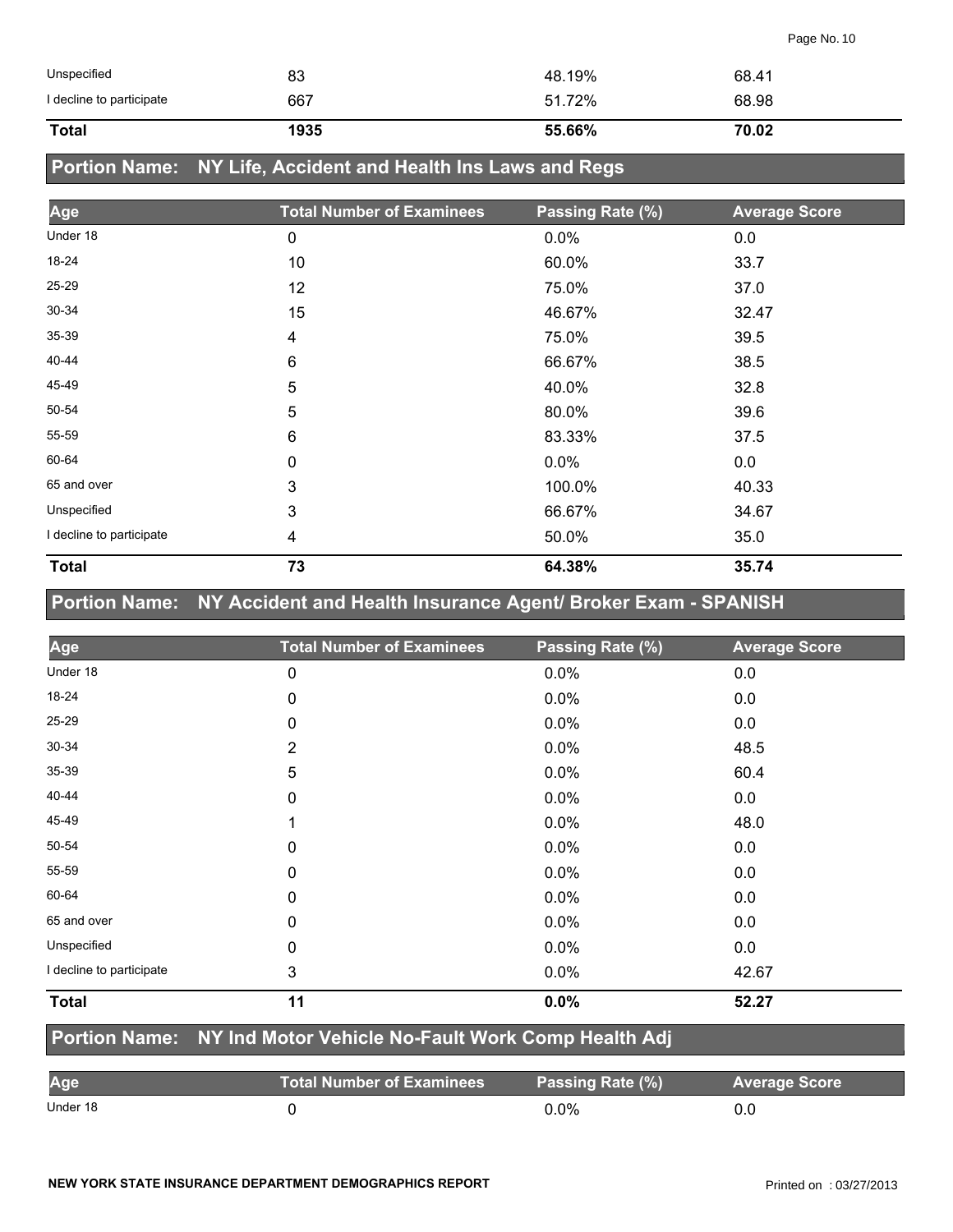| Age | Total Number of Examinees | Passing Rate (%) | Average Score |
|---|---|---|---|
| Unspecified | 83 | 48.19% | 68.41 |
| I decline to participate | 667 | 51.72% | 68.98 |
| **Total** | **1935** | **55.66%** | **70.02** |

## Portion Name: NY Life, Accident and Health Ins Laws and Regs

| Age | Total Number of Examinees | Passing Rate (%) | Average Score |
|---|---|---|---|
| Under 18 | 0 | 0.0% | 0.0 |
| 18-24 | 10 | 60.0% | 33.7 |
| 25-29 | 12 | 75.0% | 37.0 |
| 30-34 | 15 | 46.67% | 32.47 |
| 35-39 | 4 | 75.0% | 39.5 |
| 40-44 | 6 | 66.67% | 38.5 |
| 45-49 | 5 | 40.0% | 32.8 |
| 50-54 | 5 | 80.0% | 39.6 |
| 55-59 | 6 | 83.33% | 37.5 |
| 60-64 | 0 | 0.0% | 0.0 |
| 65 and over | 3 | 100.0% | 40.33 |
| Unspecified | 3 | 66.67% | 34.67 |
| I decline to participate | 4 | 50.0% | 35.0 |
| **Total** | **73** | **64.38%** | **35.74** |

## Portion Name: NY Accident and Health Insurance Agent/ Broker Exam - SPANISH

| Age | Total Number of Examinees | Passing Rate (%) | Average Score |
|---|---|---|---|
| Under 18 | 0 | 0.0% | 0.0 |
| 18-24 | 0 | 0.0% | 0.0 |
| 25-29 | 0 | 0.0% | 0.0 |
| 30-34 | 2 | 0.0% | 48.5 |
| 35-39 | 5 | 0.0% | 60.4 |
| 40-44 | 0 | 0.0% | 0.0 |
| 45-49 | 1 | 0.0% | 48.0 |
| 50-54 | 0 | 0.0% | 0.0 |
| 55-59 | 0 | 0.0% | 0.0 |
| 60-64 | 0 | 0.0% | 0.0 |
| 65 and over | 0 | 0.0% | 0.0 |
| Unspecified | 0 | 0.0% | 0.0 |
| I decline to participate | 3 | 0.0% | 42.67 |
| **Total** | **11** | **0.0%** | **52.27** |

## Portion Name: NY Ind Motor Vehicle No-Fault Work Comp Health Adj

| Age | Total Number of Examinees | Passing Rate (%) | Average Score |
|---|---|---|---|
| Under 18 | 0 | 0.0% | 0.0 |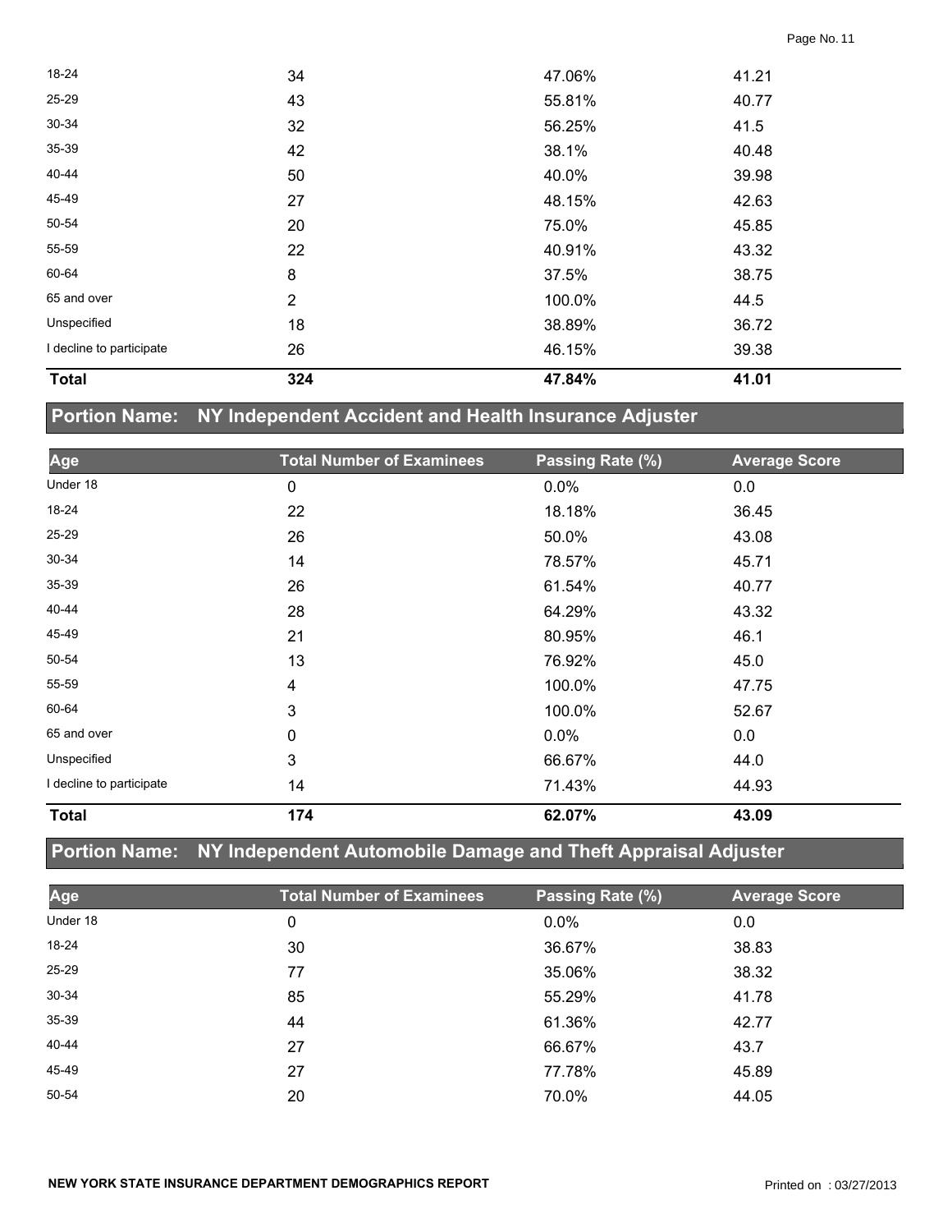| Age | Total Number of Examinees | Passing Rate (%) | Average Score |
|---|---|---|---|
| 18-24 | 34 | 47.06% | 41.21 |
| 25-29 | 43 | 55.81% | 40.77 |
| 30-34 | 32 | 56.25% | 41.5 |
| 35-39 | 42 | 38.1% | 40.48 |
| 40-44 | 50 | 40.0% | 39.98 |
| 45-49 | 27 | 48.15% | 42.63 |
| 50-54 | 20 | 75.0% | 45.85 |
| 55-59 | 22 | 40.91% | 43.32 |
| 60-64 | 8 | 37.5% | 38.75 |
| 65 and over | 2 | 100.0% | 44.5 |
| Unspecified | 18 | 38.89% | 36.72 |
| I decline to participate | 26 | 46.15% | 39.38 |
| **Total** | **324** | **47.84%** | **41.01** |

## Portion Name: NY Independent Accident and Health Insurance Adjuster

| Age | Total Number of Examinees | Passing Rate (%) | Average Score |
|---|---|---|---|
| Under 18 | 0 | 0.0% | 0.0 |
| 18-24 | 22 | 18.18% | 36.45 |
| 25-29 | 26 | 50.0% | 43.08 |
| 30-34 | 14 | 78.57% | 45.71 |
| 35-39 | 26 | 61.54% | 40.77 |
| 40-44 | 28 | 64.29% | 43.32 |
| 45-49 | 21 | 80.95% | 46.1 |
| 50-54 | 13 | 76.92% | 45.0 |
| 55-59 | 4 | 100.0% | 47.75 |
| 60-64 | 3 | 100.0% | 52.67 |
| 65 and over | 0 | 0.0% | 0.0 |
| Unspecified | 3 | 66.67% | 44.0 |
| I decline to participate | 14 | 71.43% | 44.93 |
| **Total** | **174** | **62.07%** | **43.09** |

## Portion Name: NY Independent Automobile Damage and Theft Appraisal Adjuster

| Age | Total Number of Examinees | Passing Rate (%) | Average Score |
|---|---|---|---|
| Under 18 | 0 | 0.0% | 0.0 |
| 18-24 | 30 | 36.67% | 38.83 |
| 25-29 | 77 | 35.06% | 38.32 |
| 30-34 | 85 | 55.29% | 41.78 |
| 35-39 | 44 | 61.36% | 42.77 |
| 40-44 | 27 | 66.67% | 43.7 |
| 45-49 | 27 | 77.78% | 45.89 |
| 50-54 | 20 | 70.0% | 44.05 |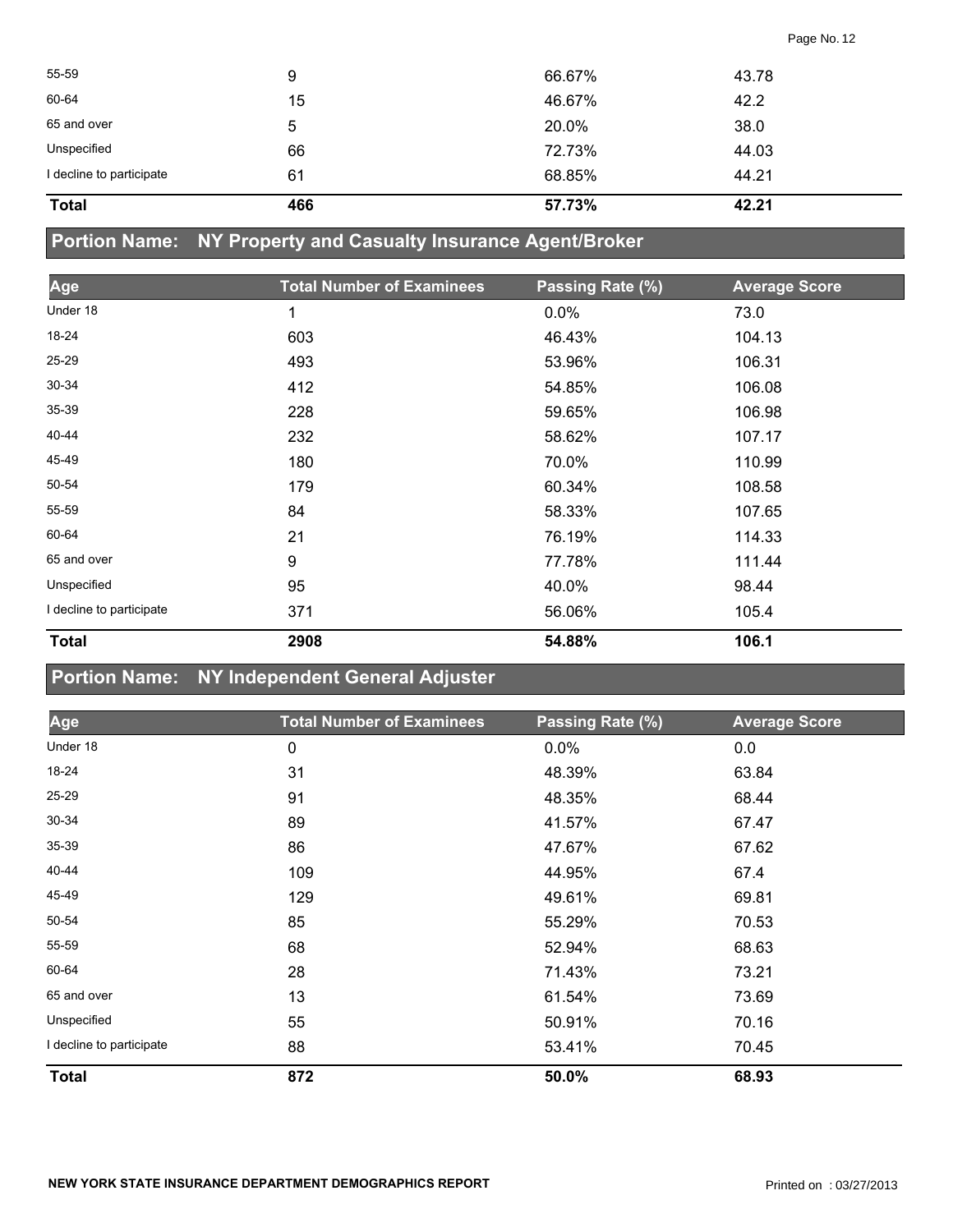| | | | |
|---|---|---|---|
| 55-59 | 9 | 66.67% | 43.78 |
| 60-64 | 15 | 46.67% | 42.2 |
| 65 and over | 5 | 20.0% | 38.0 |
| Unspecified | 66 | 72.73% | 44.03 |
| I decline to participate | 61 | 68.85% | 44.21 |
| **Total** | **466** | **57.73%** | **42.21** |

## Portion Name: NY Property and Casualty Insurance Agent/Broker

| Age | Total Number of Examinees | Passing Rate (%) | Average Score |
|---|---|---|---|
| Under 18 | 1 | 0.0% | 73.0 |
| 18-24 | 603 | 46.43% | 104.13 |
| 25-29 | 493 | 53.96% | 106.31 |
| 30-34 | 412 | 54.85% | 106.08 |
| 35-39 | 228 | 59.65% | 106.98 |
| 40-44 | 232 | 58.62% | 107.17 |
| 45-49 | 180 | 70.0% | 110.99 |
| 50-54 | 179 | 60.34% | 108.58 |
| 55-59 | 84 | 58.33% | 107.65 |
| 60-64 | 21 | 76.19% | 114.33 |
| 65 and over | 9 | 77.78% | 111.44 |
| Unspecified | 95 | 40.0% | 98.44 |
| I decline to participate | 371 | 56.06% | 105.4 |
| **Total** | **2908** | **54.88%** | **106.1** |

## Portion Name: NY Independent General Adjuster

| Age | Total Number of Examinees | Passing Rate (%) | Average Score |
|---|---|---|---|
| Under 18 | 0 | 0.0% | 0.0 |
| 18-24 | 31 | 48.39% | 63.84 |
| 25-29 | 91 | 48.35% | 68.44 |
| 30-34 | 89 | 41.57% | 67.47 |
| 35-39 | 86 | 47.67% | 67.62 |
| 40-44 | 109 | 44.95% | 67.4 |
| 45-49 | 129 | 49.61% | 69.81 |
| 50-54 | 85 | 55.29% | 70.53 |
| 55-59 | 68 | 52.94% | 68.63 |
| 60-64 | 28 | 71.43% | 73.21 |
| 65 and over | 13 | 61.54% | 73.69 |
| Unspecified | 55 | 50.91% | 70.16 |
| I decline to participate | 88 | 53.41% | 70.45 |
| **Total** | **872** | **50.0%** | **68.93** |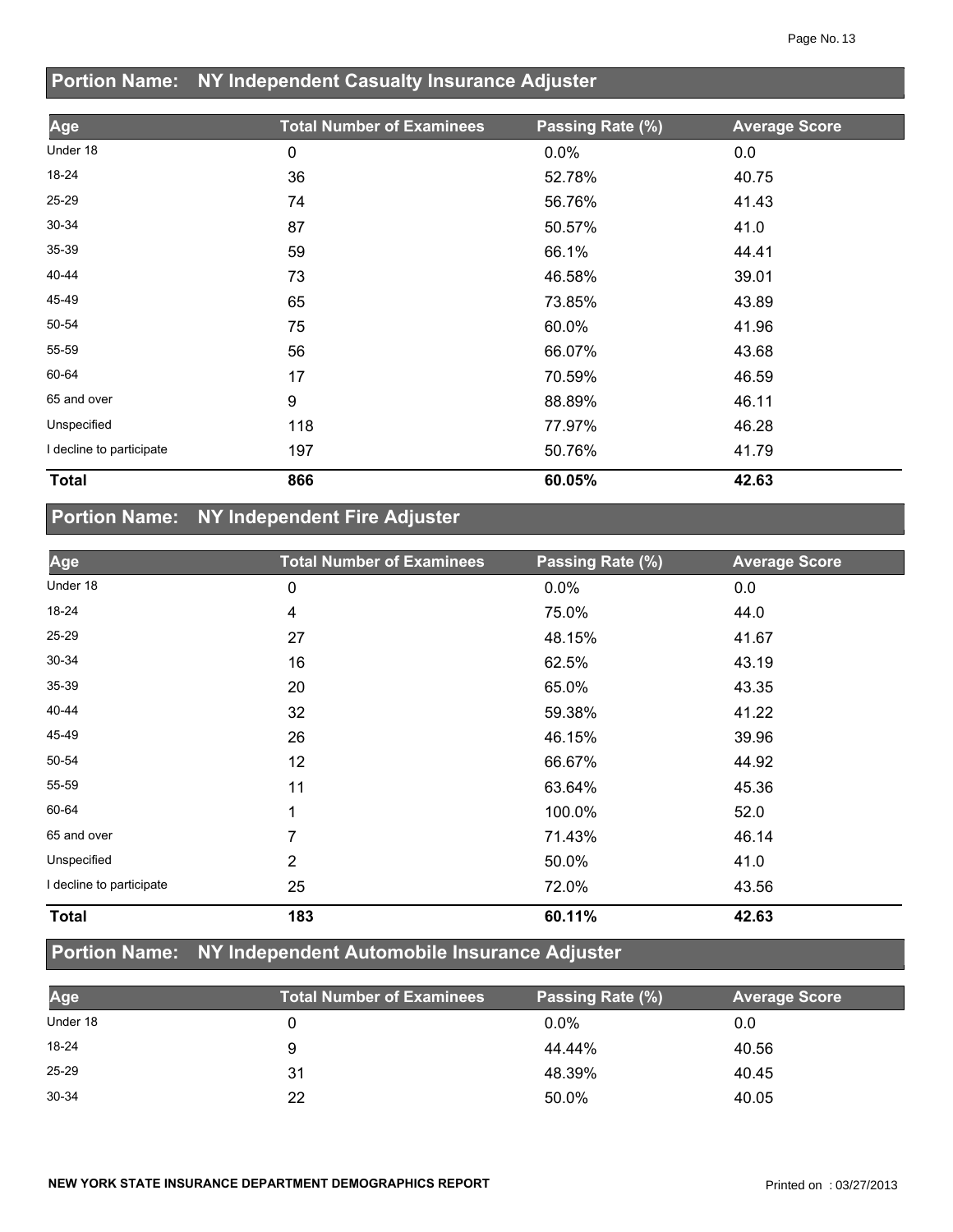## Portion Name: NY Independent Casualty Insurance Adjuster

| Age | Total Number of Examinees | Passing Rate (%) | Average Score |
|---|---|---|---|
| Under 18 | 0 | 0.0% | 0.0 |
| 18-24 | 36 | 52.78% | 40.75 |
| 25-29 | 74 | 56.76% | 41.43 |
| 30-34 | 87 | 50.57% | 41.0 |
| 35-39 | 59 | 66.1% | 44.41 |
| 40-44 | 73 | 46.58% | 39.01 |
| 45-49 | 65 | 73.85% | 43.89 |
| 50-54 | 75 | 60.0% | 41.96 |
| 55-59 | 56 | 66.07% | 43.68 |
| 60-64 | 17 | 70.59% | 46.59 |
| 65 and over | 9 | 88.89% | 46.11 |
| Unspecified | 118 | 77.97% | 46.28 |
| I decline to participate | 197 | 50.76% | 41.79 |
| **Total** | **866** | **60.05%** | **42.63** |

## Portion Name: NY Independent Fire Adjuster

| Age | Total Number of Examinees | Passing Rate (%) | Average Score |
|---|---|---|---|
| Under 18 | 0 | 0.0% | 0.0 |
| 18-24 | 4 | 75.0% | 44.0 |
| 25-29 | 27 | 48.15% | 41.67 |
| 30-34 | 16 | 62.5% | 43.19 |
| 35-39 | 20 | 65.0% | 43.35 |
| 40-44 | 32 | 59.38% | 41.22 |
| 45-49 | 26 | 46.15% | 39.96 |
| 50-54 | 12 | 66.67% | 44.92 |
| 55-59 | 11 | 63.64% | 45.36 |
| 60-64 | 1 | 100.0% | 52.0 |
| 65 and over | 7 | 71.43% | 46.14 |
| Unspecified | 2 | 50.0% | 41.0 |
| I decline to participate | 25 | 72.0% | 43.56 |
| **Total** | **183** | **60.11%** | **42.63** |

## Portion Name: NY Independent Automobile Insurance Adjuster

| Age | Total Number of Examinees | Passing Rate (%) | Average Score |
|---|---|---|---|
| Under 18 | 0 | 0.0% | 0.0 |
| 18-24 | 9 | 44.44% | 40.56 |
| 25-29 | 31 | 48.39% | 40.45 |
| 30-34 | 22 | 50.0% | 40.05 |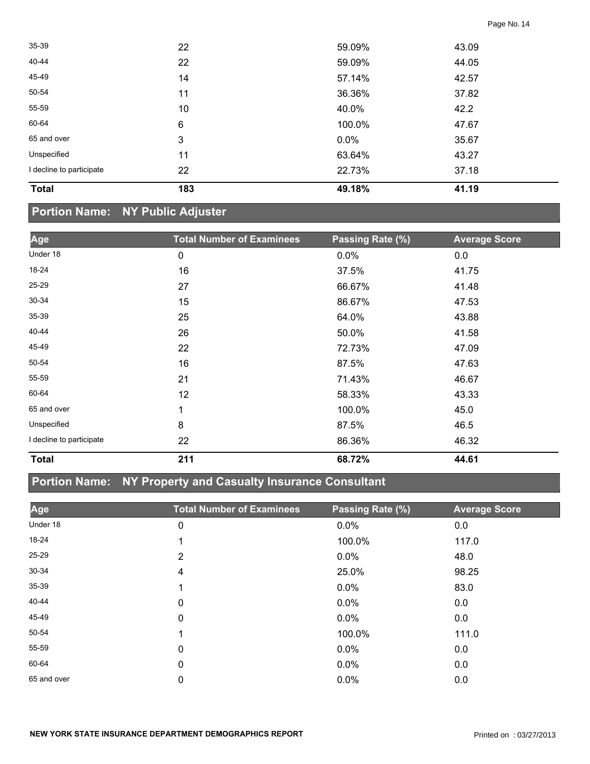| | | | |
|---|---|---|---|
| 35-39 | 22 | 59.09% | 43.09 |
| 40-44 | 22 | 59.09% | 44.05 |
| 45-49 | 14 | 57.14% | 42.57 |
| 50-54 | 11 | 36.36% | 37.82 |
| 55-59 | 10 | 40.0% | 42.2 |
| 60-64 | 6 | 100.0% | 47.67 |
| 65 and over | 3 | 0.0% | 35.67 |
| Unspecified | 11 | 63.64% | 43.27 |
| I decline to participate | 22 | 22.73% | 37.18 |
| **Total** | **183** | **49.18%** | **41.19** |

## Portion Name: NY Public Adjuster

| Age | Total Number of Examinees | Passing Rate (%) | Average Score |
|---|---|---|---|
| Under 18 | 0 | 0.0% | 0.0 |
| 18-24 | 16 | 37.5% | 41.75 |
| 25-29 | 27 | 66.67% | 41.48 |
| 30-34 | 15 | 86.67% | 47.53 |
| 35-39 | 25 | 64.0% | 43.88 |
| 40-44 | 26 | 50.0% | 41.58 |
| 45-49 | 22 | 72.73% | 47.09 |
| 50-54 | 16 | 87.5% | 47.63 |
| 55-59 | 21 | 71.43% | 46.67 |
| 60-64 | 12 | 58.33% | 43.33 |
| 65 and over | 1 | 100.0% | 45.0 |
| Unspecified | 8 | 87.5% | 46.5 |
| I decline to participate | 22 | 86.36% | 46.32 |
| **Total** | **211** | **68.72%** | **44.61** |

## Portion Name: NY Property and Casualty Insurance Consultant

| Age | Total Number of Examinees | Passing Rate (%) | Average Score |
|---|---|---|---|
| Under 18 | 0 | 0.0% | 0.0 |
| 18-24 | 1 | 100.0% | 117.0 |
| 25-29 | 2 | 0.0% | 48.0 |
| 30-34 | 4 | 25.0% | 98.25 |
| 35-39 | 1 | 0.0% | 83.0 |
| 40-44 | 0 | 0.0% | 0.0 |
| 45-49 | 0 | 0.0% | 0.0 |
| 50-54 | 1 | 100.0% | 111.0 |
| 55-59 | 0 | 0.0% | 0.0 |
| 60-64 | 0 | 0.0% | 0.0 |
| 65 and over | 0 | 0.0% | 0.0 |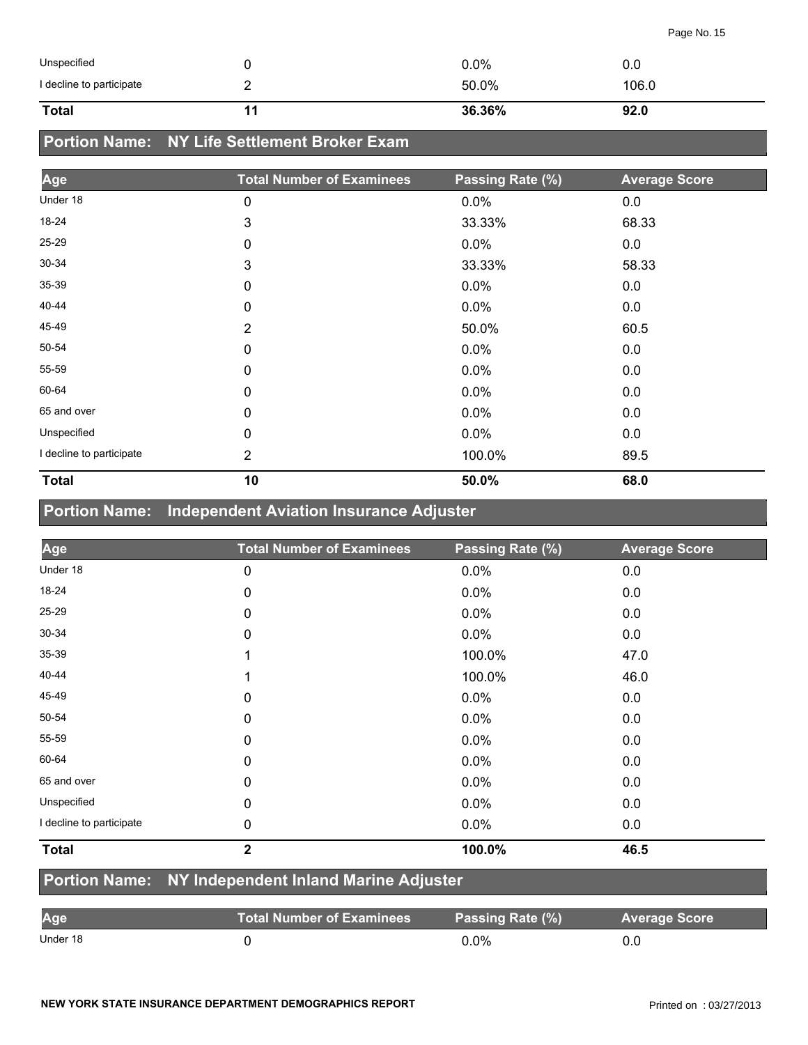| Age | Total Number of Examinees | Passing Rate (%) | Average Score |
|---|---|---|---|
| Unspecified | 0 | 0.0% | 0.0 |
| I decline to participate | 2 | 50.0% | 106.0 |
| **Total** | **11** | **36.36%** | **92.0** |

## Portion Name: NY Life Settlement Broker Exam

| Age | Total Number of Examinees | Passing Rate (%) | Average Score |
|---|---|---|---|
| Under 18 | 0 | 0.0% | 0.0 |
| 18-24 | 3 | 33.33% | 68.33 |
| 25-29 | 0 | 0.0% | 0.0 |
| 30-34 | 3 | 33.33% | 58.33 |
| 35-39 | 0 | 0.0% | 0.0 |
| 40-44 | 0 | 0.0% | 0.0 |
| 45-49 | 2 | 50.0% | 60.5 |
| 50-54 | 0 | 0.0% | 0.0 |
| 55-59 | 0 | 0.0% | 0.0 |
| 60-64 | 0 | 0.0% | 0.0 |
| 65 and over | 0 | 0.0% | 0.0 |
| Unspecified | 0 | 0.0% | 0.0 |
| I decline to participate | 2 | 100.0% | 89.5 |
| **Total** | **10** | **50.0%** | **68.0** |

## Portion Name: Independent Aviation Insurance Adjuster

| Age | Total Number of Examinees | Passing Rate (%) | Average Score |
|---|---|---|---|
| Under 18 | 0 | 0.0% | 0.0 |
| 18-24 | 0 | 0.0% | 0.0 |
| 25-29 | 0 | 0.0% | 0.0 |
| 30-34 | 0 | 0.0% | 0.0 |
| 35-39 | 1 | 100.0% | 47.0 |
| 40-44 | 1 | 100.0% | 46.0 |
| 45-49 | 0 | 0.0% | 0.0 |
| 50-54 | 0 | 0.0% | 0.0 |
| 55-59 | 0 | 0.0% | 0.0 |
| 60-64 | 0 | 0.0% | 0.0 |
| 65 and over | 0 | 0.0% | 0.0 |
| Unspecified | 0 | 0.0% | 0.0 |
| I decline to participate | 0 | 0.0% | 0.0 |
| **Total** | **2** | **100.0%** | **46.5** |

## Portion Name: NY Independent Inland Marine Adjuster

| Age | Total Number of Examinees | Passing Rate (%) | Average Score |
|---|---|---|---|
| Under 18 | 0 | 0.0% | 0.0 |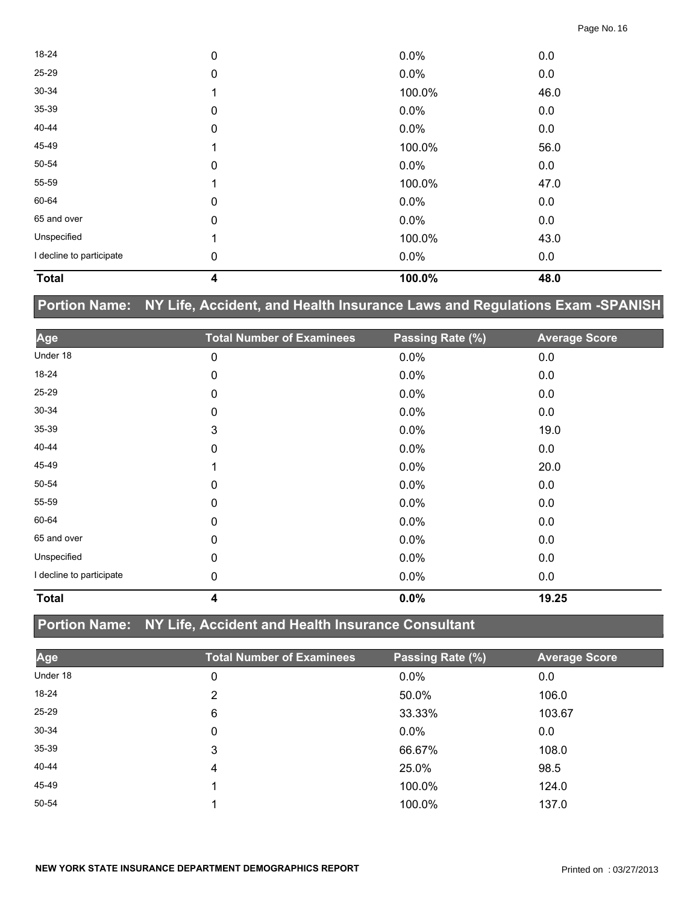| Age | Total Number of Examinees | Passing Rate (%) | Average Score |
|---|---|---|---|
| 18-24 | 0 | 0.0% | 0.0 |
| 25-29 | 0 | 0.0% | 0.0 |
| 30-34 | 1 | 100.0% | 46.0 |
| 35-39 | 0 | 0.0% | 0.0 |
| 40-44 | 0 | 0.0% | 0.0 |
| 45-49 | 1 | 100.0% | 56.0 |
| 50-54 | 0 | 0.0% | 0.0 |
| 55-59 | 1 | 100.0% | 47.0 |
| 60-64 | 0 | 0.0% | 0.0 |
| 65 and over | 0 | 0.0% | 0.0 |
| Unspecified | 1 | 100.0% | 43.0 |
| I decline to participate | 0 | 0.0% | 0.0 |
| **Total** | **4** | **100.0%** | **48.0** |

## Portion Name: NY Life, Accident, and Health Insurance Laws and Regulations Exam -SPANISH

| Age | Total Number of Examinees | Passing Rate (%) | Average Score |
|---|---|---|---|
| Under 18 | 0 | 0.0% | 0.0 |
| 18-24 | 0 | 0.0% | 0.0 |
| 25-29 | 0 | 0.0% | 0.0 |
| 30-34 | 0 | 0.0% | 0.0 |
| 35-39 | 3 | 0.0% | 19.0 |
| 40-44 | 0 | 0.0% | 0.0 |
| 45-49 | 1 | 0.0% | 20.0 |
| 50-54 | 0 | 0.0% | 0.0 |
| 55-59 | 0 | 0.0% | 0.0 |
| 60-64 | 0 | 0.0% | 0.0 |
| 65 and over | 0 | 0.0% | 0.0 |
| Unspecified | 0 | 0.0% | 0.0 |
| I decline to participate | 0 | 0.0% | 0.0 |
| **Total** | **4** | **0.0%** | **19.25** |

## Portion Name: NY Life, Accident and Health Insurance Consultant

| Age | Total Number of Examinees | Passing Rate (%) | Average Score |
|---|---|---|---|
| Under 18 | 0 | 0.0% | 0.0 |
| 18-24 | 2 | 50.0% | 106.0 |
| 25-29 | 6 | 33.33% | 103.67 |
| 30-34 | 0 | 0.0% | 0.0 |
| 35-39 | 3 | 66.67% | 108.0 |
| 40-44 | 4 | 25.0% | 98.5 |
| 45-49 | 1 | 100.0% | 124.0 |
| 50-54 | 1 | 100.0% | 137.0 |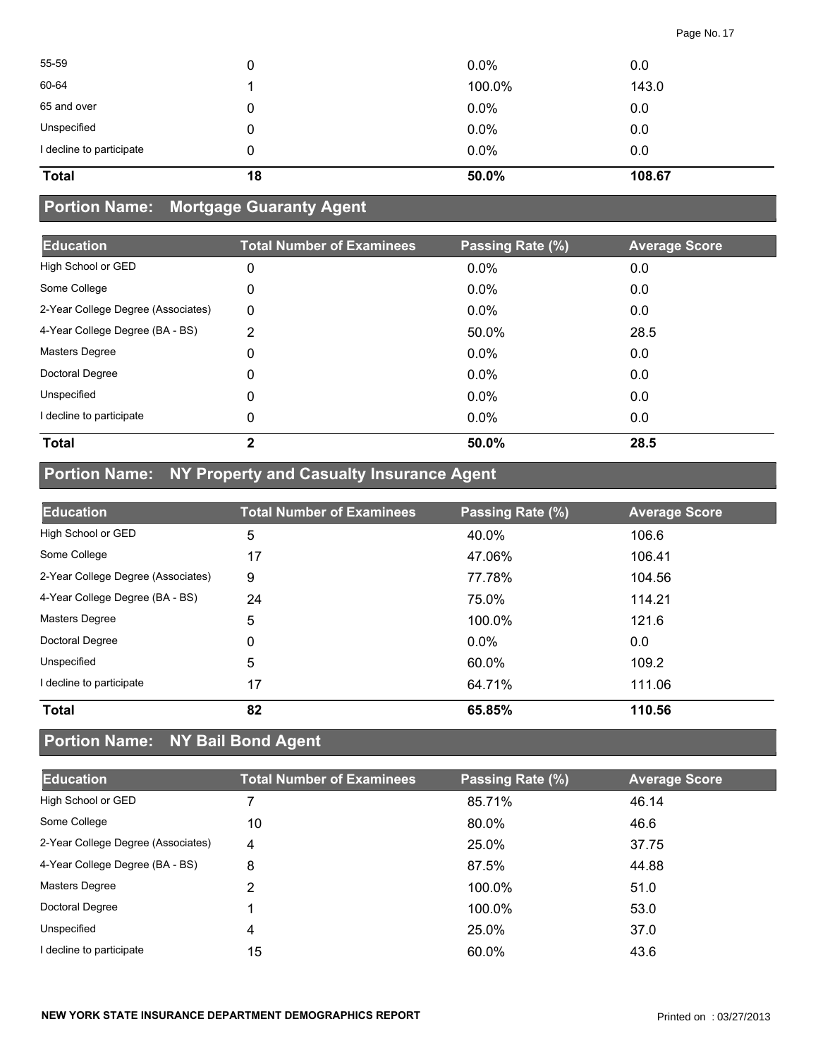| | | | |
|---|---|---|---|
| 55-59 | 0 | 0.0% | 0.0 |
| 60-64 | 1 | 100.0% | 143.0 |
| 65 and over | 0 | 0.0% | 0.0 |
| Unspecified | 0 | 0.0% | 0.0 |
| I decline to participate | 0 | 0.0% | 0.0 |
| **Total** | **18** | **50.0%** | **108.67** |

## Portion Name: Mortgage Guaranty Agent

| Education | Total Number of Examinees | Passing Rate (%) | Average Score |
|---|---|---|---|
| High School or GED | 0 | 0.0% | 0.0 |
| Some College | 0 | 0.0% | 0.0 |
| 2-Year College Degree (Associates) | 0 | 0.0% | 0.0 |
| 4-Year College Degree (BA - BS) | 2 | 50.0% | 28.5 |
| Masters Degree | 0 | 0.0% | 0.0 |
| Doctoral Degree | 0 | 0.0% | 0.0 |
| Unspecified | 0 | 0.0% | 0.0 |
| I decline to participate | 0 | 0.0% | 0.0 |
| **Total** | **2** | **50.0%** | **28.5** |

## Portion Name: NY Property and Casualty Insurance Agent

| Education | Total Number of Examinees | Passing Rate (%) | Average Score |
|---|---|---|---|
| High School or GED | 5 | 40.0% | 106.6 |
| Some College | 17 | 47.06% | 106.41 |
| 2-Year College Degree (Associates) | 9 | 77.78% | 104.56 |
| 4-Year College Degree (BA - BS) | 24 | 75.0% | 114.21 |
| Masters Degree | 5 | 100.0% | 121.6 |
| Doctoral Degree | 0 | 0.0% | 0.0 |
| Unspecified | 5 | 60.0% | 109.2 |
| I decline to participate | 17 | 64.71% | 111.06 |
| **Total** | **82** | **65.85%** | **110.56** |

## Portion Name: NY Bail Bond Agent

| Education | Total Number of Examinees | Passing Rate (%) | Average Score |
|---|---|---|---|
| High School or GED | 7 | 85.71% | 46.14 |
| Some College | 10 | 80.0% | 46.6 |
| 2-Year College Degree (Associates) | 4 | 25.0% | 37.75 |
| 4-Year College Degree (BA - BS) | 8 | 87.5% | 44.88 |
| Masters Degree | 2 | 100.0% | 51.0 |
| Doctoral Degree | 1 | 100.0% | 53.0 |
| Unspecified | 4 | 25.0% | 37.0 |
| I decline to participate | 15 | 60.0% | 43.6 |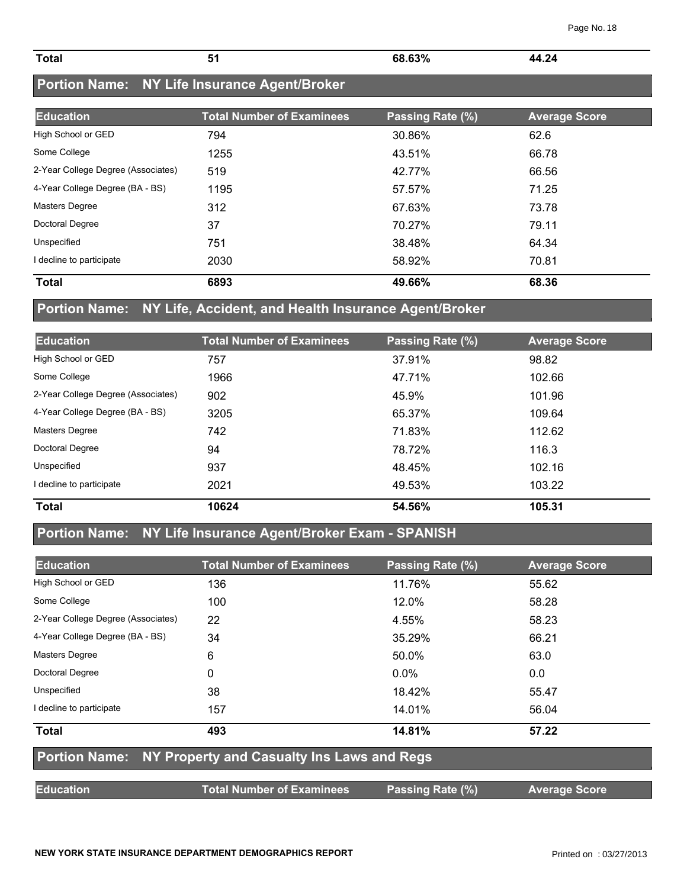| Total | 51 | 68.63% | 44.24 |
|---|---|---|---|

## Portion Name: NY Life Insurance Agent/Broker

| Education | Total Number of Examinees | Passing Rate (%) | Average Score |
|---|---|---|---|
| High School or GED | 794 | 30.86% | 62.6 |
| Some College | 1255 | 43.51% | 66.78 |
| 2-Year College Degree (Associates) | 519 | 42.77% | 66.56 |
| 4-Year College Degree (BA - BS) | 1195 | 57.57% | 71.25 |
| Masters Degree | 312 | 67.63% | 73.78 |
| Doctoral Degree | 37 | 70.27% | 79.11 |
| Unspecified | 751 | 38.48% | 64.34 |
| I decline to participate | 2030 | 58.92% | 70.81 |
| **Total** | **6893** | **49.66%** | **68.36** |

## Portion Name: NY Life, Accident, and Health Insurance Agent/Broker

| Education | Total Number of Examinees | Passing Rate (%) | Average Score |
|---|---|---|---|
| High School or GED | 757 | 37.91% | 98.82 |
| Some College | 1966 | 47.71% | 102.66 |
| 2-Year College Degree (Associates) | 902 | 45.9% | 101.96 |
| 4-Year College Degree (BA - BS) | 3205 | 65.37% | 109.64 |
| Masters Degree | 742 | 71.83% | 112.62 |
| Doctoral Degree | 94 | 78.72% | 116.3 |
| Unspecified | 937 | 48.45% | 102.16 |
| I decline to participate | 2021 | 49.53% | 103.22 |
| **Total** | **10624** | **54.56%** | **105.31** |

## Portion Name: NY Life Insurance Agent/Broker Exam - SPANISH

| Education | Total Number of Examinees | Passing Rate (%) | Average Score |
|---|---|---|---|
| High School or GED | 136 | 11.76% | 55.62 |
| Some College | 100 | 12.0% | 58.28 |
| 2-Year College Degree (Associates) | 22 | 4.55% | 58.23 |
| 4-Year College Degree (BA - BS) | 34 | 35.29% | 66.21 |
| Masters Degree | 6 | 50.0% | 63.0 |
| Doctoral Degree | 0 | 0.0% | 0.0 |
| Unspecified | 38 | 18.42% | 55.47 |
| I decline to participate | 157 | 14.01% | 56.04 |
| **Total** | **493** | **14.81%** | **57.22** |

## Portion Name: NY Property and Casualty Ins Laws and Regs

| Education | Total Number of Examinees | Passing Rate (%) | Average Score |
|---|---|---|---|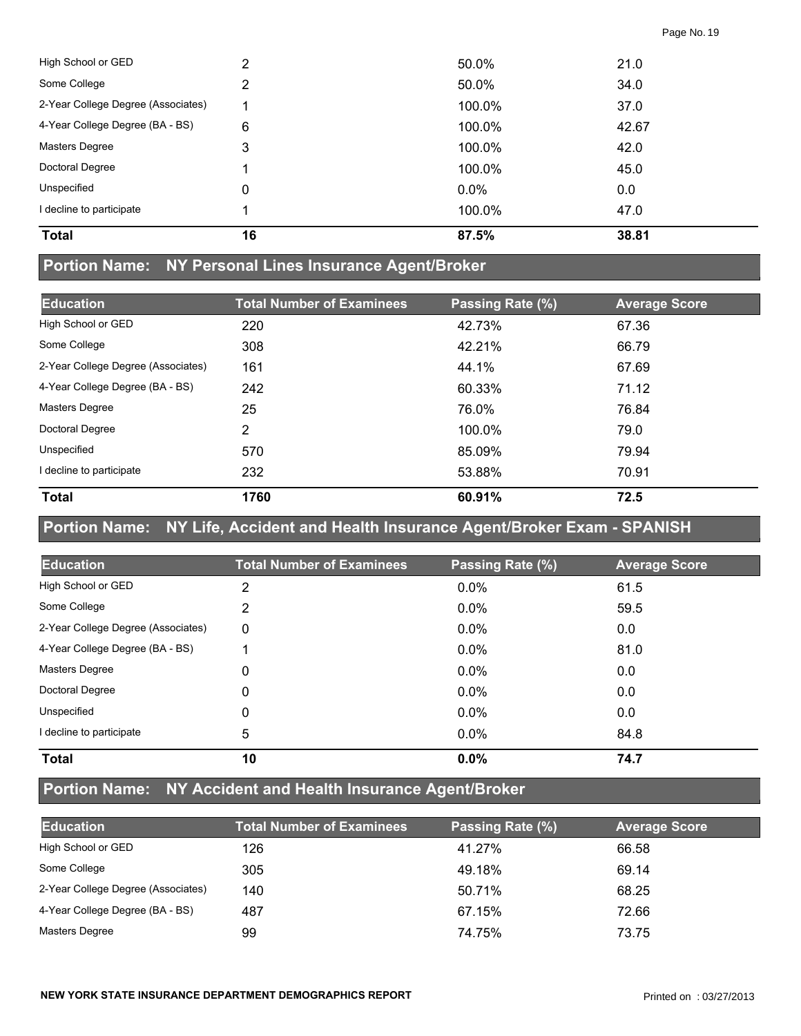| Education | Total Number of Examinees | Passing Rate (%) | Average Score |
|---|---|---|---|
| High School or GED | 2 | 50.0% | 21.0 |
| Some College | 2 | 50.0% | 34.0 |
| 2-Year College Degree (Associates) | 1 | 100.0% | 37.0 |
| 4-Year College Degree (BA - BS) | 6 | 100.0% | 42.67 |
| Masters Degree | 3 | 100.0% | 42.0 |
| Doctoral Degree | 1 | 100.0% | 45.0 |
| Unspecified | 0 | 0.0% | 0.0 |
| I decline to participate | 1 | 100.0% | 47.0 |
| **Total** | **16** | **87.5%** | **38.81** |

## Portion Name: NY Personal Lines Insurance Agent/Broker

| Education | Total Number of Examinees | Passing Rate (%) | Average Score |
|---|---|---|---|
| High School or GED | 220 | 42.73% | 67.36 |
| Some College | 308 | 42.21% | 66.79 |
| 2-Year College Degree (Associates) | 161 | 44.1% | 67.69 |
| 4-Year College Degree (BA - BS) | 242 | 60.33% | 71.12 |
| Masters Degree | 25 | 76.0% | 76.84 |
| Doctoral Degree | 2 | 100.0% | 79.0 |
| Unspecified | 570 | 85.09% | 79.94 |
| I decline to participate | 232 | 53.88% | 70.91 |
| **Total** | **1760** | **60.91%** | **72.5** |

## Portion Name: NY Life, Accident and Health Insurance Agent/Broker Exam - SPANISH

| Education | Total Number of Examinees | Passing Rate (%) | Average Score |
|---|---|---|---|
| High School or GED | 2 | 0.0% | 61.5 |
| Some College | 2 | 0.0% | 59.5 |
| 2-Year College Degree (Associates) | 0 | 0.0% | 0.0 |
| 4-Year College Degree (BA - BS) | 1 | 0.0% | 81.0 |
| Masters Degree | 0 | 0.0% | 0.0 |
| Doctoral Degree | 0 | 0.0% | 0.0 |
| Unspecified | 0 | 0.0% | 0.0 |
| I decline to participate | 5 | 0.0% | 84.8 |
| **Total** | **10** | **0.0%** | **74.7** |

## Portion Name: NY Accident and Health Insurance Agent/Broker

| Education | Total Number of Examinees | Passing Rate (%) | Average Score |
|---|---|---|---|
| High School or GED | 126 | 41.27% | 66.58 |
| Some College | 305 | 49.18% | 69.14 |
| 2-Year College Degree (Associates) | 140 | 50.71% | 68.25 |
| 4-Year College Degree (BA - BS) | 487 | 67.15% | 72.66 |
| Masters Degree | 99 | 74.75% | 73.75 |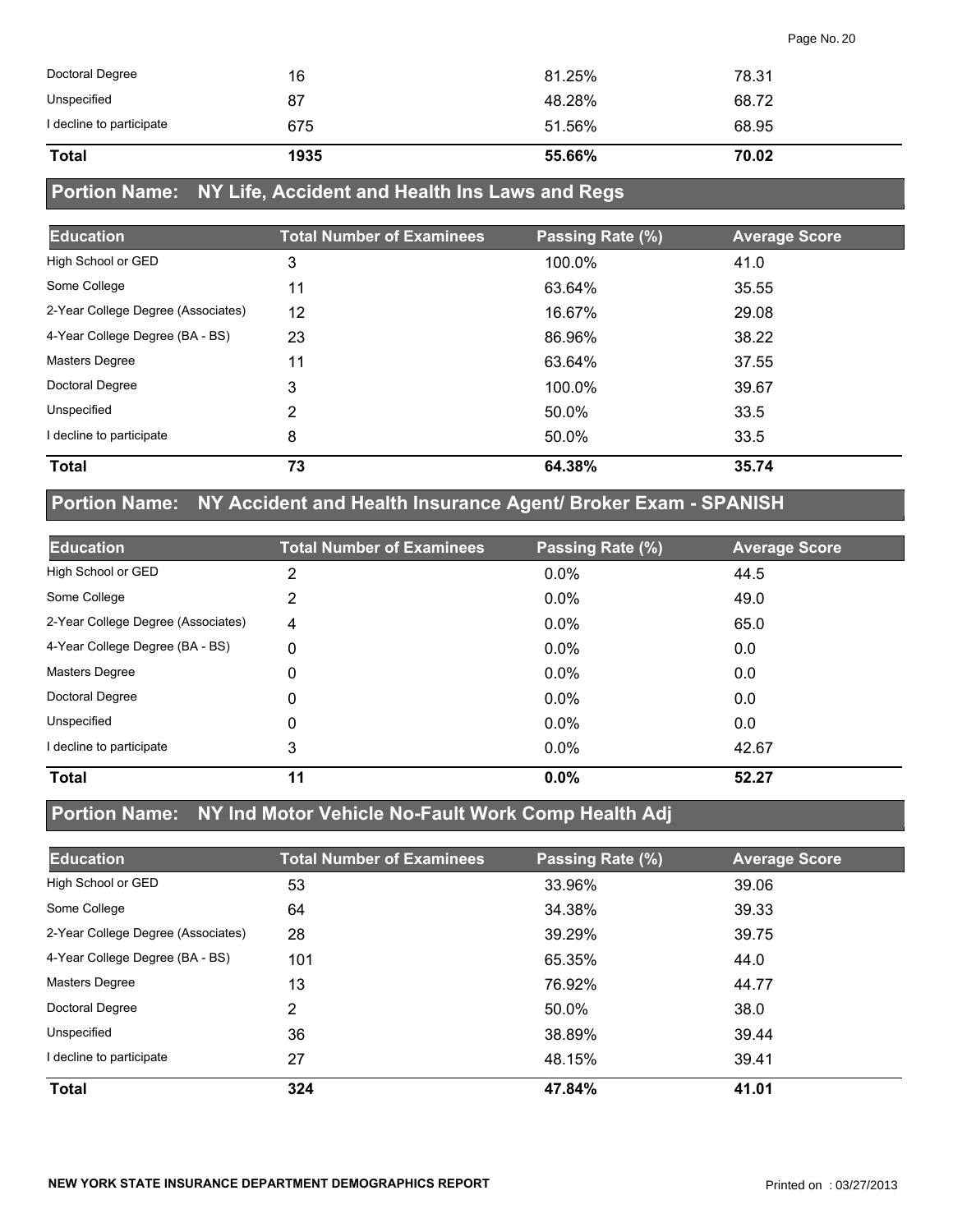| | | | |
|---|---|---|---|
| Doctoral Degree | 16 | 81.25% | 78.31 |
| Unspecified | 87 | 48.28% | 68.72 |
| I decline to participate | 675 | 51.56% | 68.95 |
| **Total** | **1935** | **55.66%** | **70.02** |

## Portion Name: NY Life, Accident and Health Ins Laws and Regs

| Education | Total Number of Examinees | Passing Rate (%) | Average Score |
|---|---|---|---|
| High School or GED | 3 | 100.0% | 41.0 |
| Some College | 11 | 63.64% | 35.55 |
| 2-Year College Degree (Associates) | 12 | 16.67% | 29.08 |
| 4-Year College Degree (BA - BS) | 23 | 86.96% | 38.22 |
| Masters Degree | 11 | 63.64% | 37.55 |
| Doctoral Degree | 3 | 100.0% | 39.67 |
| Unspecified | 2 | 50.0% | 33.5 |
| I decline to participate | 8 | 50.0% | 33.5 |
| **Total** | **73** | **64.38%** | **35.74** |

## Portion Name: NY Accident and Health Insurance Agent/ Broker Exam - SPANISH

| Education | Total Number of Examinees | Passing Rate (%) | Average Score |
|---|---|---|---|
| High School or GED | 2 | 0.0% | 44.5 |
| Some College | 2 | 0.0% | 49.0 |
| 2-Year College Degree (Associates) | 4 | 0.0% | 65.0 |
| 4-Year College Degree (BA - BS) | 0 | 0.0% | 0.0 |
| Masters Degree | 0 | 0.0% | 0.0 |
| Doctoral Degree | 0 | 0.0% | 0.0 |
| Unspecified | 0 | 0.0% | 0.0 |
| I decline to participate | 3 | 0.0% | 42.67 |
| **Total** | **11** | **0.0%** | **52.27** |

## Portion Name: NY Ind Motor Vehicle No-Fault Work Comp Health Adj

| Education | Total Number of Examinees | Passing Rate (%) | Average Score |
|---|---|---|---|
| High School or GED | 53 | 33.96% | 39.06 |
| Some College | 64 | 34.38% | 39.33 |
| 2-Year College Degree (Associates) | 28 | 39.29% | 39.75 |
| 4-Year College Degree (BA - BS) | 101 | 65.35% | 44.0 |
| Masters Degree | 13 | 76.92% | 44.77 |
| Doctoral Degree | 2 | 50.0% | 38.0 |
| Unspecified | 36 | 38.89% | 39.44 |
| I decline to participate | 27 | 48.15% | 39.41 |
| **Total** | **324** | **47.84%** | **41.01** |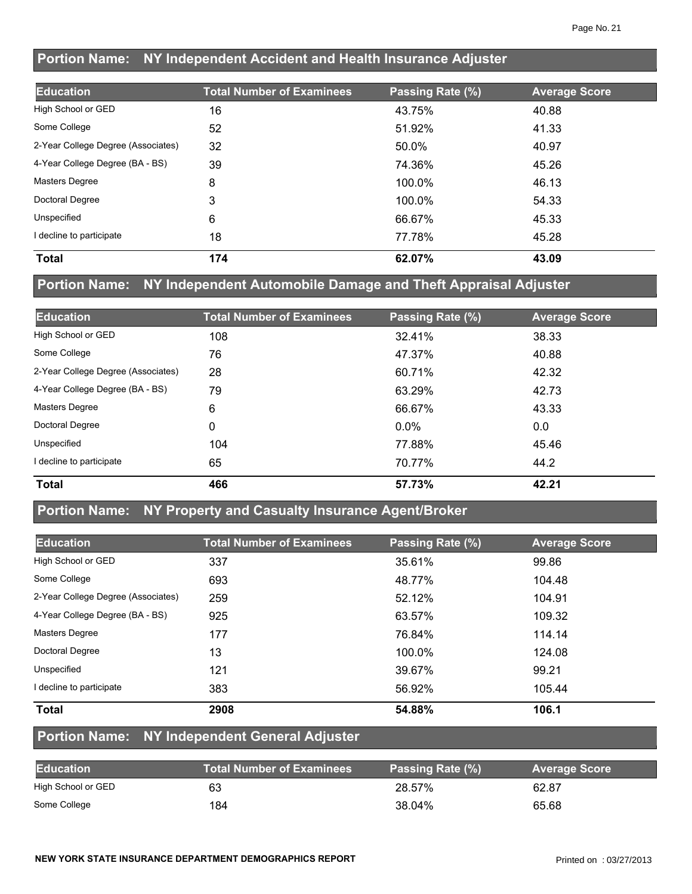## Portion Name: NY Independent Accident and Health Insurance Adjuster

| Education | Total Number of Examinees | Passing Rate (%) | Average Score |
|---|---|---|---|
| High School or GED | 16 | 43.75% | 40.88 |
| Some College | 52 | 51.92% | 41.33 |
| 2-Year College Degree (Associates) | 32 | 50.0% | 40.97 |
| 4-Year College Degree (BA - BS) | 39 | 74.36% | 45.26 |
| Masters Degree | 8 | 100.0% | 46.13 |
| Doctoral Degree | 3 | 100.0% | 54.33 |
| Unspecified | 6 | 66.67% | 45.33 |
| I decline to participate | 18 | 77.78% | 45.28 |
| **Total** | **174** | **62.07%** | **43.09** |

## Portion Name: NY Independent Automobile Damage and Theft Appraisal Adjuster

| Education | Total Number of Examinees | Passing Rate (%) | Average Score |
|---|---|---|---|
| High School or GED | 108 | 32.41% | 38.33 |
| Some College | 76 | 47.37% | 40.88 |
| 2-Year College Degree (Associates) | 28 | 60.71% | 42.32 |
| 4-Year College Degree (BA - BS) | 79 | 63.29% | 42.73 |
| Masters Degree | 6 | 66.67% | 43.33 |
| Doctoral Degree | 0 | 0.0% | 0.0 |
| Unspecified | 104 | 77.88% | 45.46 |
| I decline to participate | 65 | 70.77% | 44.2 |
| **Total** | **466** | **57.73%** | **42.21** |

## Portion Name: NY Property and Casualty Insurance Agent/Broker

| Education | Total Number of Examinees | Passing Rate (%) | Average Score |
|---|---|---|---|
| High School or GED | 337 | 35.61% | 99.86 |
| Some College | 693 | 48.77% | 104.48 |
| 2-Year College Degree (Associates) | 259 | 52.12% | 104.91 |
| 4-Year College Degree (BA - BS) | 925 | 63.57% | 109.32 |
| Masters Degree | 177 | 76.84% | 114.14 |
| Doctoral Degree | 13 | 100.0% | 124.08 |
| Unspecified | 121 | 39.67% | 99.21 |
| I decline to participate | 383 | 56.92% | 105.44 |
| **Total** | **2908** | **54.88%** | **106.1** |

## Portion Name: NY Independent General Adjuster

| Education | Total Number of Examinees | Passing Rate (%) | Average Score |
|---|---|---|---|
| High School or GED | 63 | 28.57% | 62.87 |
| Some College | 184 | 38.04% | 65.68 |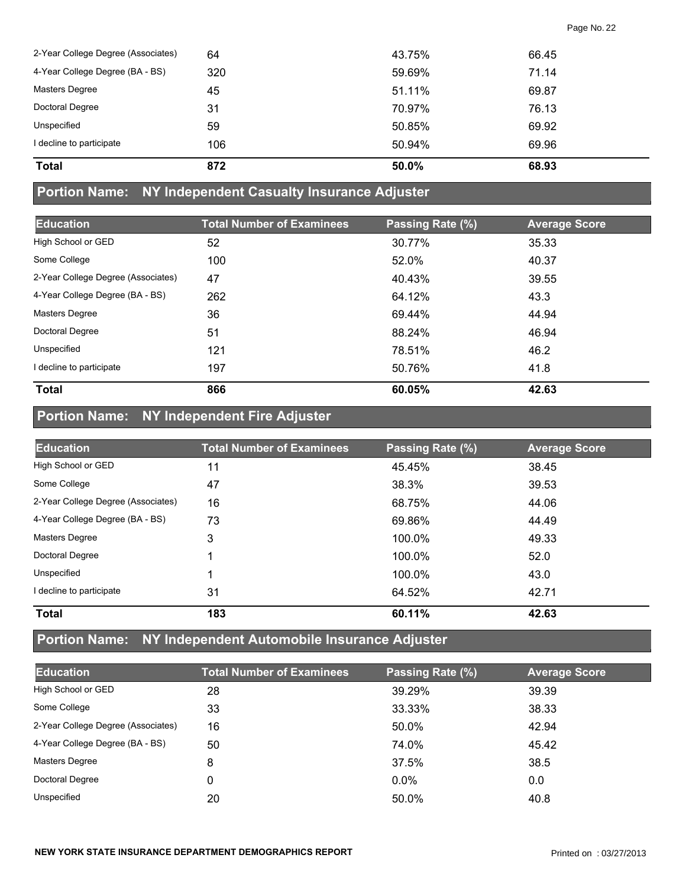| | | | |
|---|---|---|---|
| 2-Year College Degree (Associates) | 64 | 43.75% | 66.45 |
| 4-Year College Degree (BA - BS) | 320 | 59.69% | 71.14 |
| Masters Degree | 45 | 51.11% | 69.87 |
| Doctoral Degree | 31 | 70.97% | 76.13 |
| Unspecified | 59 | 50.85% | 69.92 |
| I decline to participate | 106 | 50.94% | 69.96 |
| **Total** | **872** | **50.0%** | **68.93** |

## Portion Name: NY Independent Casualty Insurance Adjuster

| Education | Total Number of Examinees | Passing Rate (%) | Average Score |
|---|---|---|---|
| High School or GED | 52 | 30.77% | 35.33 |
| Some College | 100 | 52.0% | 40.37 |
| 2-Year College Degree (Associates) | 47 | 40.43% | 39.55 |
| 4-Year College Degree (BA - BS) | 262 | 64.12% | 43.3 |
| Masters Degree | 36 | 69.44% | 44.94 |
| Doctoral Degree | 51 | 88.24% | 46.94 |
| Unspecified | 121 | 78.51% | 46.2 |
| I decline to participate | 197 | 50.76% | 41.8 |
| **Total** | **866** | **60.05%** | **42.63** |

## Portion Name: NY Independent Fire Adjuster

| Education | Total Number of Examinees | Passing Rate (%) | Average Score |
|---|---|---|---|
| High School or GED | 11 | 45.45% | 38.45 |
| Some College | 47 | 38.3% | 39.53 |
| 2-Year College Degree (Associates) | 16 | 68.75% | 44.06 |
| 4-Year College Degree (BA - BS) | 73 | 69.86% | 44.49 |
| Masters Degree | 3 | 100.0% | 49.33 |
| Doctoral Degree | 1 | 100.0% | 52.0 |
| Unspecified | 1 | 100.0% | 43.0 |
| I decline to participate | 31 | 64.52% | 42.71 |
| **Total** | **183** | **60.11%** | **42.63** |

## Portion Name: NY Independent Automobile Insurance Adjuster

| Education | Total Number of Examinees | Passing Rate (%) | Average Score |
|---|---|---|---|
| High School or GED | 28 | 39.29% | 39.39 |
| Some College | 33 | 33.33% | 38.33 |
| 2-Year College Degree (Associates) | 16 | 50.0% | 42.94 |
| 4-Year College Degree (BA - BS) | 50 | 74.0% | 45.42 |
| Masters Degree | 8 | 37.5% | 38.5 |
| Doctoral Degree | 0 | 0.0% | 0.0 |
| Unspecified | 20 | 50.0% | 40.8 |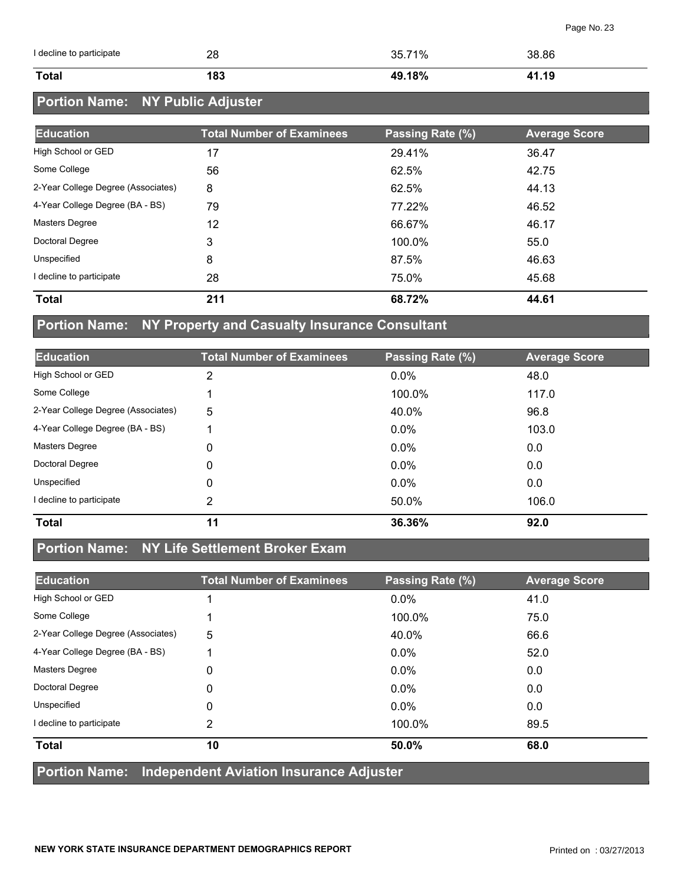| | | | |
|---|---|---|---|
| I decline to participate | 28 | 35.71% | 38.86 |
| **Total** | **183** | **49.18%** | **41.19** |

## Portion Name: NY Public Adjuster

| Education | Total Number of Examinees | Passing Rate (%) | Average Score |
|---|---|---|---|
| High School or GED | 17 | 29.41% | 36.47 |
| Some College | 56 | 62.5% | 42.75 |
| 2-Year College Degree (Associates) | 8 | 62.5% | 44.13 |
| 4-Year College Degree (BA - BS) | 79 | 77.22% | 46.52 |
| Masters Degree | 12 | 66.67% | 46.17 |
| Doctoral Degree | 3 | 100.0% | 55.0 |
| Unspecified | 8 | 87.5% | 46.63 |
| I decline to participate | 28 | 75.0% | 45.68 |
| **Total** | **211** | **68.72%** | **44.61** |

## Portion Name: NY Property and Casualty Insurance Consultant

| Education | Total Number of Examinees | Passing Rate (%) | Average Score |
|---|---|---|---|
| High School or GED | 2 | 0.0% | 48.0 |
| Some College | 1 | 100.0% | 117.0 |
| 2-Year College Degree (Associates) | 5 | 40.0% | 96.8 |
| 4-Year College Degree (BA - BS) | 1 | 0.0% | 103.0 |
| Masters Degree | 0 | 0.0% | 0.0 |
| Doctoral Degree | 0 | 0.0% | 0.0 |
| Unspecified | 0 | 0.0% | 0.0 |
| I decline to participate | 2 | 50.0% | 106.0 |
| **Total** | **11** | **36.36%** | **92.0** |

## Portion Name: NY Life Settlement Broker Exam

| Education | Total Number of Examinees | Passing Rate (%) | Average Score |
|---|---|---|---|
| High School or GED | 1 | 0.0% | 41.0 |
| Some College | 1 | 100.0% | 75.0 |
| 2-Year College Degree (Associates) | 5 | 40.0% | 66.6 |
| 4-Year College Degree (BA - BS) | 1 | 0.0% | 52.0 |
| Masters Degree | 0 | 0.0% | 0.0 |
| Doctoral Degree | 0 | 0.0% | 0.0 |
| Unspecified | 0 | 0.0% | 0.0 |
| I decline to participate | 2 | 100.0% | 89.5 |
| **Total** | **10** | **50.0%** | **68.0** |

## Portion Name: Independent Aviation Insurance Adjuster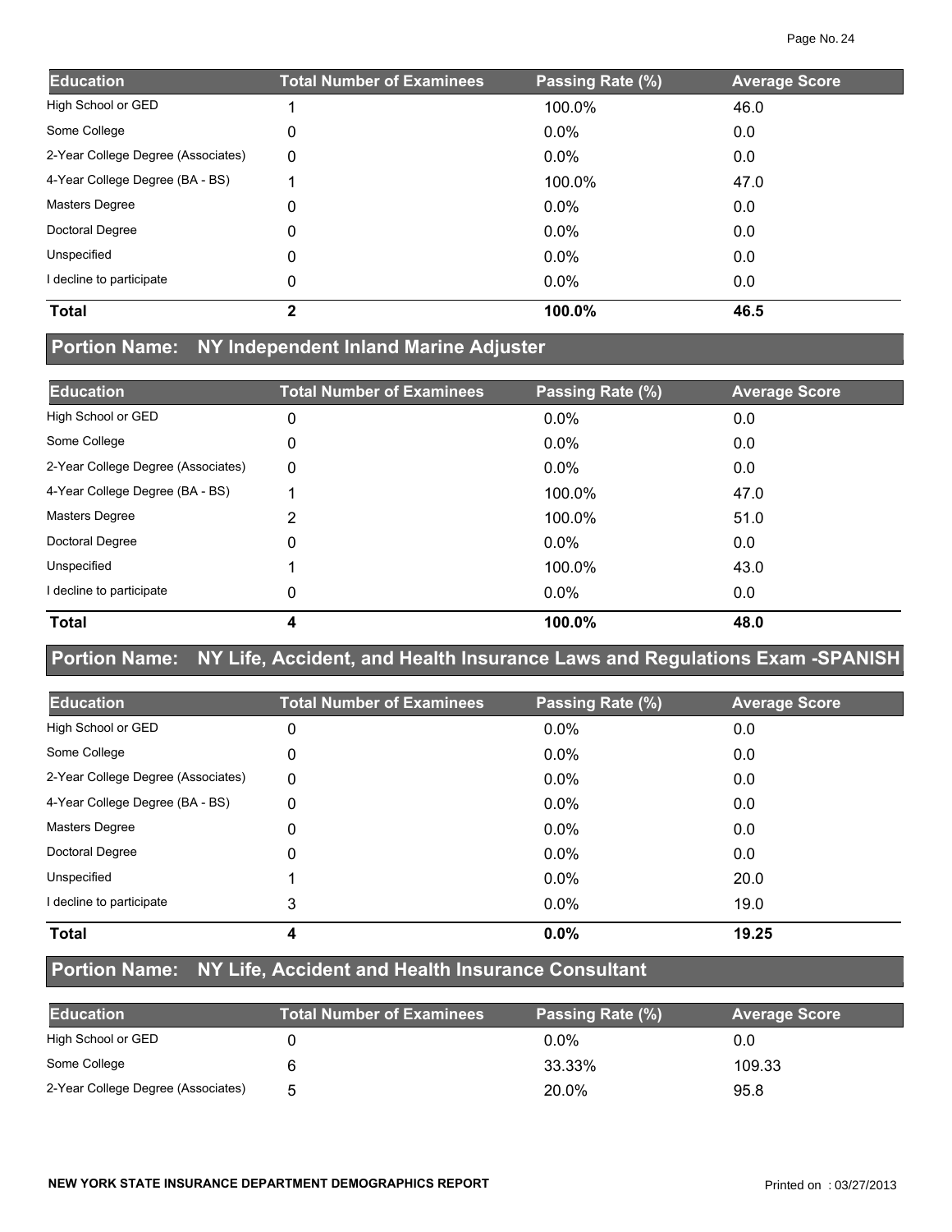| Education | Total Number of Examinees | Passing Rate (%) | Average Score |
|---|---|---|---|
| High School or GED | 1 | 100.0% | 46.0 |
| Some College | 0 | 0.0% | 0.0 |
| 2-Year College Degree (Associates) | 0 | 0.0% | 0.0 |
| 4-Year College Degree (BA - BS) | 1 | 100.0% | 47.0 |
| Masters Degree | 0 | 0.0% | 0.0 |
| Doctoral Degree | 0 | 0.0% | 0.0 |
| Unspecified | 0 | 0.0% | 0.0 |
| I decline to participate | 0 | 0.0% | 0.0 |
| **Total** | **2** | **100.0%** | **46.5** |

## Portion Name: NY Independent Inland Marine Adjuster

| Education | Total Number of Examinees | Passing Rate (%) | Average Score |
|---|---|---|---|
| High School or GED | 0 | 0.0% | 0.0 |
| Some College | 0 | 0.0% | 0.0 |
| 2-Year College Degree (Associates) | 0 | 0.0% | 0.0 |
| 4-Year College Degree (BA - BS) | 1 | 100.0% | 47.0 |
| Masters Degree | 2 | 100.0% | 51.0 |
| Doctoral Degree | 0 | 0.0% | 0.0 |
| Unspecified | 1 | 100.0% | 43.0 |
| I decline to participate | 0 | 0.0% | 0.0 |
| **Total** | **4** | **100.0%** | **48.0** |

## Portion Name: NY Life, Accident, and Health Insurance Laws and Regulations Exam -SPANISH

| Education | Total Number of Examinees | Passing Rate (%) | Average Score |
|---|---|---|---|
| High School or GED | 0 | 0.0% | 0.0 |
| Some College | 0 | 0.0% | 0.0 |
| 2-Year College Degree (Associates) | 0 | 0.0% | 0.0 |
| 4-Year College Degree (BA - BS) | 0 | 0.0% | 0.0 |
| Masters Degree | 0 | 0.0% | 0.0 |
| Doctoral Degree | 0 | 0.0% | 0.0 |
| Unspecified | 1 | 0.0% | 20.0 |
| I decline to participate | 3 | 0.0% | 19.0 |
| **Total** | **4** | **0.0%** | **19.25** |

## Portion Name: NY Life, Accident and Health Insurance Consultant

| Education | Total Number of Examinees | Passing Rate (%) | Average Score |
|---|---|---|---|
| High School or GED | 0 | 0.0% | 0.0 |
| Some College | 6 | 33.33% | 109.33 |
| 2-Year College Degree (Associates) | 5 | 20.0% | 95.8 |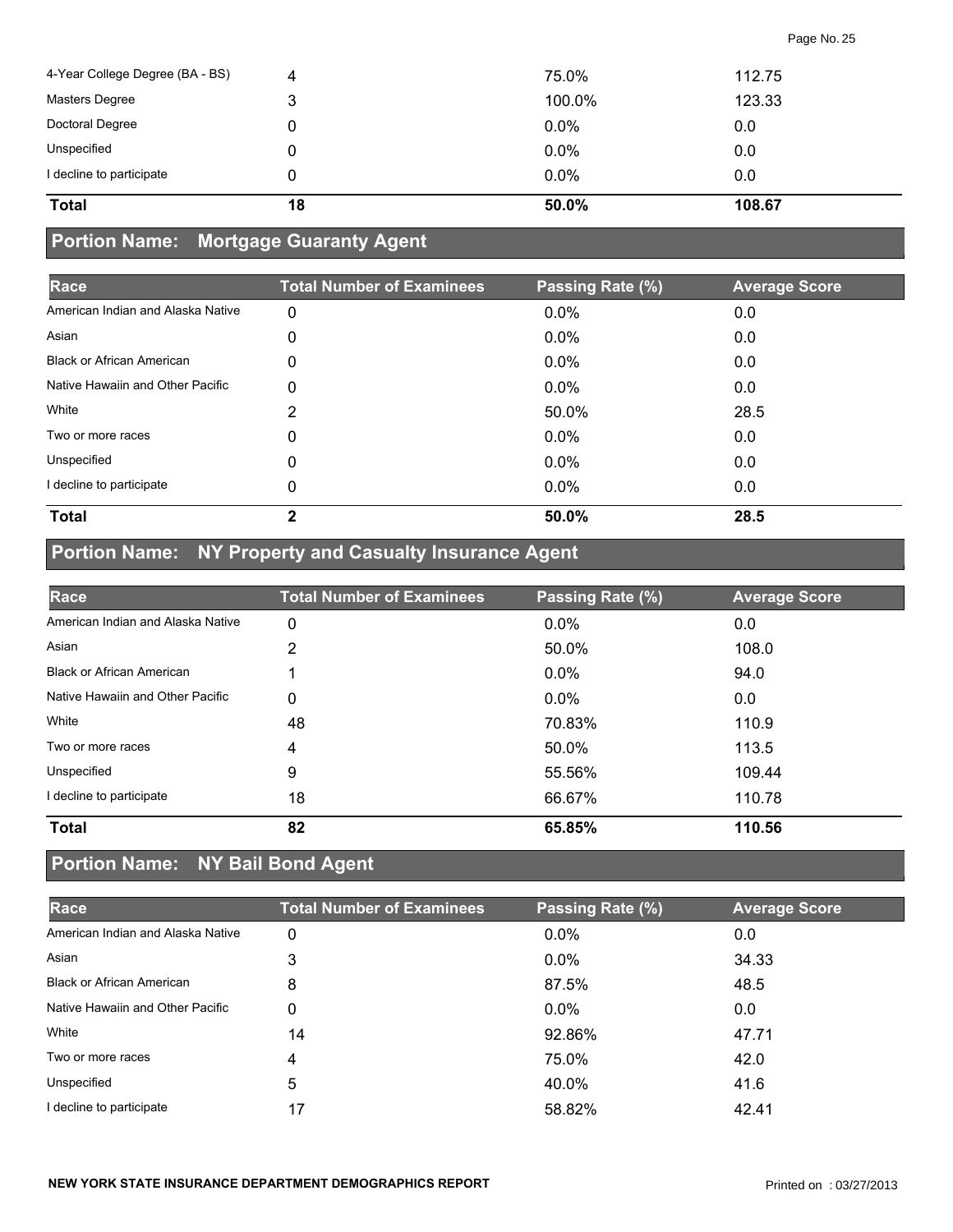| | | | |
|---|---|---|---|
| 4-Year College Degree (BA - BS) | 4 | 75.0% | 112.75 |
| Masters Degree | 3 | 100.0% | 123.33 |
| Doctoral Degree | 0 | 0.0% | 0.0 |
| Unspecified | 0 | 0.0% | 0.0 |
| I decline to participate | 0 | 0.0% | 0.0 |
| **Total** | **18** | **50.0%** | **108.67** |

## Portion Name: Mortgage Guaranty Agent

| Race | Total Number of Examinees | Passing Rate (%) | Average Score |
|---|---|---|---|
| American Indian and Alaska Native | 0 | 0.0% | 0.0 |
| Asian | 0 | 0.0% | 0.0 |
| Black or African American | 0 | 0.0% | 0.0 |
| Native Hawaiin and Other Pacific | 0 | 0.0% | 0.0 |
| White | 2 | 50.0% | 28.5 |
| Two or more races | 0 | 0.0% | 0.0 |
| Unspecified | 0 | 0.0% | 0.0 |
| I decline to participate | 0 | 0.0% | 0.0 |
| **Total** | **2** | **50.0%** | **28.5** |

## Portion Name: NY Property and Casualty Insurance Agent

| Race | Total Number of Examinees | Passing Rate (%) | Average Score |
|---|---|---|---|
| American Indian and Alaska Native | 0 | 0.0% | 0.0 |
| Asian | 2 | 50.0% | 108.0 |
| Black or African American | 1 | 0.0% | 94.0 |
| Native Hawaiin and Other Pacific | 0 | 0.0% | 0.0 |
| White | 48 | 70.83% | 110.9 |
| Two or more races | 4 | 50.0% | 113.5 |
| Unspecified | 9 | 55.56% | 109.44 |
| I decline to participate | 18 | 66.67% | 110.78 |
| **Total** | **82** | **65.85%** | **110.56** |

## Portion Name: NY Bail Bond Agent

| Race | Total Number of Examinees | Passing Rate (%) | Average Score |
|---|---|---|---|
| American Indian and Alaska Native | 0 | 0.0% | 0.0 |
| Asian | 3 | 0.0% | 34.33 |
| Black or African American | 8 | 87.5% | 48.5 |
| Native Hawaiin and Other Pacific | 0 | 0.0% | 0.0 |
| White | 14 | 92.86% | 47.71 |
| Two or more races | 4 | 75.0% | 42.0 |
| Unspecified | 5 | 40.0% | 41.6 |
| I decline to participate | 17 | 58.82% | 42.41 |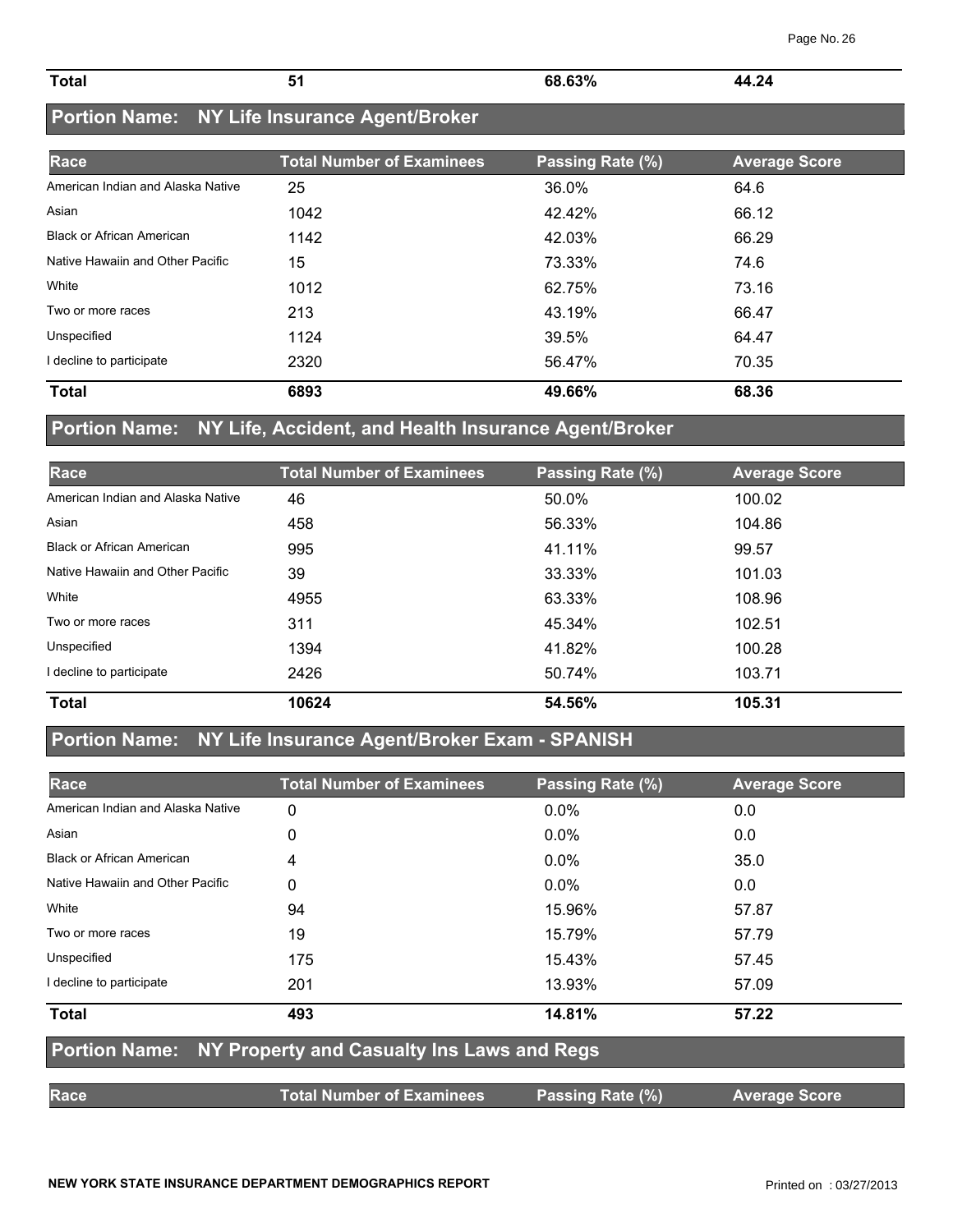| Total | 51 | 68.63% | 44.24 |
|---|---|---|---|

## Portion Name: NY Life Insurance Agent/Broker

| Race | Total Number of Examinees | Passing Rate (%) | Average Score |
|---|---|---|---|
| American Indian and Alaska Native | 25 | 36.0% | 64.6 |
| Asian | 1042 | 42.42% | 66.12 |
| Black or African American | 1142 | 42.03% | 66.29 |
| Native Hawaiin and Other Pacific | 15 | 73.33% | 74.6 |
| White | 1012 | 62.75% | 73.16 |
| Two or more races | 213 | 43.19% | 66.47 |
| Unspecified | 1124 | 39.5% | 64.47 |
| I decline to participate | 2320 | 56.47% | 70.35 |
| **Total** | **6893** | **49.66%** | **68.36** |

## Portion Name: NY Life, Accident, and Health Insurance Agent/Broker

| Race | Total Number of Examinees | Passing Rate (%) | Average Score |
|---|---|---|---|
| American Indian and Alaska Native | 46 | 50.0% | 100.02 |
| Asian | 458 | 56.33% | 104.86 |
| Black or African American | 995 | 41.11% | 99.57 |
| Native Hawaiin and Other Pacific | 39 | 33.33% | 101.03 |
| White | 4955 | 63.33% | 108.96 |
| Two or more races | 311 | 45.34% | 102.51 |
| Unspecified | 1394 | 41.82% | 100.28 |
| I decline to participate | 2426 | 50.74% | 103.71 |
| **Total** | **10624** | **54.56%** | **105.31** |

## Portion Name: NY Life Insurance Agent/Broker Exam - SPANISH

| Race | Total Number of Examinees | Passing Rate (%) | Average Score |
|---|---|---|---|
| American Indian and Alaska Native | 0 | 0.0% | 0.0 |
| Asian | 0 | 0.0% | 0.0 |
| Black or African American | 4 | 0.0% | 35.0 |
| Native Hawaiin and Other Pacific | 0 | 0.0% | 0.0 |
| White | 94 | 15.96% | 57.87 |
| Two or more races | 19 | 15.79% | 57.79 |
| Unspecified | 175 | 15.43% | 57.45 |
| I decline to participate | 201 | 13.93% | 57.09 |
| **Total** | **493** | **14.81%** | **57.22** |

## Portion Name: NY Property and Casualty Ins Laws and Regs

| Race | Total Number of Examinees | Passing Rate (%) | Average Score |
|---|---|---|---|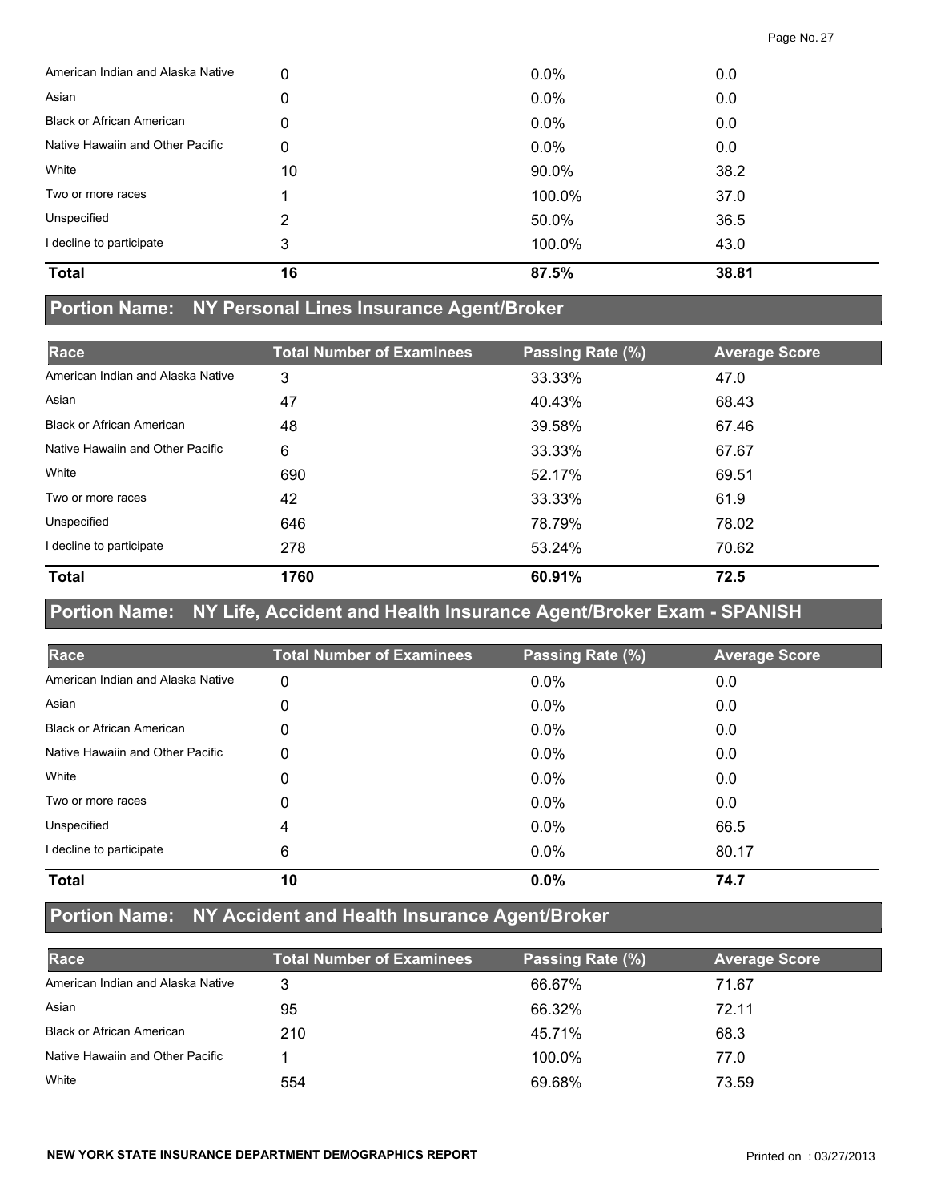| American Indian and Alaska Native | 0 | 0.0% | 0.0 |
|---|---|---|---|
| Asian | 0 | 0.0% | 0.0 |
| Black or African American | 0 | 0.0% | 0.0 |
| Native Hawaiin and Other Pacific | 0 | 0.0% | 0.0 |
| White | 10 | 90.0% | 38.2 |
| Two or more races | 1 | 100.0% | 37.0 |
| Unspecified | 2 | 50.0% | 36.5 |
| I decline to participate | 3 | 100.0% | 43.0 |
| **Total** | **16** | **87.5%** | **38.81** |

## Portion Name: NY Personal Lines Insurance Agent/Broker

| Race | Total Number of Examinees | Passing Rate (%) | Average Score |
|---|---|---|---|
| American Indian and Alaska Native | 3 | 33.33% | 47.0 |
| Asian | 47 | 40.43% | 68.43 |
| Black or African American | 48 | 39.58% | 67.46 |
| Native Hawaiin and Other Pacific | 6 | 33.33% | 67.67 |
| White | 690 | 52.17% | 69.51 |
| Two or more races | 42 | 33.33% | 61.9 |
| Unspecified | 646 | 78.79% | 78.02 |
| I decline to participate | 278 | 53.24% | 70.62 |
| **Total** | **1760** | **60.91%** | **72.5** |

## Portion Name: NY Life, Accident and Health Insurance Agent/Broker Exam - SPANISH

| Race | Total Number of Examinees | Passing Rate (%) | Average Score |
|---|---|---|---|
| American Indian and Alaska Native | 0 | 0.0% | 0.0 |
| Asian | 0 | 0.0% | 0.0 |
| Black or African American | 0 | 0.0% | 0.0 |
| Native Hawaiin and Other Pacific | 0 | 0.0% | 0.0 |
| White | 0 | 0.0% | 0.0 |
| Two or more races | 0 | 0.0% | 0.0 |
| Unspecified | 4 | 0.0% | 66.5 |
| I decline to participate | 6 | 0.0% | 80.17 |
| **Total** | **10** | **0.0%** | **74.7** |

## Portion Name: NY Accident and Health Insurance Agent/Broker

| Race | Total Number of Examinees | Passing Rate (%) | Average Score |
|---|---|---|---|
| American Indian and Alaska Native | 3 | 66.67% | 71.67 |
| Asian | 95 | 66.32% | 72.11 |
| Black or African American | 210 | 45.71% | 68.3 |
| Native Hawaiin and Other Pacific | 1 | 100.0% | 77.0 |
| White | 554 | 69.68% | 73.59 |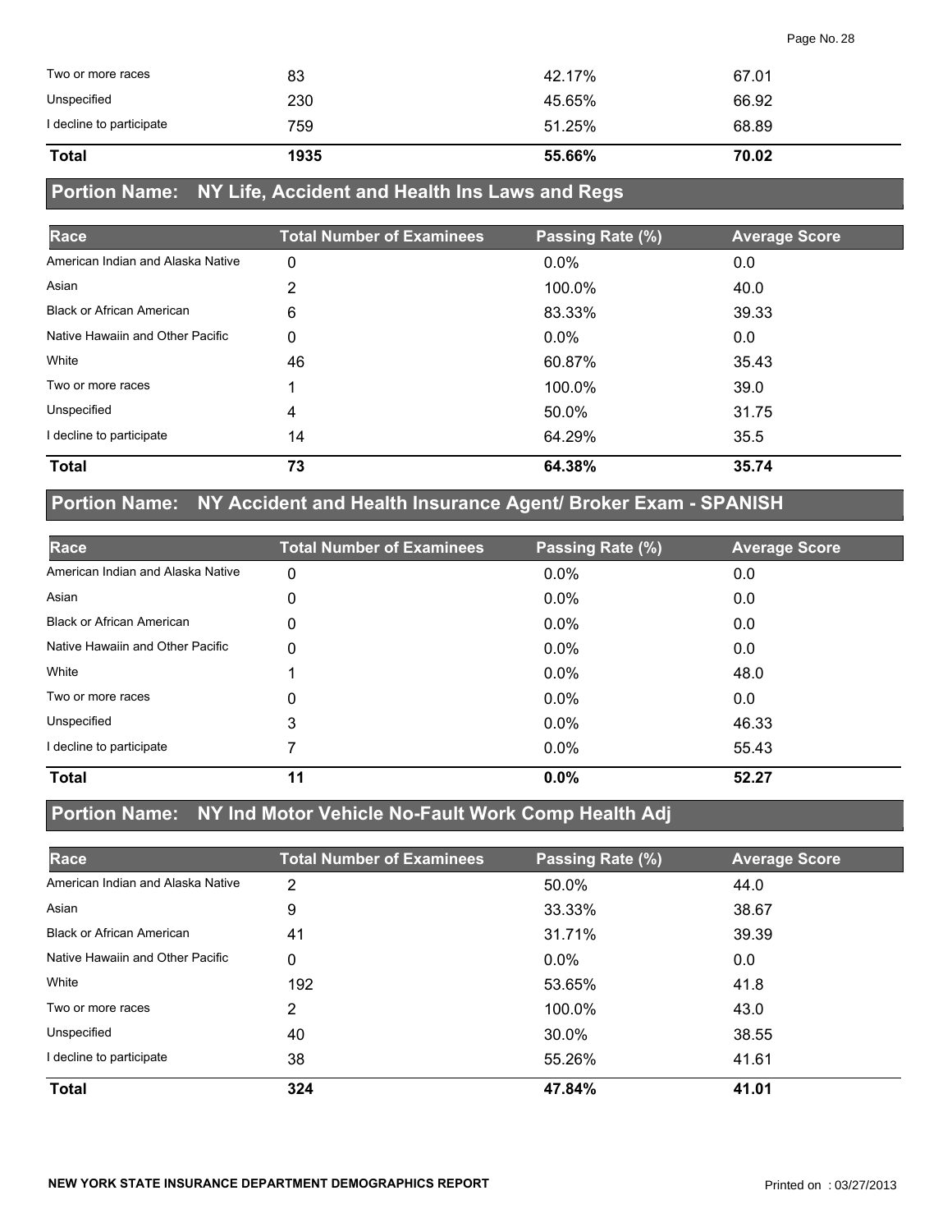| | | | |
|---|---|---|---|
| Two or more races | 83 | 42.17% | 67.01 |
| Unspecified | 230 | 45.65% | 66.92 |
| I decline to participate | 759 | 51.25% | 68.89 |
| **Total** | **1935** | **55.66%** | **70.02** |

## Portion Name: NY Life, Accident and Health Ins Laws and Regs

| Race | Total Number of Examinees | Passing Rate (%) | Average Score |
|---|---|---|---|
| American Indian and Alaska Native | 0 | 0.0% | 0.0 |
| Asian | 2 | 100.0% | 40.0 |
| Black or African American | 6 | 83.33% | 39.33 |
| Native Hawaiin and Other Pacific | 0 | 0.0% | 0.0 |
| White | 46 | 60.87% | 35.43 |
| Two or more races | 1 | 100.0% | 39.0 |
| Unspecified | 4 | 50.0% | 31.75 |
| I decline to participate | 14 | 64.29% | 35.5 |
| **Total** | **73** | **64.38%** | **35.74** |

## Portion Name: NY Accident and Health Insurance Agent/ Broker Exam - SPANISH

| Race | Total Number of Examinees | Passing Rate (%) | Average Score |
|---|---|---|---|
| American Indian and Alaska Native | 0 | 0.0% | 0.0 |
| Asian | 0 | 0.0% | 0.0 |
| Black or African American | 0 | 0.0% | 0.0 |
| Native Hawaiin and Other Pacific | 0 | 0.0% | 0.0 |
| White | 1 | 0.0% | 48.0 |
| Two or more races | 0 | 0.0% | 0.0 |
| Unspecified | 3 | 0.0% | 46.33 |
| I decline to participate | 7 | 0.0% | 55.43 |
| **Total** | **11** | **0.0%** | **52.27** |

## Portion Name: NY Ind Motor Vehicle No-Fault Work Comp Health Adj

| Race | Total Number of Examinees | Passing Rate (%) | Average Score |
|---|---|---|---|
| American Indian and Alaska Native | 2 | 50.0% | 44.0 |
| Asian | 9 | 33.33% | 38.67 |
| Black or African American | 41 | 31.71% | 39.39 |
| Native Hawaiin and Other Pacific | 0 | 0.0% | 0.0 |
| White | 192 | 53.65% | 41.8 |
| Two or more races | 2 | 100.0% | 43.0 |
| Unspecified | 40 | 30.0% | 38.55 |
| I decline to participate | 38 | 55.26% | 41.61 |
| **Total** | **324** | **47.84%** | **41.01** |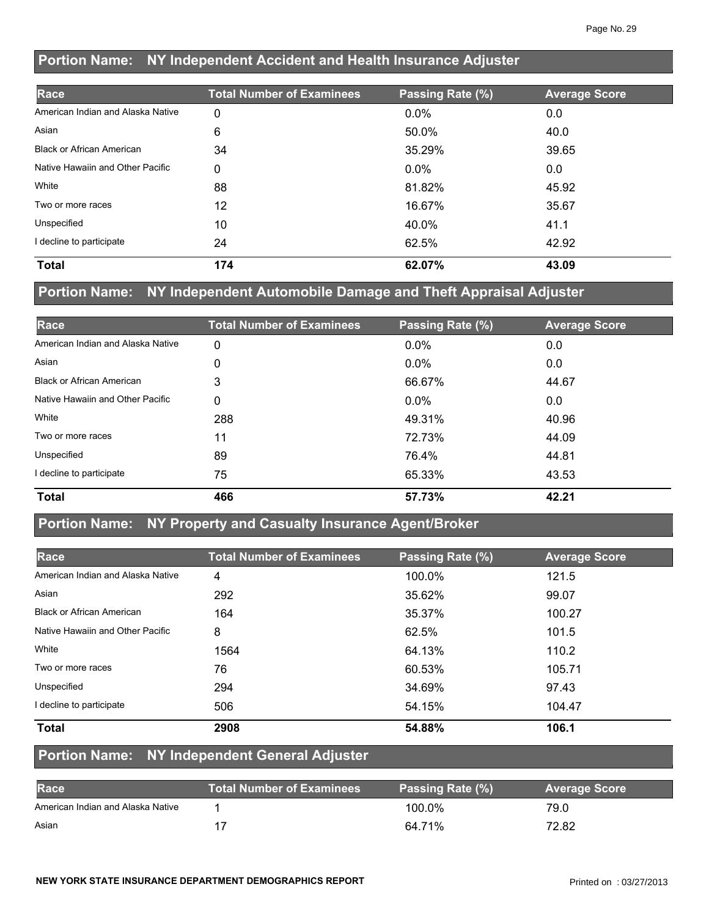## Portion Name: NY Independent Accident and Health Insurance Adjuster

| Race | Total Number of Examinees | Passing Rate (%) | Average Score |
|---|---|---|---|
| American Indian and Alaska Native | 0 | 0.0% | 0.0 |
| Asian | 6 | 50.0% | 40.0 |
| Black or African American | 34 | 35.29% | 39.65 |
| Native Hawaiin and Other Pacific | 0 | 0.0% | 0.0 |
| White | 88 | 81.82% | 45.92 |
| Two or more races | 12 | 16.67% | 35.67 |
| Unspecified | 10 | 40.0% | 41.1 |
| I decline to participate | 24 | 62.5% | 42.92 |
| **Total** | **174** | **62.07%** | **43.09** |

## Portion Name: NY Independent Automobile Damage and Theft Appraisal Adjuster

| Race | Total Number of Examinees | Passing Rate (%) | Average Score |
|---|---|---|---|
| American Indian and Alaska Native | 0 | 0.0% | 0.0 |
| Asian | 0 | 0.0% | 0.0 |
| Black or African American | 3 | 66.67% | 44.67 |
| Native Hawaiin and Other Pacific | 0 | 0.0% | 0.0 |
| White | 288 | 49.31% | 40.96 |
| Two or more races | 11 | 72.73% | 44.09 |
| Unspecified | 89 | 76.4% | 44.81 |
| I decline to participate | 75 | 65.33% | 43.53 |
| **Total** | **466** | **57.73%** | **42.21** |

## Portion Name: NY Property and Casualty Insurance Agent/Broker

| Race | Total Number of Examinees | Passing Rate (%) | Average Score |
|---|---|---|---|
| American Indian and Alaska Native | 4 | 100.0% | 121.5 |
| Asian | 292 | 35.62% | 99.07 |
| Black or African American | 164 | 35.37% | 100.27 |
| Native Hawaiin and Other Pacific | 8 | 62.5% | 101.5 |
| White | 1564 | 64.13% | 110.2 |
| Two or more races | 76 | 60.53% | 105.71 |
| Unspecified | 294 | 34.69% | 97.43 |
| I decline to participate | 506 | 54.15% | 104.47 |
| **Total** | **2908** | **54.88%** | **106.1** |

## Portion Name: NY Independent General Adjuster

| Race | Total Number of Examinees | Passing Rate (%) | Average Score |
|---|---|---|---|
| American Indian and Alaska Native | 1 | 100.0% | 79.0 |
| Asian | 17 | 64.71% | 72.82 |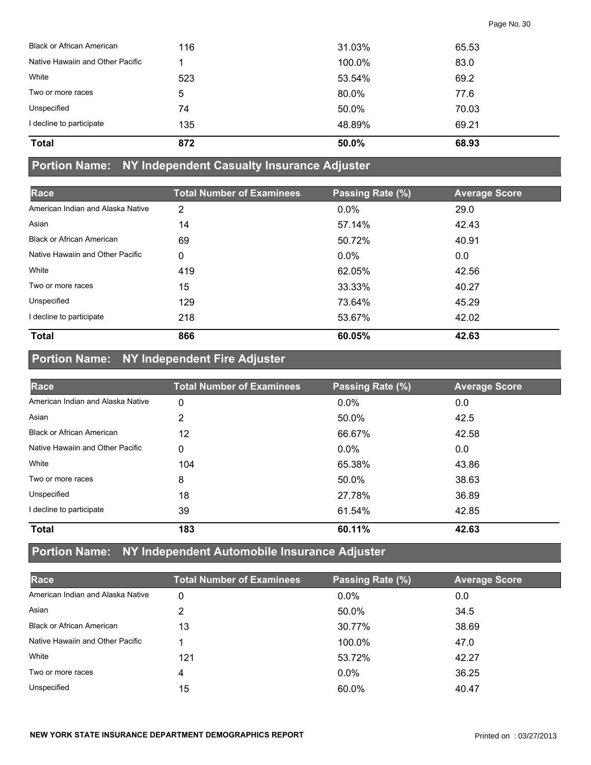| Race | Total Number of Examinees | Passing Rate (%) | Average Score |
|---|---|---|---|
| Black or African American | 116 | 31.03% | 65.53 |
| Native Hawaiin and Other Pacific | 1 | 100.0% | 83.0 |
| White | 523 | 53.54% | 69.2 |
| Two or more races | 5 | 80.0% | 77.6 |
| Unspecified | 74 | 50.0% | 70.03 |
| I decline to participate | 135 | 48.89% | 69.21 |
| **Total** | **872** | **50.0%** | **68.93** |

## Portion Name: NY Independent Casualty Insurance Adjuster

| Race | Total Number of Examinees | Passing Rate (%) | Average Score |
|---|---|---|---|
| American Indian and Alaska Native | 2 | 0.0% | 29.0 |
| Asian | 14 | 57.14% | 42.43 |
| Black or African American | 69 | 50.72% | 40.91 |
| Native Hawaiin and Other Pacific | 0 | 0.0% | 0.0 |
| White | 419 | 62.05% | 42.56 |
| Two or more races | 15 | 33.33% | 40.27 |
| Unspecified | 129 | 73.64% | 45.29 |
| I decline to participate | 218 | 53.67% | 42.02 |
| **Total** | **866** | **60.05%** | **42.63** |

## Portion Name: NY Independent Fire Adjuster

| Race | Total Number of Examinees | Passing Rate (%) | Average Score |
|---|---|---|---|
| American Indian and Alaska Native | 0 | 0.0% | 0.0 |
| Asian | 2 | 50.0% | 42.5 |
| Black or African American | 12 | 66.67% | 42.58 |
| Native Hawaiin and Other Pacific | 0 | 0.0% | 0.0 |
| White | 104 | 65.38% | 43.86 |
| Two or more races | 8 | 50.0% | 38.63 |
| Unspecified | 18 | 27.78% | 36.89 |
| I decline to participate | 39 | 61.54% | 42.85 |
| **Total** | **183** | **60.11%** | **42.63** |

## Portion Name: NY Independent Automobile Insurance Adjuster

| Race | Total Number of Examinees | Passing Rate (%) | Average Score |
|---|---|---|---|
| American Indian and Alaska Native | 0 | 0.0% | 0.0 |
| Asian | 2 | 50.0% | 34.5 |
| Black or African American | 13 | 30.77% | 38.69 |
| Native Hawaiin and Other Pacific | 1 | 100.0% | 47.0 |
| White | 121 | 53.72% | 42.27 |
| Two or more races | 4 | 0.0% | 36.25 |
| Unspecified | 15 | 60.0% | 40.47 |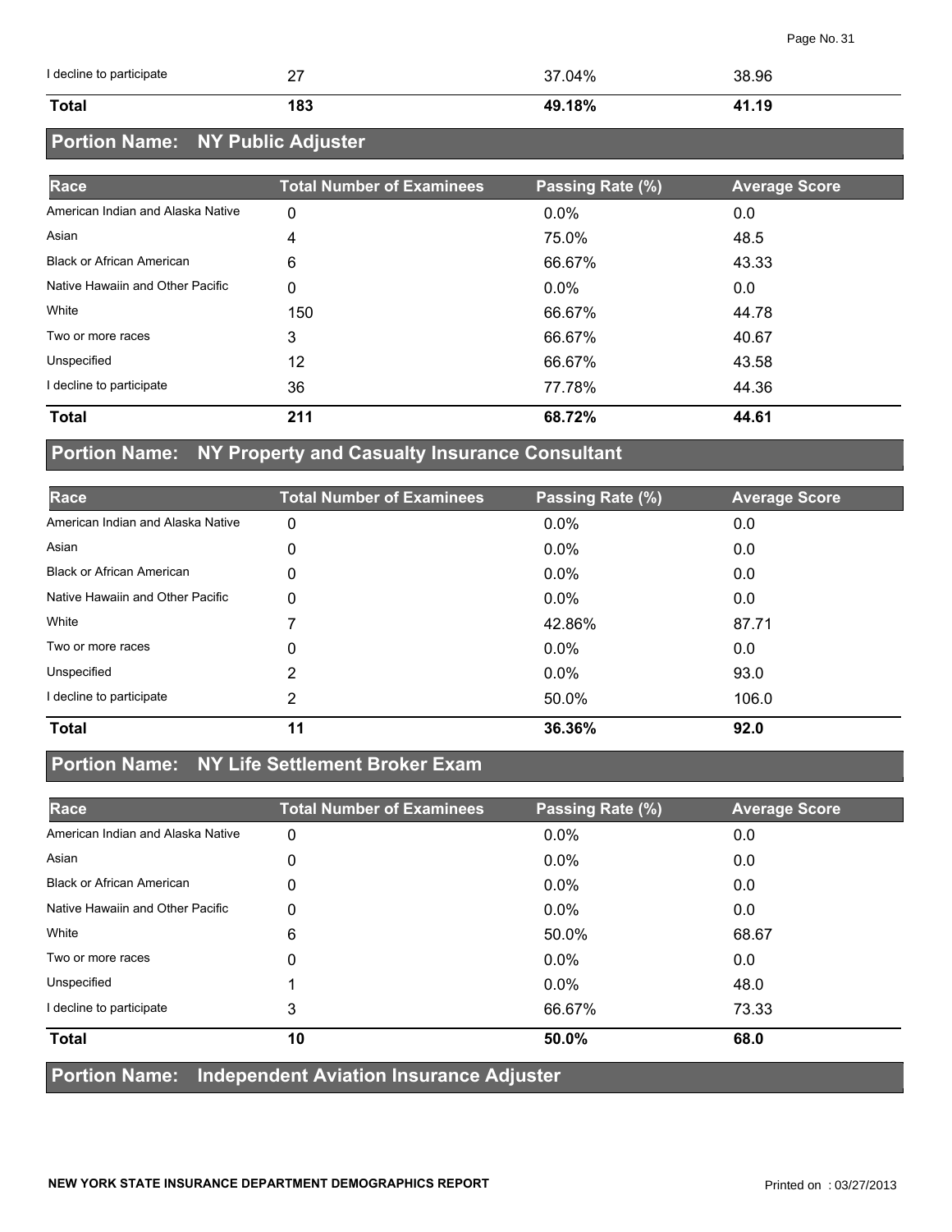| Race | Total Number of Examinees | Passing Rate (%) | Average Score |
|---|---|---|---|
| I decline to participate | 27 | 37.04% | 38.96 |
| **Total** | **183** | **49.18%** | **41.19** |

## Portion Name: NY Public Adjuster

| Race | Total Number of Examinees | Passing Rate (%) | Average Score |
|---|---|---|---|
| American Indian and Alaska Native | 0 | 0.0% | 0.0 |
| Asian | 4 | 75.0% | 48.5 |
| Black or African American | 6 | 66.67% | 43.33 |
| Native Hawaiin and Other Pacific | 0 | 0.0% | 0.0 |
| White | 150 | 66.67% | 44.78 |
| Two or more races | 3 | 66.67% | 40.67 |
| Unspecified | 12 | 66.67% | 43.58 |
| I decline to participate | 36 | 77.78% | 44.36 |
| **Total** | **211** | **68.72%** | **44.61** |

## Portion Name: NY Property and Casualty Insurance Consultant

| Race | Total Number of Examinees | Passing Rate (%) | Average Score |
|---|---|---|---|
| American Indian and Alaska Native | 0 | 0.0% | 0.0 |
| Asian | 0 | 0.0% | 0.0 |
| Black or African American | 0 | 0.0% | 0.0 |
| Native Hawaiin and Other Pacific | 0 | 0.0% | 0.0 |
| White | 7 | 42.86% | 87.71 |
| Two or more races | 0 | 0.0% | 0.0 |
| Unspecified | 2 | 0.0% | 93.0 |
| I decline to participate | 2 | 50.0% | 106.0 |
| **Total** | **11** | **36.36%** | **92.0** |

## Portion Name: NY Life Settlement Broker Exam

| Race | Total Number of Examinees | Passing Rate (%) | Average Score |
|---|---|---|---|
| American Indian and Alaska Native | 0 | 0.0% | 0.0 |
| Asian | 0 | 0.0% | 0.0 |
| Black or African American | 0 | 0.0% | 0.0 |
| Native Hawaiin and Other Pacific | 0 | 0.0% | 0.0 |
| White | 6 | 50.0% | 68.67 |
| Two or more races | 0 | 0.0% | 0.0 |
| Unspecified | 1 | 0.0% | 48.0 |
| I decline to participate | 3 | 66.67% | 73.33 |
| **Total** | **10** | **50.0%** | **68.0** |

## Portion Name: Independent Aviation Insurance Adjuster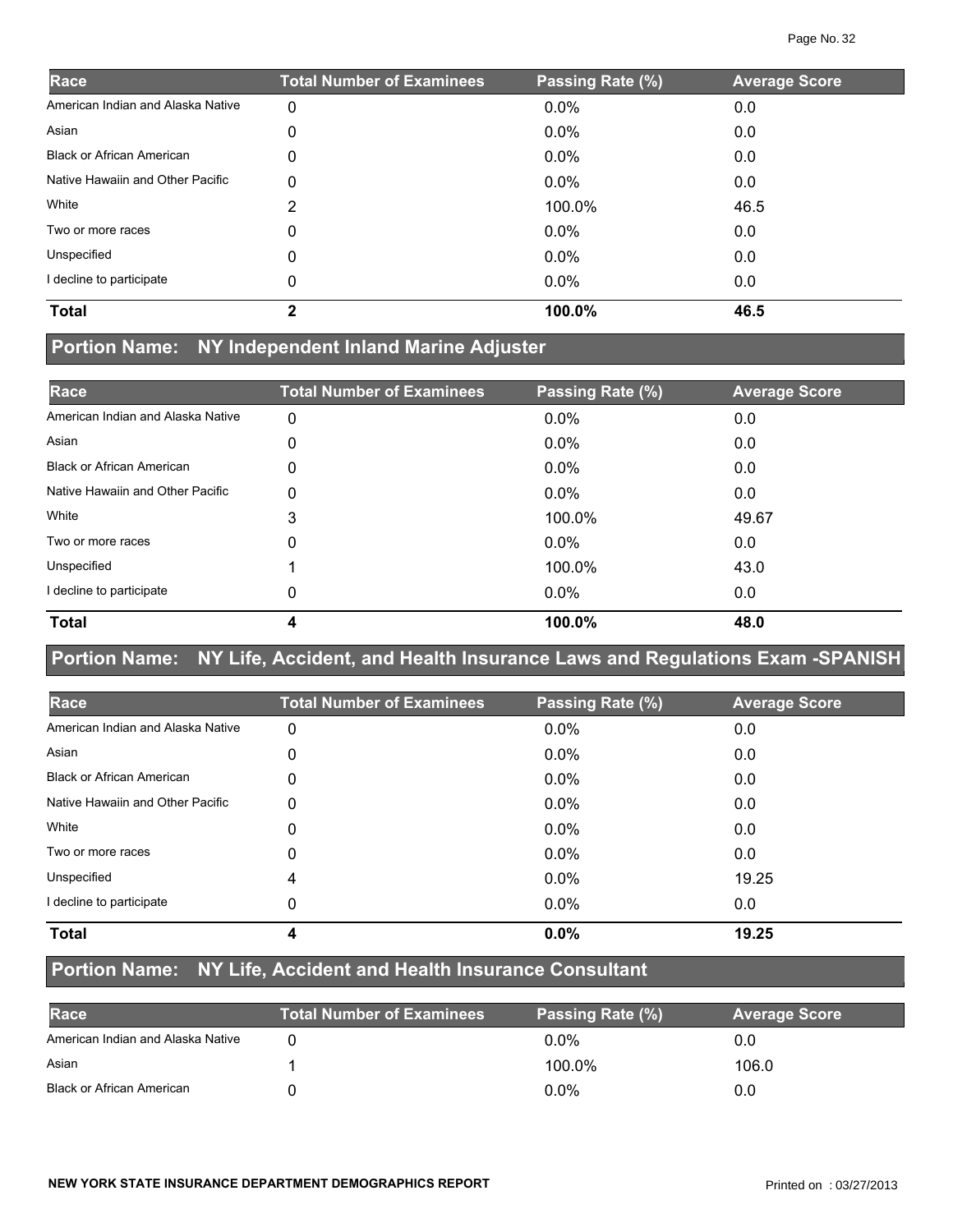| Race | Total Number of Examinees | Passing Rate (%) | Average Score |
|---|---|---|---|
| American Indian and Alaska Native | 0 | 0.0% | 0.0 |
| Asian | 0 | 0.0% | 0.0 |
| Black or African American | 0 | 0.0% | 0.0 |
| Native Hawaiin and Other Pacific | 0 | 0.0% | 0.0 |
| White | 2 | 100.0% | 46.5 |
| Two or more races | 0 | 0.0% | 0.0 |
| Unspecified | 0 | 0.0% | 0.0 |
| I decline to participate | 0 | 0.0% | 0.0 |
| **Total** | **2** | **100.0%** | **46.5** |

## Portion Name: NY Independent Inland Marine Adjuster

| Race | Total Number of Examinees | Passing Rate (%) | Average Score |
|---|---|---|---|
| American Indian and Alaska Native | 0 | 0.0% | 0.0 |
| Asian | 0 | 0.0% | 0.0 |
| Black or African American | 0 | 0.0% | 0.0 |
| Native Hawaiin and Other Pacific | 0 | 0.0% | 0.0 |
| White | 3 | 100.0% | 49.67 |
| Two or more races | 0 | 0.0% | 0.0 |
| Unspecified | 1 | 100.0% | 43.0 |
| I decline to participate | 0 | 0.0% | 0.0 |
| **Total** | **4** | **100.0%** | **48.0** |

## Portion Name: NY Life, Accident, and Health Insurance Laws and Regulations Exam -SPANISH

| Race | Total Number of Examinees | Passing Rate (%) | Average Score |
|---|---|---|---|
| American Indian and Alaska Native | 0 | 0.0% | 0.0 |
| Asian | 0 | 0.0% | 0.0 |
| Black or African American | 0 | 0.0% | 0.0 |
| Native Hawaiin and Other Pacific | 0 | 0.0% | 0.0 |
| White | 0 | 0.0% | 0.0 |
| Two or more races | 0 | 0.0% | 0.0 |
| Unspecified | 4 | 0.0% | 19.25 |
| I decline to participate | 0 | 0.0% | 0.0 |
| **Total** | **4** | **0.0%** | **19.25** |

## Portion Name: NY Life, Accident and Health Insurance Consultant

| Race | Total Number of Examinees | Passing Rate (%) | Average Score |
|---|---|---|---|
| American Indian and Alaska Native | 0 | 0.0% | 0.0 |
| Asian | 1 | 100.0% | 106.0 |
| Black or African American | 0 | 0.0% | 0.0 |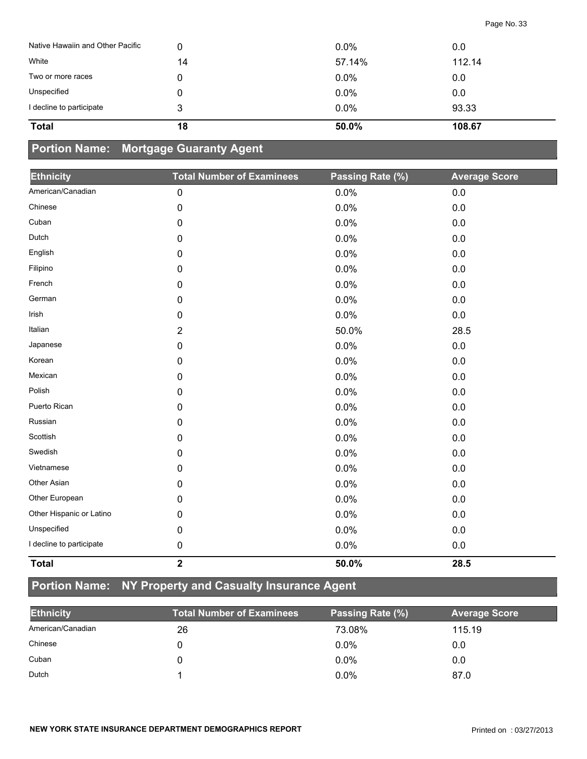| | | | |
|---|---|---|---|
| Native Hawaiin and Other Pacific | 0 | 0.0% | 0.0 |
| White | 14 | 57.14% | 112.14 |
| Two or more races | 0 | 0.0% | 0.0 |
| Unspecified | 0 | 0.0% | 0.0 |
| I decline to participate | 3 | 0.0% | 93.33 |
| **Total** | **18** | **50.0%** | **108.67** |

## Portion Name: Mortgage Guaranty Agent

| Ethnicity | Total Number of Examinees | Passing Rate (%) | Average Score |
|---|---|---|---|
| American/Canadian | 0 | 0.0% | 0.0 |
| Chinese | 0 | 0.0% | 0.0 |
| Cuban | 0 | 0.0% | 0.0 |
| Dutch | 0 | 0.0% | 0.0 |
| English | 0 | 0.0% | 0.0 |
| Filipino | 0 | 0.0% | 0.0 |
| French | 0 | 0.0% | 0.0 |
| German | 0 | 0.0% | 0.0 |
| Irish | 0 | 0.0% | 0.0 |
| Italian | 2 | 50.0% | 28.5 |
| Japanese | 0 | 0.0% | 0.0 |
| Korean | 0 | 0.0% | 0.0 |
| Mexican | 0 | 0.0% | 0.0 |
| Polish | 0 | 0.0% | 0.0 |
| Puerto Rican | 0 | 0.0% | 0.0 |
| Russian | 0 | 0.0% | 0.0 |
| Scottish | 0 | 0.0% | 0.0 |
| Swedish | 0 | 0.0% | 0.0 |
| Vietnamese | 0 | 0.0% | 0.0 |
| Other Asian | 0 | 0.0% | 0.0 |
| Other European | 0 | 0.0% | 0.0 |
| Other Hispanic or Latino | 0 | 0.0% | 0.0 |
| Unspecified | 0 | 0.0% | 0.0 |
| I decline to participate | 0 | 0.0% | 0.0 |
| **Total** | **2** | **50.0%** | **28.5** |

## Portion Name: NY Property and Casualty Insurance Agent

| Ethnicity | Total Number of Examinees | Passing Rate (%) | Average Score |
|---|---|---|---|
| American/Canadian | 26 | 73.08% | 115.19 |
| Chinese | 0 | 0.0% | 0.0 |
| Cuban | 0 | 0.0% | 0.0 |
| Dutch | 1 | 0.0% | 87.0 |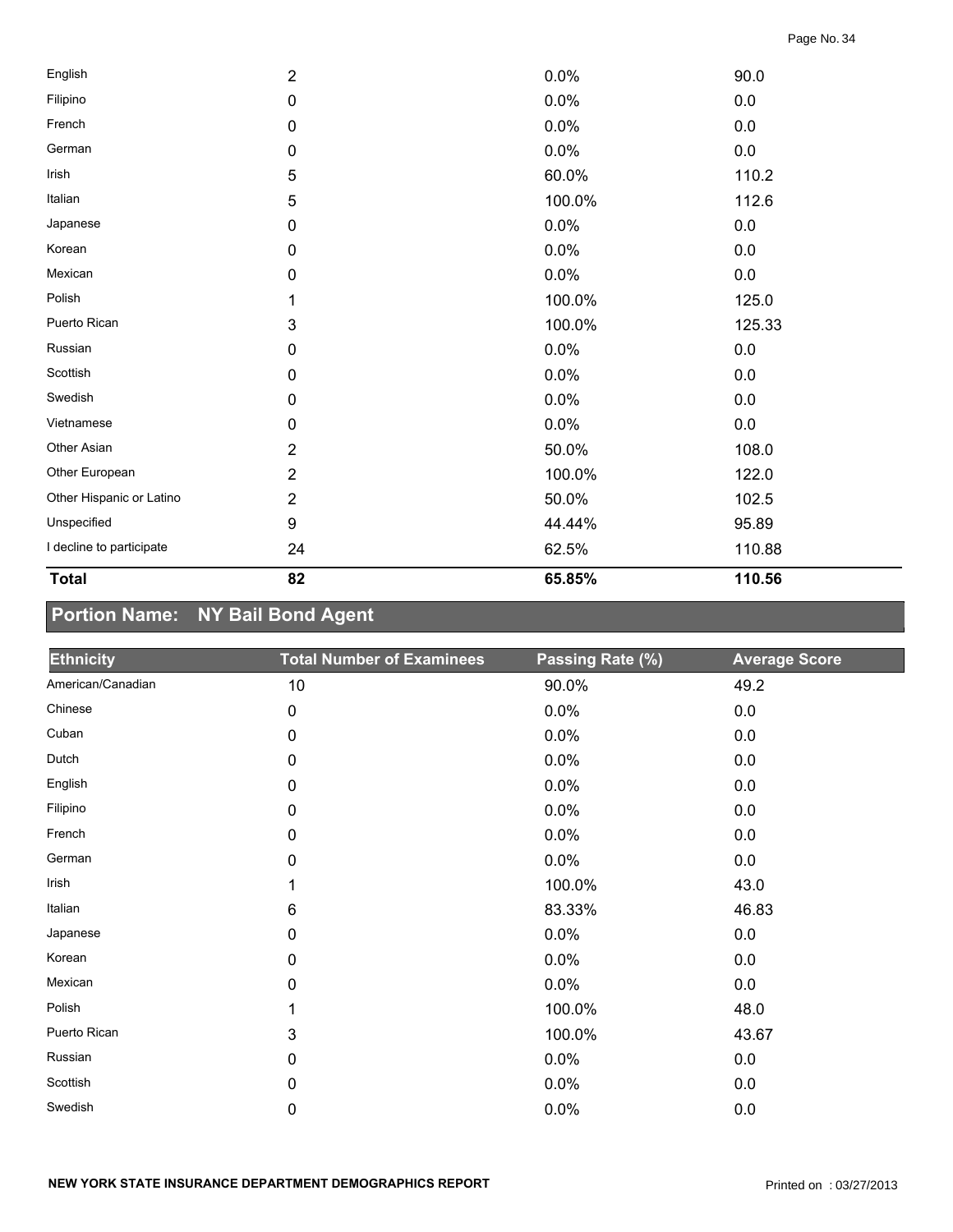| | | | |
|---|---|---|---|
| English | 2 | 0.0% | 90.0 |
| Filipino | 0 | 0.0% | 0.0 |
| French | 0 | 0.0% | 0.0 |
| German | 0 | 0.0% | 0.0 |
| Irish | 5 | 60.0% | 110.2 |
| Italian | 5 | 100.0% | 112.6 |
| Japanese | 0 | 0.0% | 0.0 |
| Korean | 0 | 0.0% | 0.0 |
| Mexican | 0 | 0.0% | 0.0 |
| Polish | 1 | 100.0% | 125.0 |
| Puerto Rican | 3 | 100.0% | 125.33 |
| Russian | 0 | 0.0% | 0.0 |
| Scottish | 0 | 0.0% | 0.0 |
| Swedish | 0 | 0.0% | 0.0 |
| Vietnamese | 0 | 0.0% | 0.0 |
| Other Asian | 2 | 50.0% | 108.0 |
| Other European | 2 | 100.0% | 122.0 |
| Other Hispanic or Latino | 2 | 50.0% | 102.5 |
| Unspecified | 9 | 44.44% | 95.89 |
| I decline to participate | 24 | 62.5% | 110.88 |
| **Total** | **82** | **65.85%** | **110.56** |

## Portion Name: NY Bail Bond Agent

| Ethnicity | Total Number of Examinees | Passing Rate (%) | Average Score |
|---|---|---|---|
| American/Canadian | 10 | 90.0% | 49.2 |
| Chinese | 0 | 0.0% | 0.0 |
| Cuban | 0 | 0.0% | 0.0 |
| Dutch | 0 | 0.0% | 0.0 |
| English | 0 | 0.0% | 0.0 |
| Filipino | 0 | 0.0% | 0.0 |
| French | 0 | 0.0% | 0.0 |
| German | 0 | 0.0% | 0.0 |
| Irish | 1 | 100.0% | 43.0 |
| Italian | 6 | 83.33% | 46.83 |
| Japanese | 0 | 0.0% | 0.0 |
| Korean | 0 | 0.0% | 0.0 |
| Mexican | 0 | 0.0% | 0.0 |
| Polish | 1 | 100.0% | 48.0 |
| Puerto Rican | 3 | 100.0% | 43.67 |
| Russian | 0 | 0.0% | 0.0 |
| Scottish | 0 | 0.0% | 0.0 |
| Swedish | 0 | 0.0% | 0.0 |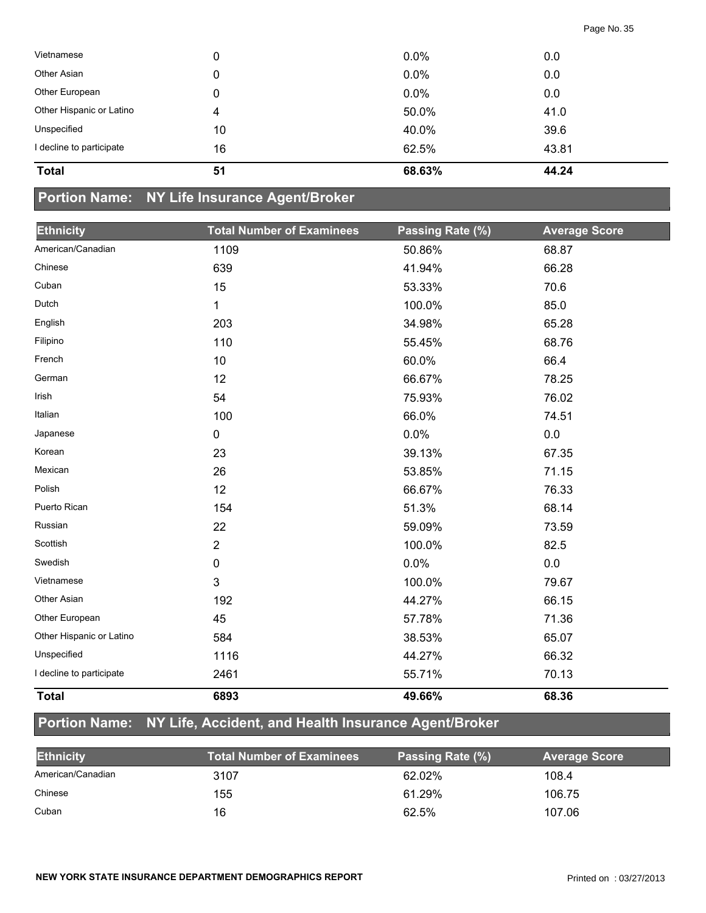| | | | |
|---|---|---|---|
| Vietnamese | 0 | 0.0% | 0.0 |
| Other Asian | 0 | 0.0% | 0.0 |
| Other European | 0 | 0.0% | 0.0 |
| Other Hispanic or Latino | 4 | 50.0% | 41.0 |
| Unspecified | 10 | 40.0% | 39.6 |
| I decline to participate | 16 | 62.5% | 43.81 |
| **Total** | **51** | **68.63%** | **44.24** |

## Portion Name: NY Life Insurance Agent/Broker

| Ethnicity | Total Number of Examinees | Passing Rate (%) | Average Score |
|---|---|---|---|
| American/Canadian | 1109 | 50.86% | 68.87 |
| Chinese | 639 | 41.94% | 66.28 |
| Cuban | 15 | 53.33% | 70.6 |
| Dutch | 1 | 100.0% | 85.0 |
| English | 203 | 34.98% | 65.28 |
| Filipino | 110 | 55.45% | 68.76 |
| French | 10 | 60.0% | 66.4 |
| German | 12 | 66.67% | 78.25 |
| Irish | 54 | 75.93% | 76.02 |
| Italian | 100 | 66.0% | 74.51 |
| Japanese | 0 | 0.0% | 0.0 |
| Korean | 23 | 39.13% | 67.35 |
| Mexican | 26 | 53.85% | 71.15 |
| Polish | 12 | 66.67% | 76.33 |
| Puerto Rican | 154 | 51.3% | 68.14 |
| Russian | 22 | 59.09% | 73.59 |
| Scottish | 2 | 100.0% | 82.5 |
| Swedish | 0 | 0.0% | 0.0 |
| Vietnamese | 3 | 100.0% | 79.67 |
| Other Asian | 192 | 44.27% | 66.15 |
| Other European | 45 | 57.78% | 71.36 |
| Other Hispanic or Latino | 584 | 38.53% | 65.07 |
| Unspecified | 1116 | 44.27% | 66.32 |
| I decline to participate | 2461 | 55.71% | 70.13 |
| **Total** | **6893** | **49.66%** | **68.36** |

## Portion Name: NY Life, Accident, and Health Insurance Agent/Broker

| Ethnicity | Total Number of Examinees | Passing Rate (%) | Average Score |
|---|---|---|---|
| American/Canadian | 3107 | 62.02% | 108.4 |
| Chinese | 155 | 61.29% | 106.75 |
| Cuban | 16 | 62.5% | 107.06 |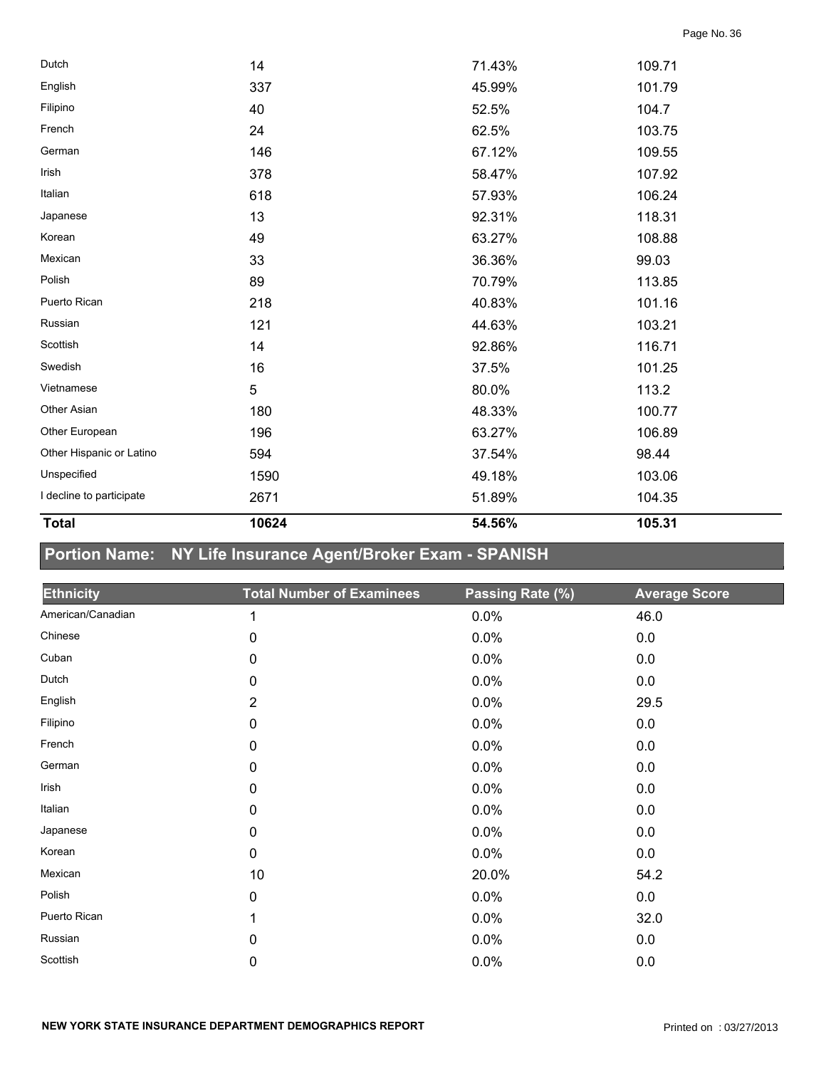| Ethnicity | Total Number of Examinees | Passing Rate (%) | Average Score |
|---|---|---|---|
| Dutch | 14 | 71.43% | 109.71 |
| English | 337 | 45.99% | 101.79 |
| Filipino | 40 | 52.5% | 104.7 |
| French | 24 | 62.5% | 103.75 |
| German | 146 | 67.12% | 109.55 |
| Irish | 378 | 58.47% | 107.92 |
| Italian | 618 | 57.93% | 106.24 |
| Japanese | 13 | 92.31% | 118.31 |
| Korean | 49 | 63.27% | 108.88 |
| Mexican | 33 | 36.36% | 99.03 |
| Polish | 89 | 70.79% | 113.85 |
| Puerto Rican | 218 | 40.83% | 101.16 |
| Russian | 121 | 44.63% | 103.21 |
| Scottish | 14 | 92.86% | 116.71 |
| Swedish | 16 | 37.5% | 101.25 |
| Vietnamese | 5 | 80.0% | 113.2 |
| Other Asian | 180 | 48.33% | 100.77 |
| Other European | 196 | 63.27% | 106.89 |
| Other Hispanic or Latino | 594 | 37.54% | 98.44 |
| Unspecified | 1590 | 49.18% | 103.06 |
| I decline to participate | 2671 | 51.89% | 104.35 |
| **Total** | **10624** | **54.56%** | **105.31** |

## Portion Name: NY Life Insurance Agent/Broker Exam - SPANISH

| Ethnicity | Total Number of Examinees | Passing Rate (%) | Average Score |
|---|---|---|---|
| American/Canadian | 1 | 0.0% | 46.0 |
| Chinese | 0 | 0.0% | 0.0 |
| Cuban | 0 | 0.0% | 0.0 |
| Dutch | 0 | 0.0% | 0.0 |
| English | 2 | 0.0% | 29.5 |
| Filipino | 0 | 0.0% | 0.0 |
| French | 0 | 0.0% | 0.0 |
| German | 0 | 0.0% | 0.0 |
| Irish | 0 | 0.0% | 0.0 |
| Italian | 0 | 0.0% | 0.0 |
| Japanese | 0 | 0.0% | 0.0 |
| Korean | 0 | 0.0% | 0.0 |
| Mexican | 10 | 20.0% | 54.2 |
| Polish | 0 | 0.0% | 0.0 |
| Puerto Rican | 1 | 0.0% | 32.0 |
| Russian | 0 | 0.0% | 0.0 |
| Scottish | 0 | 0.0% | 0.0 |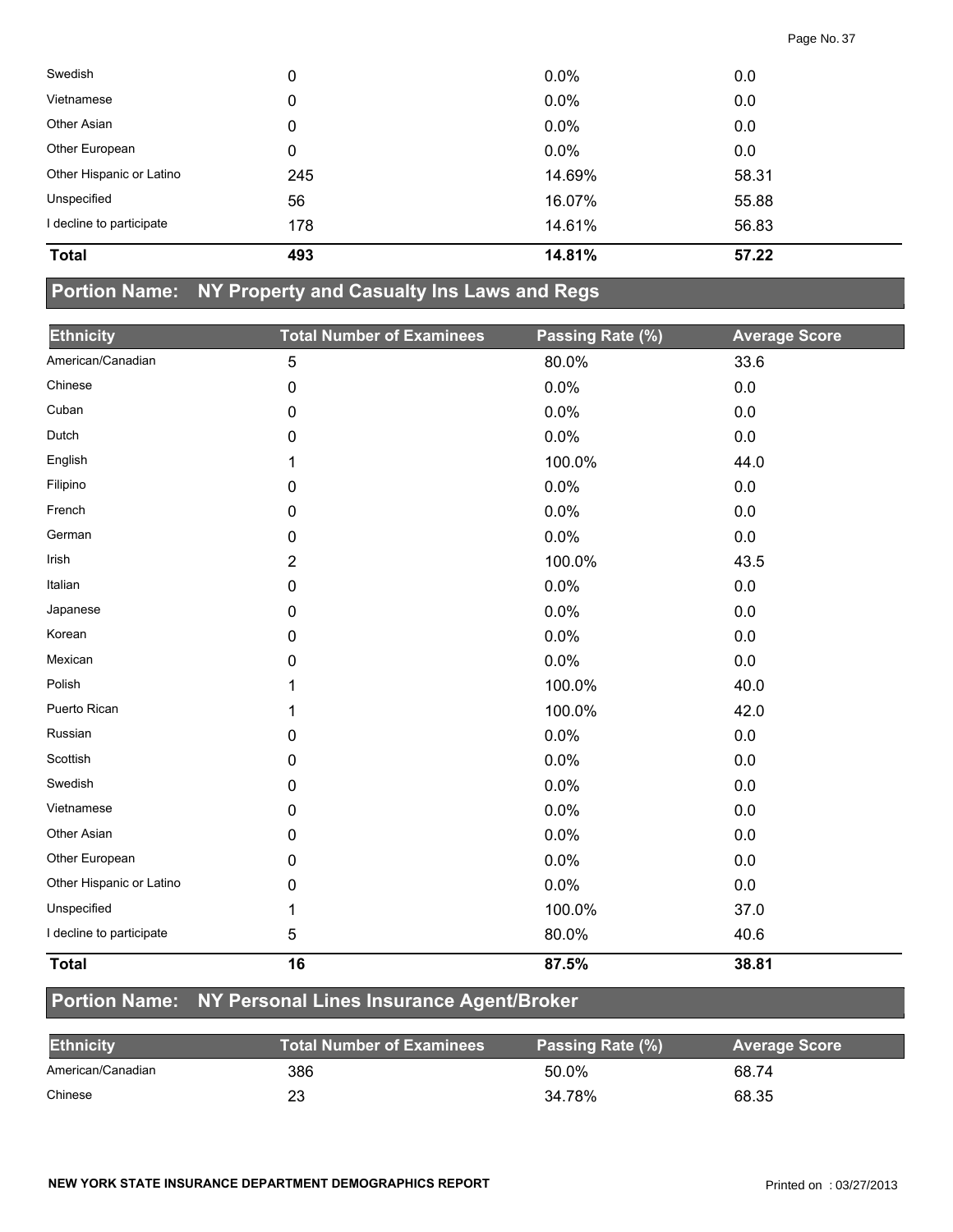| Ethnicity | Total Number of Examinees | Passing Rate (%) | Average Score |
|---|---|---|---|
| Swedish | 0 | 0.0% | 0.0 |
| Vietnamese | 0 | 0.0% | 0.0 |
| Other Asian | 0 | 0.0% | 0.0 |
| Other European | 0 | 0.0% | 0.0 |
| Other Hispanic or Latino | 245 | 14.69% | 58.31 |
| Unspecified | 56 | 16.07% | 55.88 |
| I decline to participate | 178 | 14.61% | 56.83 |
| **Total** | **493** | **14.81%** | **57.22** |

## Portion Name: NY Property and Casualty Ins Laws and Regs

| Ethnicity | Total Number of Examinees | Passing Rate (%) | Average Score |
|---|---|---|---|
| American/Canadian | 5 | 80.0% | 33.6 |
| Chinese | 0 | 0.0% | 0.0 |
| Cuban | 0 | 0.0% | 0.0 |
| Dutch | 0 | 0.0% | 0.0 |
| English | 1 | 100.0% | 44.0 |
| Filipino | 0 | 0.0% | 0.0 |
| French | 0 | 0.0% | 0.0 |
| German | 0 | 0.0% | 0.0 |
| Irish | 2 | 100.0% | 43.5 |
| Italian | 0 | 0.0% | 0.0 |
| Japanese | 0 | 0.0% | 0.0 |
| Korean | 0 | 0.0% | 0.0 |
| Mexican | 0 | 0.0% | 0.0 |
| Polish | 1 | 100.0% | 40.0 |
| Puerto Rican | 1 | 100.0% | 42.0 |
| Russian | 0 | 0.0% | 0.0 |
| Scottish | 0 | 0.0% | 0.0 |
| Swedish | 0 | 0.0% | 0.0 |
| Vietnamese | 0 | 0.0% | 0.0 |
| Other Asian | 0 | 0.0% | 0.0 |
| Other European | 0 | 0.0% | 0.0 |
| Other Hispanic or Latino | 0 | 0.0% | 0.0 |
| Unspecified | 1 | 100.0% | 37.0 |
| I decline to participate | 5 | 80.0% | 40.6 |
| **Total** | **16** | **87.5%** | **38.81** |

## Portion Name: NY Personal Lines Insurance Agent/Broker

| Ethnicity | Total Number of Examinees | Passing Rate (%) | Average Score |
|---|---|---|---|
| American/Canadian | 386 | 50.0% | 68.74 |
| Chinese | 23 | 34.78% | 68.35 |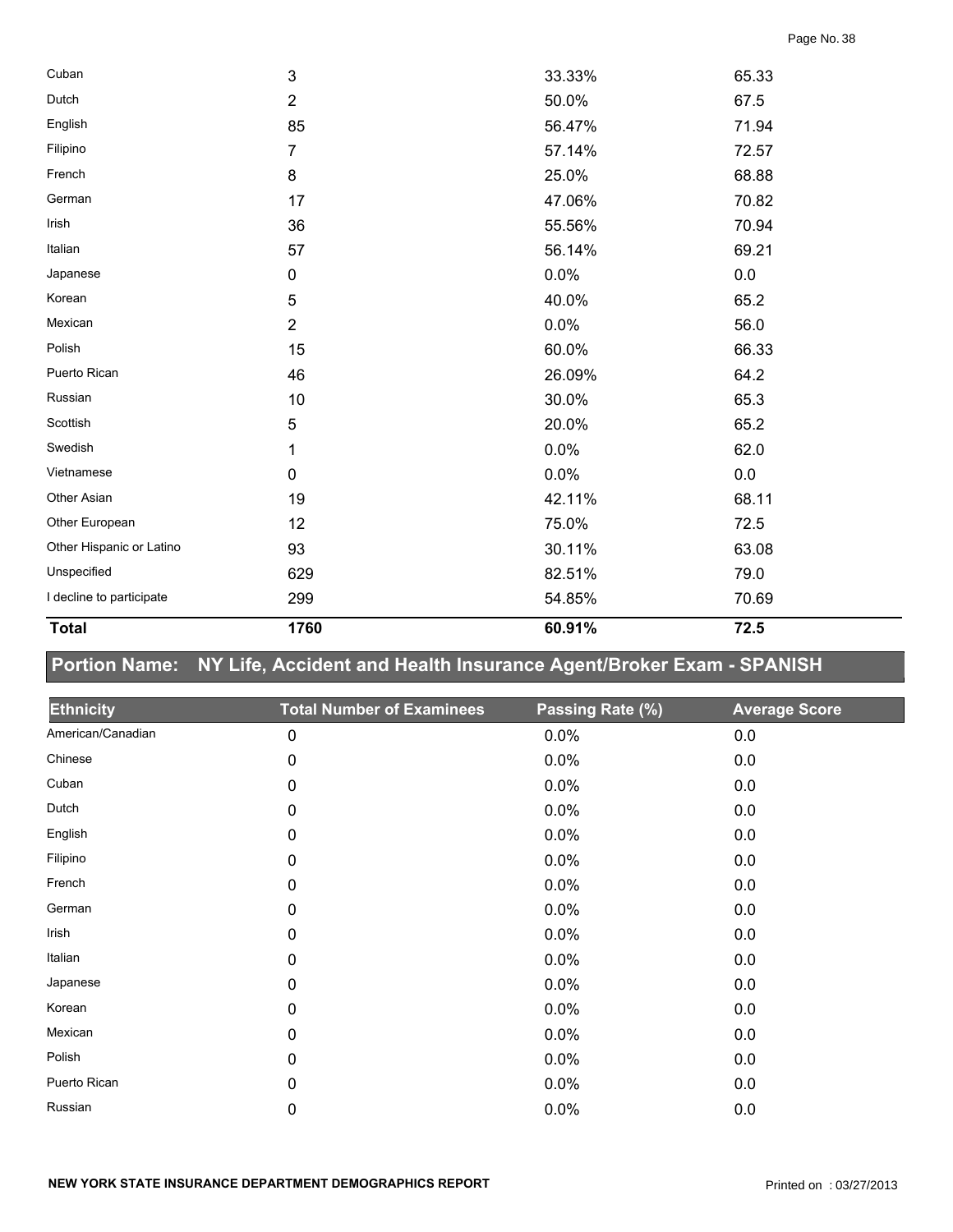| | | | |
|---|---|---|---|
| Cuban | 3 | 33.33% | 65.33 |
| Dutch | 2 | 50.0% | 67.5 |
| English | 85 | 56.47% | 71.94 |
| Filipino | 7 | 57.14% | 72.57 |
| French | 8 | 25.0% | 68.88 |
| German | 17 | 47.06% | 70.82 |
| Irish | 36 | 55.56% | 70.94 |
| Italian | 57 | 56.14% | 69.21 |
| Japanese | 0 | 0.0% | 0.0 |
| Korean | 5 | 40.0% | 65.2 |
| Mexican | 2 | 0.0% | 56.0 |
| Polish | 15 | 60.0% | 66.33 |
| Puerto Rican | 46 | 26.09% | 64.2 |
| Russian | 10 | 30.0% | 65.3 |
| Scottish | 5 | 20.0% | 65.2 |
| Swedish | 1 | 0.0% | 62.0 |
| Vietnamese | 0 | 0.0% | 0.0 |
| Other Asian | 19 | 42.11% | 68.11 |
| Other European | 12 | 75.0% | 72.5 |
| Other Hispanic or Latino | 93 | 30.11% | 63.08 |
| Unspecified | 629 | 82.51% | 79.0 |
| I decline to participate | 299 | 54.85% | 70.69 |
| **Total** | **1760** | **60.91%** | **72.5** |

## Portion Name: NY Life, Accident and Health Insurance Agent/Broker Exam - SPANISH

| Ethnicity | Total Number of Examinees | Passing Rate (%) | Average Score |
|---|---|---|---|
| American/Canadian | 0 | 0.0% | 0.0 |
| Chinese | 0 | 0.0% | 0.0 |
| Cuban | 0 | 0.0% | 0.0 |
| Dutch | 0 | 0.0% | 0.0 |
| English | 0 | 0.0% | 0.0 |
| Filipino | 0 | 0.0% | 0.0 |
| French | 0 | 0.0% | 0.0 |
| German | 0 | 0.0% | 0.0 |
| Irish | 0 | 0.0% | 0.0 |
| Italian | 0 | 0.0% | 0.0 |
| Japanese | 0 | 0.0% | 0.0 |
| Korean | 0 | 0.0% | 0.0 |
| Mexican | 0 | 0.0% | 0.0 |
| Polish | 0 | 0.0% | 0.0 |
| Puerto Rican | 0 | 0.0% | 0.0 |
| Russian | 0 | 0.0% | 0.0 |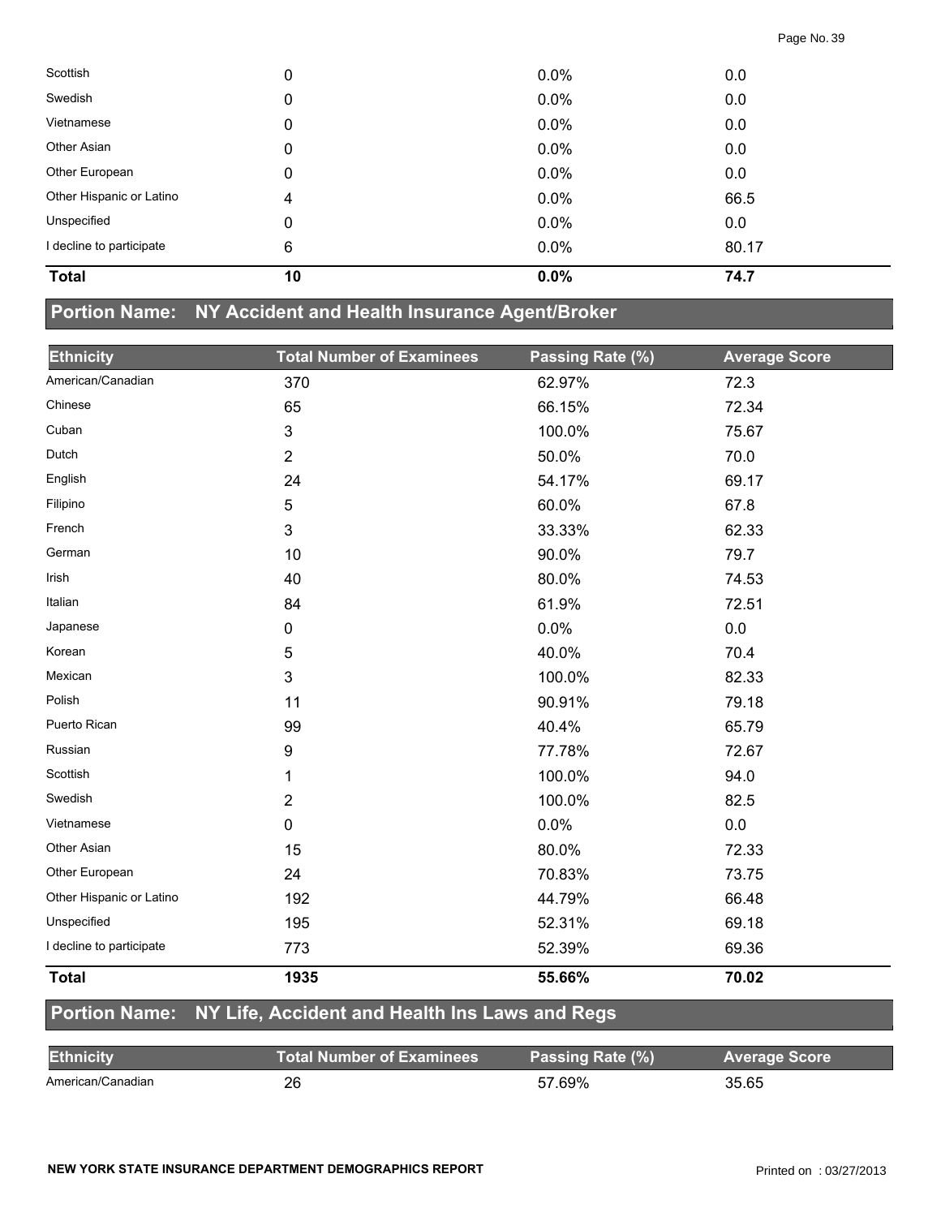| Scottish | 0 | 0.0% | 0.0 |
|---|---|---|---|
| Swedish | 0 | 0.0% | 0.0 |
| Vietnamese | 0 | 0.0% | 0.0 |
| Other Asian | 0 | 0.0% | 0.0 |
| Other European | 0 | 0.0% | 0.0 |
| Other Hispanic or Latino | 4 | 0.0% | 66.5 |
| Unspecified | 0 | 0.0% | 0.0 |
| I decline to participate | 6 | 0.0% | 80.17 |
| **Total** | **10** | **0.0%** | **74.7** |

## Portion Name: NY Accident and Health Insurance Agent/Broker

| Ethnicity | Total Number of Examinees | Passing Rate (%) | Average Score |
|---|---|---|---|
| American/Canadian | 370 | 62.97% | 72.3 |
| Chinese | 65 | 66.15% | 72.34 |
| Cuban | 3 | 100.0% | 75.67 |
| Dutch | 2 | 50.0% | 70.0 |
| English | 24 | 54.17% | 69.17 |
| Filipino | 5 | 60.0% | 67.8 |
| French | 3 | 33.33% | 62.33 |
| German | 10 | 90.0% | 79.7 |
| Irish | 40 | 80.0% | 74.53 |
| Italian | 84 | 61.9% | 72.51 |
| Japanese | 0 | 0.0% | 0.0 |
| Korean | 5 | 40.0% | 70.4 |
| Mexican | 3 | 100.0% | 82.33 |
| Polish | 11 | 90.91% | 79.18 |
| Puerto Rican | 99 | 40.4% | 65.79 |
| Russian | 9 | 77.78% | 72.67 |
| Scottish | 1 | 100.0% | 94.0 |
| Swedish | 2 | 100.0% | 82.5 |
| Vietnamese | 0 | 0.0% | 0.0 |
| Other Asian | 15 | 80.0% | 72.33 |
| Other European | 24 | 70.83% | 73.75 |
| Other Hispanic or Latino | 192 | 44.79% | 66.48 |
| Unspecified | 195 | 52.31% | 69.18 |
| I decline to participate | 773 | 52.39% | 69.36 |
| **Total** | **1935** | **55.66%** | **70.02** |

## Portion Name: NY Life, Accident and Health Ins Laws and Regs

| Ethnicity | Total Number of Examinees | Passing Rate (%) | Average Score |
|---|---|---|---|
| American/Canadian | 26 | 57.69% | 35.65 |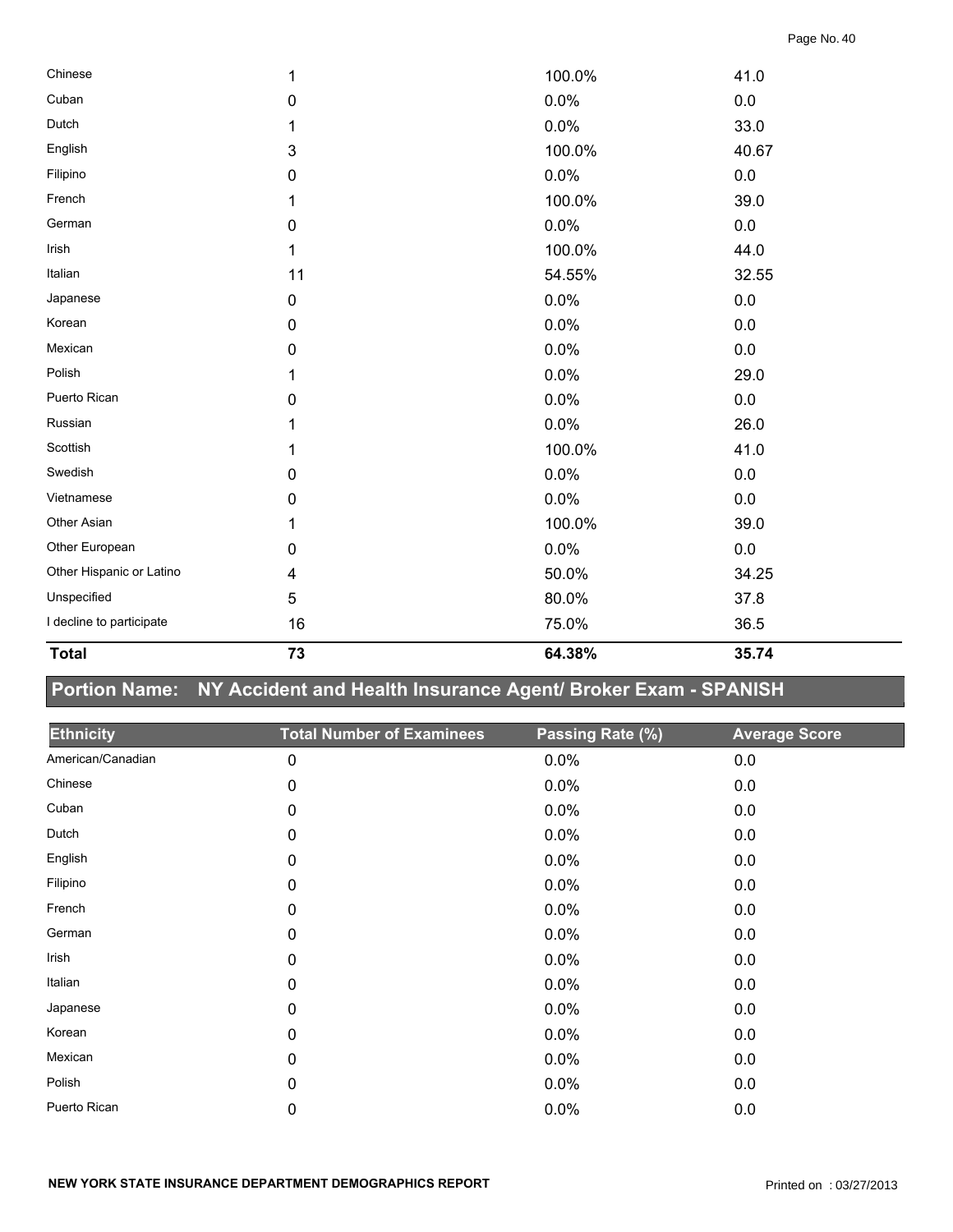| | | | |
|---|---|---|---|
| Chinese | 1 | 100.0% | 41.0 |
| Cuban | 0 | 0.0% | 0.0 |
| Dutch | 1 | 0.0% | 33.0 |
| English | 3 | 100.0% | 40.67 |
| Filipino | 0 | 0.0% | 0.0 |
| French | 1 | 100.0% | 39.0 |
| German | 0 | 0.0% | 0.0 |
| Irish | 1 | 100.0% | 44.0 |
| Italian | 11 | 54.55% | 32.55 |
| Japanese | 0 | 0.0% | 0.0 |
| Korean | 0 | 0.0% | 0.0 |
| Mexican | 0 | 0.0% | 0.0 |
| Polish | 1 | 0.0% | 29.0 |
| Puerto Rican | 0 | 0.0% | 0.0 |
| Russian | 1 | 0.0% | 26.0 |
| Scottish | 1 | 100.0% | 41.0 |
| Swedish | 0 | 0.0% | 0.0 |
| Vietnamese | 0 | 0.0% | 0.0 |
| Other Asian | 1 | 100.0% | 39.0 |
| Other European | 0 | 0.0% | 0.0 |
| Other Hispanic or Latino | 4 | 50.0% | 34.25 |
| Unspecified | 5 | 80.0% | 37.8 |
| I decline to participate | 16 | 75.0% | 36.5 |
| **Total** | **73** | **64.38%** | **35.74** |

## Portion Name: NY Accident and Health Insurance Agent/ Broker Exam - SPANISH

| Ethnicity | Total Number of Examinees | Passing Rate (%) | Average Score |
|---|---|---|---|
| American/Canadian | 0 | 0.0% | 0.0 |
| Chinese | 0 | 0.0% | 0.0 |
| Cuban | 0 | 0.0% | 0.0 |
| Dutch | 0 | 0.0% | 0.0 |
| English | 0 | 0.0% | 0.0 |
| Filipino | 0 | 0.0% | 0.0 |
| French | 0 | 0.0% | 0.0 |
| German | 0 | 0.0% | 0.0 |
| Irish | 0 | 0.0% | 0.0 |
| Italian | 0 | 0.0% | 0.0 |
| Japanese | 0 | 0.0% | 0.0 |
| Korean | 0 | 0.0% | 0.0 |
| Mexican | 0 | 0.0% | 0.0 |
| Polish | 0 | 0.0% | 0.0 |
| Puerto Rican | 0 | 0.0% | 0.0 |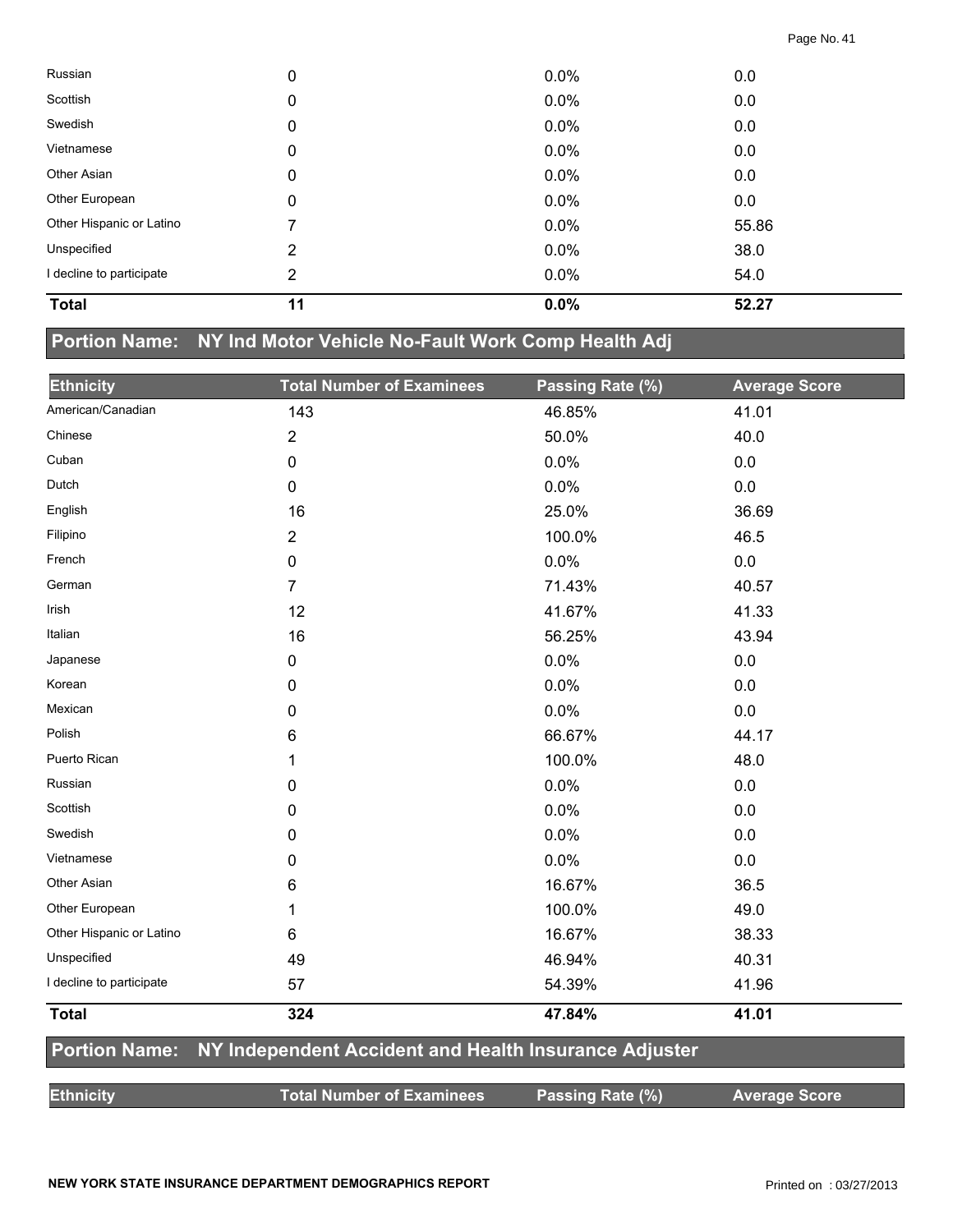| Ethnicity | Total Number of Examinees | Passing Rate (%) | Average Score |
|---|---|---|---|
| Russian | 0 | 0.0% | 0.0 |
| Scottish | 0 | 0.0% | 0.0 |
| Swedish | 0 | 0.0% | 0.0 |
| Vietnamese | 0 | 0.0% | 0.0 |
| Other Asian | 0 | 0.0% | 0.0 |
| Other European | 0 | 0.0% | 0.0 |
| Other Hispanic or Latino | 7 | 0.0% | 55.86 |
| Unspecified | 2 | 0.0% | 38.0 |
| I decline to participate | 2 | 0.0% | 54.0 |
| **Total** | **11** | **0.0%** | **52.27** |

## Portion Name: NY Ind Motor Vehicle No-Fault Work Comp Health Adj

| Ethnicity | Total Number of Examinees | Passing Rate (%) | Average Score |
|---|---|---|---|
| American/Canadian | 143 | 46.85% | 41.01 |
| Chinese | 2 | 50.0% | 40.0 |
| Cuban | 0 | 0.0% | 0.0 |
| Dutch | 0 | 0.0% | 0.0 |
| English | 16 | 25.0% | 36.69 |
| Filipino | 2 | 100.0% | 46.5 |
| French | 0 | 0.0% | 0.0 |
| German | 7 | 71.43% | 40.57 |
| Irish | 12 | 41.67% | 41.33 |
| Italian | 16 | 56.25% | 43.94 |
| Japanese | 0 | 0.0% | 0.0 |
| Korean | 0 | 0.0% | 0.0 |
| Mexican | 0 | 0.0% | 0.0 |
| Polish | 6 | 66.67% | 44.17 |
| Puerto Rican | 1 | 100.0% | 48.0 |
| Russian | 0 | 0.0% | 0.0 |
| Scottish | 0 | 0.0% | 0.0 |
| Swedish | 0 | 0.0% | 0.0 |
| Vietnamese | 0 | 0.0% | 0.0 |
| Other Asian | 6 | 16.67% | 36.5 |
| Other European | 1 | 100.0% | 49.0 |
| Other Hispanic or Latino | 6 | 16.67% | 38.33 |
| Unspecified | 49 | 46.94% | 40.31 |
| I decline to participate | 57 | 54.39% | 41.96 |
| **Total** | **324** | **47.84%** | **41.01** |

## Portion Name: NY Independent Accident and Health Insurance Adjuster

| Ethnicity | Total Number of Examinees | Passing Rate (%) | Average Score |
|---|---|---|---|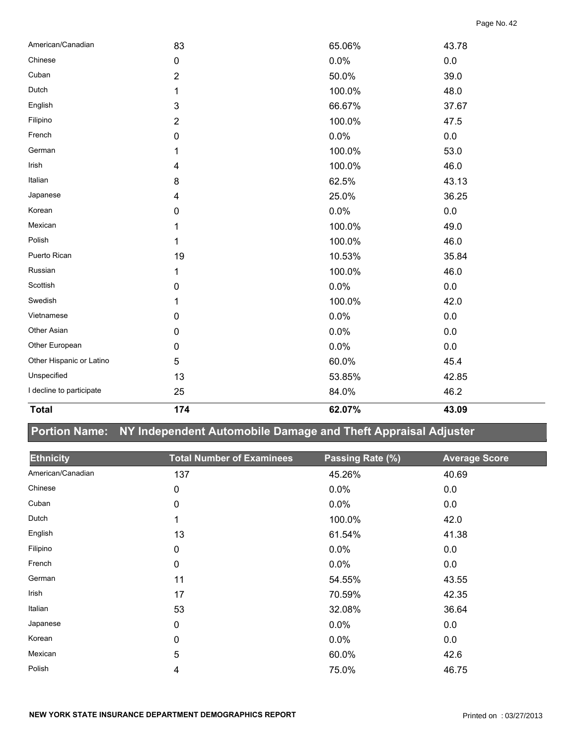| | | | |
|---|---|---|---|
| American/Canadian | 83 | 65.06% | 43.78 |
| Chinese | 0 | 0.0% | 0.0 |
| Cuban | 2 | 50.0% | 39.0 |
| Dutch | 1 | 100.0% | 48.0 |
| English | 3 | 66.67% | 37.67 |
| Filipino | 2 | 100.0% | 47.5 |
| French | 0 | 0.0% | 0.0 |
| German | 1 | 100.0% | 53.0 |
| Irish | 4 | 100.0% | 46.0 |
| Italian | 8 | 62.5% | 43.13 |
| Japanese | 4 | 25.0% | 36.25 |
| Korean | 0 | 0.0% | 0.0 |
| Mexican | 1 | 100.0% | 49.0 |
| Polish | 1 | 100.0% | 46.0 |
| Puerto Rican | 19 | 10.53% | 35.84 |
| Russian | 1 | 100.0% | 46.0 |
| Scottish | 0 | 0.0% | 0.0 |
| Swedish | 1 | 100.0% | 42.0 |
| Vietnamese | 0 | 0.0% | 0.0 |
| Other Asian | 0 | 0.0% | 0.0 |
| Other European | 0 | 0.0% | 0.0 |
| Other Hispanic or Latino | 5 | 60.0% | 45.4 |
| Unspecified | 13 | 53.85% | 42.85 |
| I decline to participate | 25 | 84.0% | 46.2 |
| **Total** | **174** | **62.07%** | **43.09** |

## Portion Name: NY Independent Automobile Damage and Theft Appraisal Adjuster

| Ethnicity | Total Number of Examinees | Passing Rate (%) | Average Score |
|---|---|---|---|
| American/Canadian | 137 | 45.26% | 40.69 |
| Chinese | 0 | 0.0% | 0.0 |
| Cuban | 0 | 0.0% | 0.0 |
| Dutch | 1 | 100.0% | 42.0 |
| English | 13 | 61.54% | 41.38 |
| Filipino | 0 | 0.0% | 0.0 |
| French | 0 | 0.0% | 0.0 |
| German | 11 | 54.55% | 43.55 |
| Irish | 17 | 70.59% | 42.35 |
| Italian | 53 | 32.08% | 36.64 |
| Japanese | 0 | 0.0% | 0.0 |
| Korean | 0 | 0.0% | 0.0 |
| Mexican | 5 | 60.0% | 42.6 |
| Polish | 4 | 75.0% | 46.75 |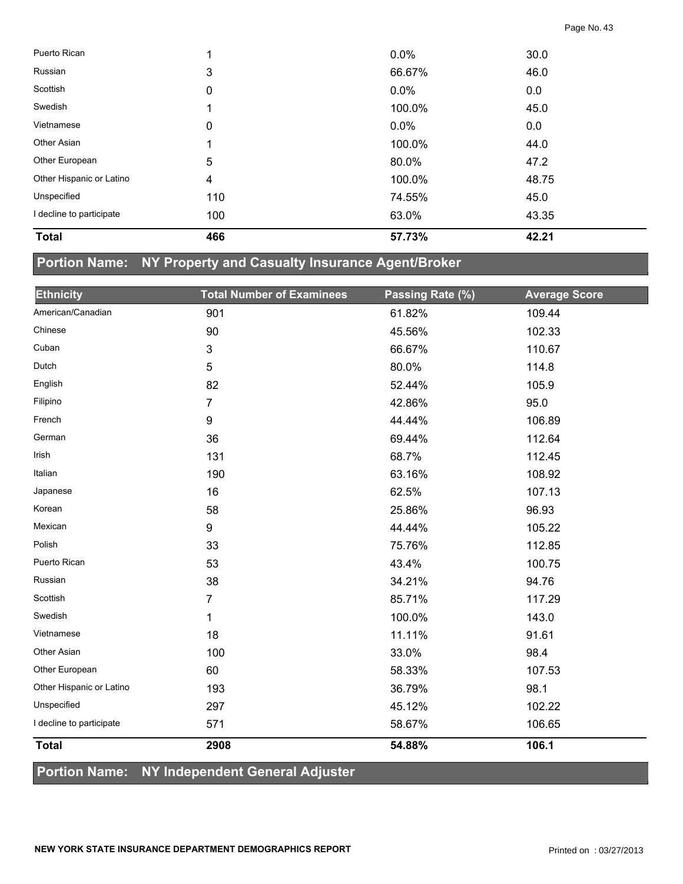| Ethnicity | Total Number of Examinees | Passing Rate (%) | Average Score |
| --- | --- | --- | --- |
| Puerto Rican | 1 | 0.0% | 30.0 |
| Russian | 3 | 66.67% | 46.0 |
| Scottish | 0 | 0.0% | 0.0 |
| Swedish | 1 | 100.0% | 45.0 |
| Vietnamese | 0 | 0.0% | 0.0 |
| Other Asian | 1 | 100.0% | 44.0 |
| Other European | 5 | 80.0% | 47.2 |
| Other Hispanic or Latino | 4 | 100.0% | 48.75 |
| Unspecified | 110 | 74.55% | 45.0 |
| I decline to participate | 100 | 63.0% | 43.35 |
| **Total** | **466** | **57.73%** | **42.21** |

## Portion Name: NY Property and Casualty Insurance Agent/Broker

| Ethnicity | Total Number of Examinees | Passing Rate (%) | Average Score |
| --- | --- | --- | --- |
| American/Canadian | 901 | 61.82% | 109.44 |
| Chinese | 90 | 45.56% | 102.33 |
| Cuban | 3 | 66.67% | 110.67 |
| Dutch | 5 | 80.0% | 114.8 |
| English | 82 | 52.44% | 105.9 |
| Filipino | 7 | 42.86% | 95.0 |
| French | 9 | 44.44% | 106.89 |
| German | 36 | 69.44% | 112.64 |
| Irish | 131 | 68.7% | 112.45 |
| Italian | 190 | 63.16% | 108.92 |
| Japanese | 16 | 62.5% | 107.13 |
| Korean | 58 | 25.86% | 96.93 |
| Mexican | 9 | 44.44% | 105.22 |
| Polish | 33 | 75.76% | 112.85 |
| Puerto Rican | 53 | 43.4% | 100.75 |
| Russian | 38 | 34.21% | 94.76 |
| Scottish | 7 | 85.71% | 117.29 |
| Swedish | 1 | 100.0% | 143.0 |
| Vietnamese | 18 | 11.11% | 91.61 |
| Other Asian | 100 | 33.0% | 98.4 |
| Other European | 60 | 58.33% | 107.53 |
| Other Hispanic or Latino | 193 | 36.79% | 98.1 |
| Unspecified | 297 | 45.12% | 102.22 |
| I decline to participate | 571 | 58.67% | 106.65 |
| **Total** | **2908** | **54.88%** | **106.1** |

## Portion Name: NY Independent General Adjuster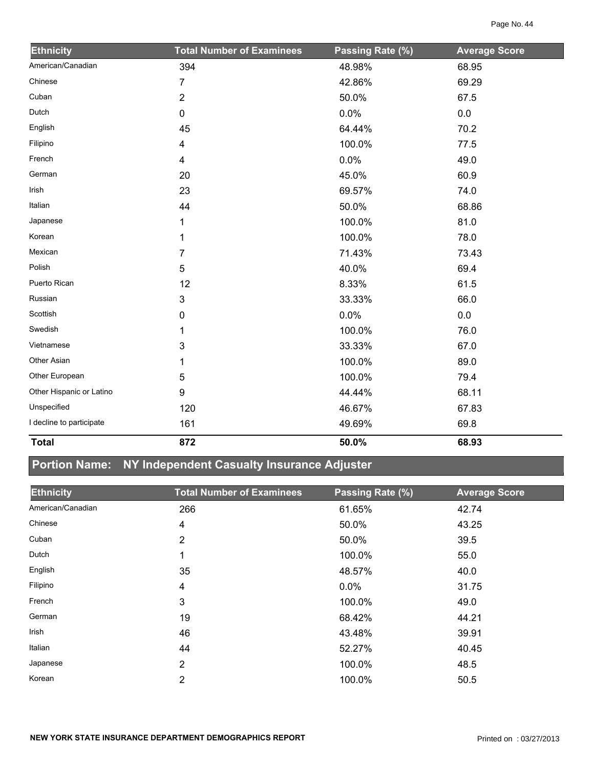| Ethnicity | Total Number of Examinees | Passing Rate (%) | Average Score |
|---|---|---|---|
| American/Canadian | 394 | 48.98% | 68.95 |
| Chinese | 7 | 42.86% | 69.29 |
| Cuban | 2 | 50.0% | 67.5 |
| Dutch | 0 | 0.0% | 0.0 |
| English | 45 | 64.44% | 70.2 |
| Filipino | 4 | 100.0% | 77.5 |
| French | 4 | 0.0% | 49.0 |
| German | 20 | 45.0% | 60.9 |
| Irish | 23 | 69.57% | 74.0 |
| Italian | 44 | 50.0% | 68.86 |
| Japanese | 1 | 100.0% | 81.0 |
| Korean | 1 | 100.0% | 78.0 |
| Mexican | 7 | 71.43% | 73.43 |
| Polish | 5 | 40.0% | 69.4 |
| Puerto Rican | 12 | 8.33% | 61.5 |
| Russian | 3 | 33.33% | 66.0 |
| Scottish | 0 | 0.0% | 0.0 |
| Swedish | 1 | 100.0% | 76.0 |
| Vietnamese | 3 | 33.33% | 67.0 |
| Other Asian | 1 | 100.0% | 89.0 |
| Other European | 5 | 100.0% | 79.4 |
| Other Hispanic or Latino | 9 | 44.44% | 68.11 |
| Unspecified | 120 | 46.67% | 67.83 |
| I decline to participate | 161 | 49.69% | 69.8 |
| **Total** | **872** | **50.0%** | **68.93** |

## Portion Name: NY Independent Casualty Insurance Adjuster

| Ethnicity | Total Number of Examinees | Passing Rate (%) | Average Score |
|---|---|---|---|
| American/Canadian | 266 | 61.65% | 42.74 |
| Chinese | 4 | 50.0% | 43.25 |
| Cuban | 2 | 50.0% | 39.5 |
| Dutch | 1 | 100.0% | 55.0 |
| English | 35 | 48.57% | 40.0 |
| Filipino | 4 | 0.0% | 31.75 |
| French | 3 | 100.0% | 49.0 |
| German | 19 | 68.42% | 44.21 |
| Irish | 46 | 43.48% | 39.91 |
| Italian | 44 | 52.27% | 40.45 |
| Japanese | 2 | 100.0% | 48.5 |
| Korean | 2 | 100.0% | 50.5 |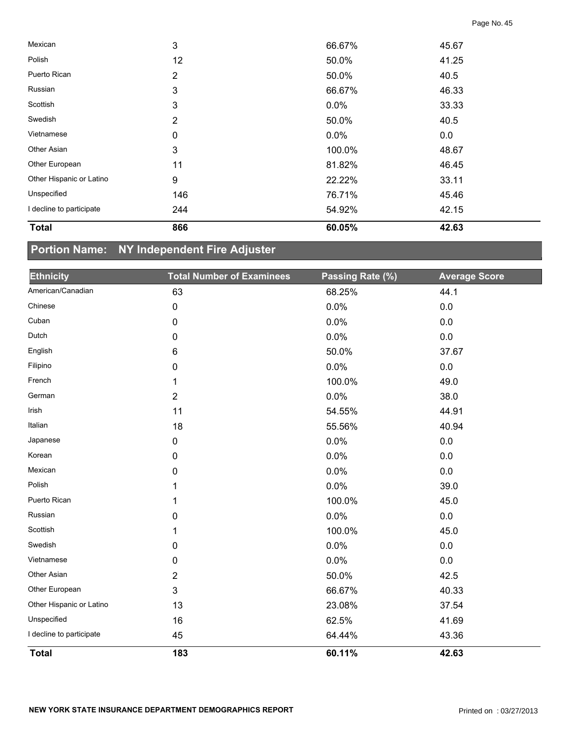| | | | |
|---|---|---|---|
| Mexican | 3 | 66.67% | 45.67 |
| Polish | 12 | 50.0% | 41.25 |
| Puerto Rican | 2 | 50.0% | 40.5 |
| Russian | 3 | 66.67% | 46.33 |
| Scottish | 3 | 0.0% | 33.33 |
| Swedish | 2 | 50.0% | 40.5 |
| Vietnamese | 0 | 0.0% | 0.0 |
| Other Asian | 3 | 100.0% | 48.67 |
| Other European | 11 | 81.82% | 46.45 |
| Other Hispanic or Latino | 9 | 22.22% | 33.11 |
| Unspecified | 146 | 76.71% | 45.46 |
| I decline to participate | 244 | 54.92% | 42.15 |
| **Total** | **866** | **60.05%** | **42.63** |

## Portion Name: NY Independent Fire Adjuster

| Ethnicity | Total Number of Examinees | Passing Rate (%) | Average Score |
|---|---|---|---|
| American/Canadian | 63 | 68.25% | 44.1 |
| Chinese | 0 | 0.0% | 0.0 |
| Cuban | 0 | 0.0% | 0.0 |
| Dutch | 0 | 0.0% | 0.0 |
| English | 6 | 50.0% | 37.67 |
| Filipino | 0 | 0.0% | 0.0 |
| French | 1 | 100.0% | 49.0 |
| German | 2 | 0.0% | 38.0 |
| Irish | 11 | 54.55% | 44.91 |
| Italian | 18 | 55.56% | 40.94 |
| Japanese | 0 | 0.0% | 0.0 |
| Korean | 0 | 0.0% | 0.0 |
| Mexican | 0 | 0.0% | 0.0 |
| Polish | 1 | 0.0% | 39.0 |
| Puerto Rican | 1 | 100.0% | 45.0 |
| Russian | 0 | 0.0% | 0.0 |
| Scottish | 1 | 100.0% | 45.0 |
| Swedish | 0 | 0.0% | 0.0 |
| Vietnamese | 0 | 0.0% | 0.0 |
| Other Asian | 2 | 50.0% | 42.5 |
| Other European | 3 | 66.67% | 40.33 |
| Other Hispanic or Latino | 13 | 23.08% | 37.54 |
| Unspecified | 16 | 62.5% | 41.69 |
| I decline to participate | 45 | 64.44% | 43.36 |
| **Total** | **183** | **60.11%** | **42.63** |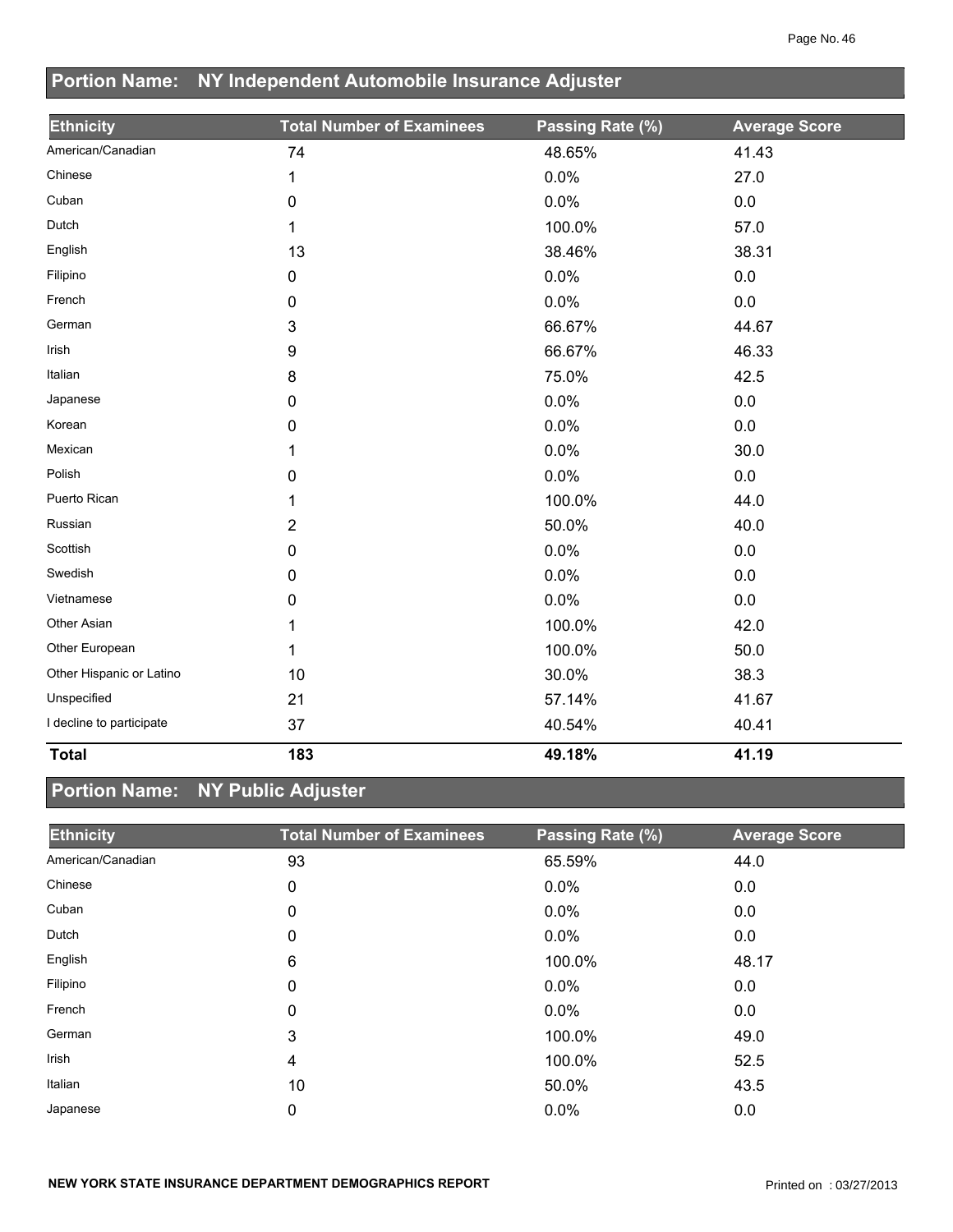## Portion Name: NY Independent Automobile Insurance Adjuster

| Ethnicity | Total Number of Examinees | Passing Rate (%) | Average Score |
|---|---|---|---|
| American/Canadian | 74 | 48.65% | 41.43 |
| Chinese | 1 | 0.0% | 27.0 |
| Cuban | 0 | 0.0% | 0.0 |
| Dutch | 1 | 100.0% | 57.0 |
| English | 13 | 38.46% | 38.31 |
| Filipino | 0 | 0.0% | 0.0 |
| French | 0 | 0.0% | 0.0 |
| German | 3 | 66.67% | 44.67 |
| Irish | 9 | 66.67% | 46.33 |
| Italian | 8 | 75.0% | 42.5 |
| Japanese | 0 | 0.0% | 0.0 |
| Korean | 0 | 0.0% | 0.0 |
| Mexican | 1 | 0.0% | 30.0 |
| Polish | 0 | 0.0% | 0.0 |
| Puerto Rican | 1 | 100.0% | 44.0 |
| Russian | 2 | 50.0% | 40.0 |
| Scottish | 0 | 0.0% | 0.0 |
| Swedish | 0 | 0.0% | 0.0 |
| Vietnamese | 0 | 0.0% | 0.0 |
| Other Asian | 1 | 100.0% | 42.0 |
| Other European | 1 | 100.0% | 50.0 |
| Other Hispanic or Latino | 10 | 30.0% | 38.3 |
| Unspecified | 21 | 57.14% | 41.67 |
| I decline to participate | 37 | 40.54% | 40.41 |
| **Total** | **183** | **49.18%** | **41.19** |

## Portion Name: NY Public Adjuster

| Ethnicity | Total Number of Examinees | Passing Rate (%) | Average Score |
|---|---|---|---|
| American/Canadian | 93 | 65.59% | 44.0 |
| Chinese | 0 | 0.0% | 0.0 |
| Cuban | 0 | 0.0% | 0.0 |
| Dutch | 0 | 0.0% | 0.0 |
| English | 6 | 100.0% | 48.17 |
| Filipino | 0 | 0.0% | 0.0 |
| French | 0 | 0.0% | 0.0 |
| German | 3 | 100.0% | 49.0 |
| Irish | 4 | 100.0% | 52.5 |
| Italian | 10 | 50.0% | 43.5 |
| Japanese | 0 | 0.0% | 0.0 |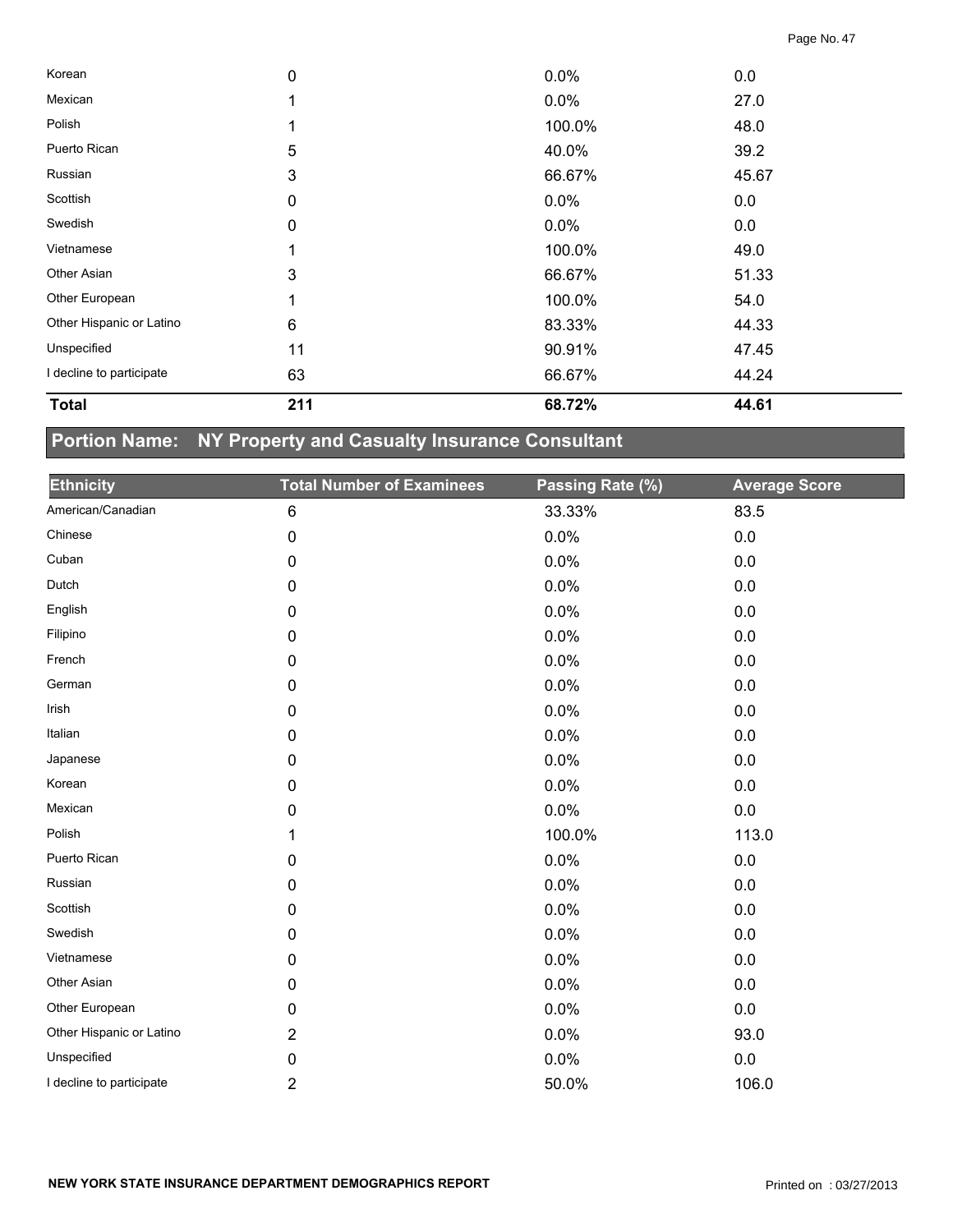| | | | |
|---|---|---|---|
| Korean | 0 | 0.0% | 0.0 |
| Mexican | 1 | 0.0% | 27.0 |
| Polish | 1 | 100.0% | 48.0 |
| Puerto Rican | 5 | 40.0% | 39.2 |
| Russian | 3 | 66.67% | 45.67 |
| Scottish | 0 | 0.0% | 0.0 |
| Swedish | 0 | 0.0% | 0.0 |
| Vietnamese | 1 | 100.0% | 49.0 |
| Other Asian | 3 | 66.67% | 51.33 |
| Other European | 1 | 100.0% | 54.0 |
| Other Hispanic or Latino | 6 | 83.33% | 44.33 |
| Unspecified | 11 | 90.91% | 47.45 |
| I decline to participate | 63 | 66.67% | 44.24 |
| **Total** | **211** | **68.72%** | **44.61** |

## Portion Name: NY Property and Casualty Insurance Consultant

| Ethnicity | Total Number of Examinees | Passing Rate (%) | Average Score |
|---|---|---|---|
| American/Canadian | 6 | 33.33% | 83.5 |
| Chinese | 0 | 0.0% | 0.0 |
| Cuban | 0 | 0.0% | 0.0 |
| Dutch | 0 | 0.0% | 0.0 |
| English | 0 | 0.0% | 0.0 |
| Filipino | 0 | 0.0% | 0.0 |
| French | 0 | 0.0% | 0.0 |
| German | 0 | 0.0% | 0.0 |
| Irish | 0 | 0.0% | 0.0 |
| Italian | 0 | 0.0% | 0.0 |
| Japanese | 0 | 0.0% | 0.0 |
| Korean | 0 | 0.0% | 0.0 |
| Mexican | 0 | 0.0% | 0.0 |
| Polish | 1 | 100.0% | 113.0 |
| Puerto Rican | 0 | 0.0% | 0.0 |
| Russian | 0 | 0.0% | 0.0 |
| Scottish | 0 | 0.0% | 0.0 |
| Swedish | 0 | 0.0% | 0.0 |
| Vietnamese | 0 | 0.0% | 0.0 |
| Other Asian | 0 | 0.0% | 0.0 |
| Other European | 0 | 0.0% | 0.0 |
| Other Hispanic or Latino | 2 | 0.0% | 93.0 |
| Unspecified | 0 | 0.0% | 0.0 |
| I decline to participate | 2 | 50.0% | 106.0 |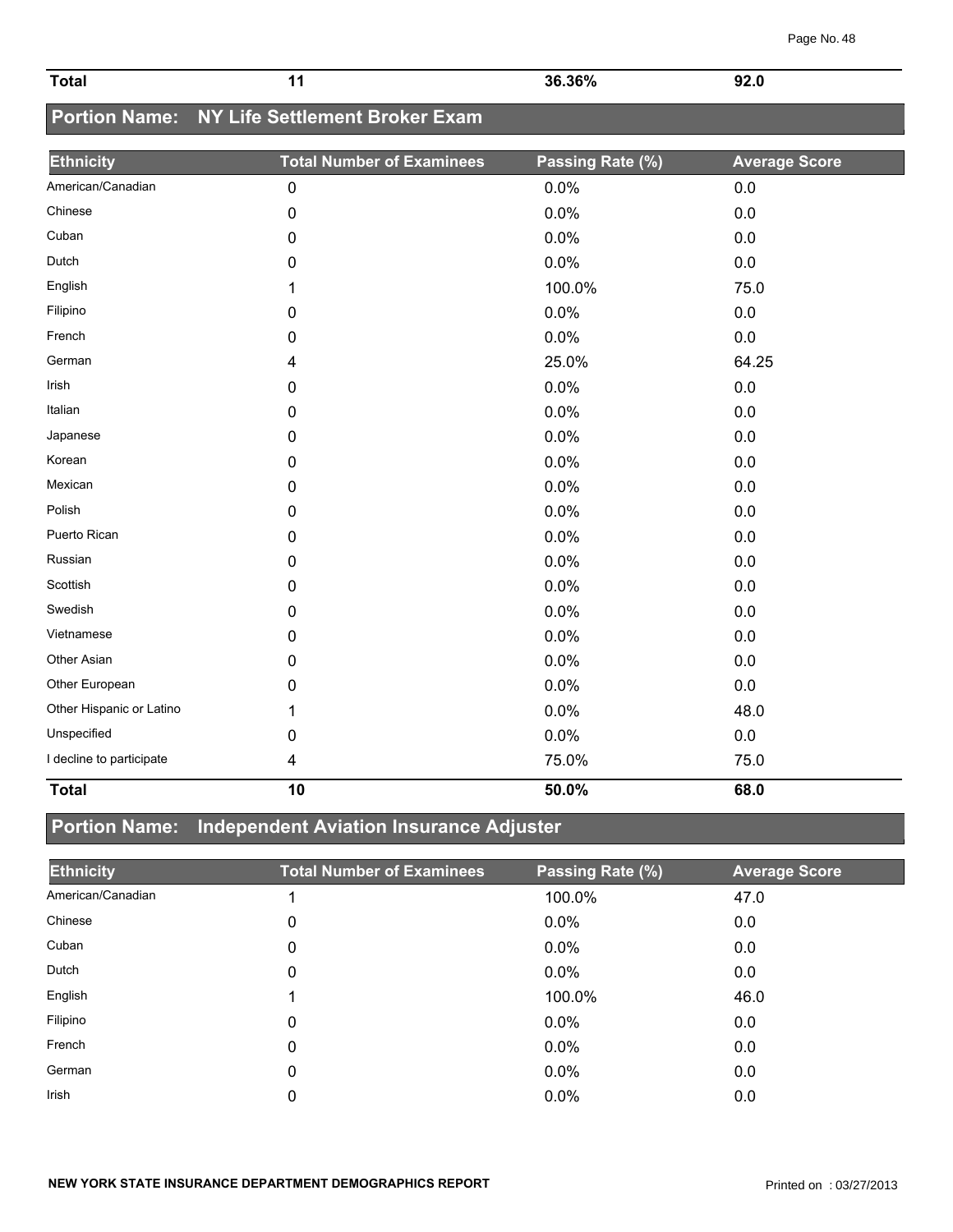| Total | 11 | 36.36% | 92.0 |
|---|---|---|---|

## Portion Name: NY Life Settlement Broker Exam

| Ethnicity | Total Number of Examinees | Passing Rate (%) | Average Score |
|---|---|---|---|
| American/Canadian | 0 | 0.0% | 0.0 |
| Chinese | 0 | 0.0% | 0.0 |
| Cuban | 0 | 0.0% | 0.0 |
| Dutch | 0 | 0.0% | 0.0 |
| English | 1 | 100.0% | 75.0 |
| Filipino | 0 | 0.0% | 0.0 |
| French | 0 | 0.0% | 0.0 |
| German | 4 | 25.0% | 64.25 |
| Irish | 0 | 0.0% | 0.0 |
| Italian | 0 | 0.0% | 0.0 |
| Japanese | 0 | 0.0% | 0.0 |
| Korean | 0 | 0.0% | 0.0 |
| Mexican | 0 | 0.0% | 0.0 |
| Polish | 0 | 0.0% | 0.0 |
| Puerto Rican | 0 | 0.0% | 0.0 |
| Russian | 0 | 0.0% | 0.0 |
| Scottish | 0 | 0.0% | 0.0 |
| Swedish | 0 | 0.0% | 0.0 |
| Vietnamese | 0 | 0.0% | 0.0 |
| Other Asian | 0 | 0.0% | 0.0 |
| Other European | 0 | 0.0% | 0.0 |
| Other Hispanic or Latino | 1 | 0.0% | 48.0 |
| Unspecified | 0 | 0.0% | 0.0 |
| I decline to participate | 4 | 75.0% | 75.0 |
| **Total** | **10** | **50.0%** | **68.0** |

## Portion Name: Independent Aviation Insurance Adjuster

| Ethnicity | Total Number of Examinees | Passing Rate (%) | Average Score |
|---|---|---|---|
| American/Canadian | 1 | 100.0% | 47.0 |
| Chinese | 0 | 0.0% | 0.0 |
| Cuban | 0 | 0.0% | 0.0 |
| Dutch | 0 | 0.0% | 0.0 |
| English | 1 | 100.0% | 46.0 |
| Filipino | 0 | 0.0% | 0.0 |
| French | 0 | 0.0% | 0.0 |
| German | 0 | 0.0% | 0.0 |
| Irish | 0 | 0.0% | 0.0 |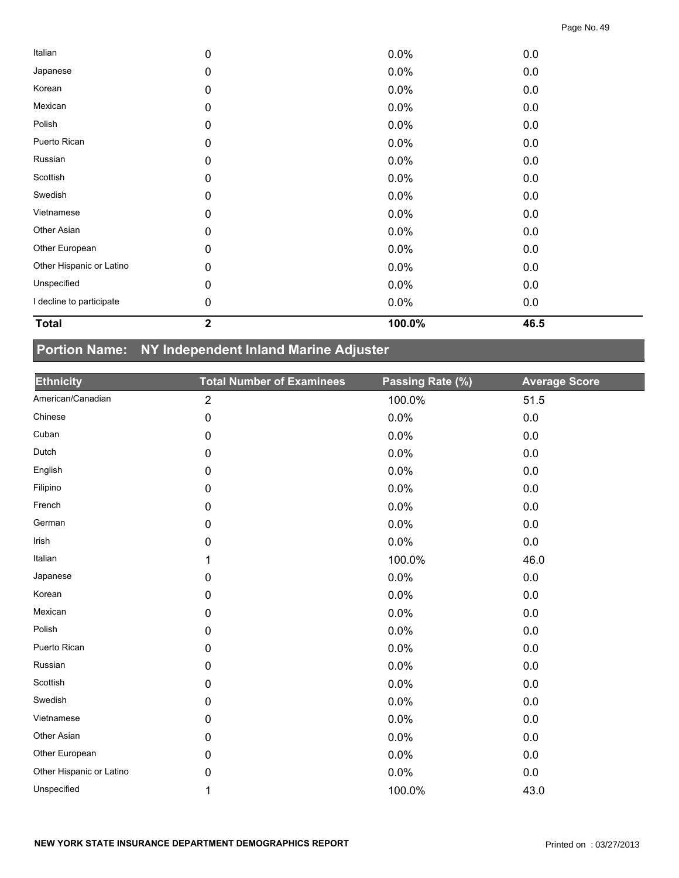| Ethnicity | Total Number of Examinees | Passing Rate (%) | Average Score |
|---|---|---|---|
| Italian | 0 | 0.0% | 0.0 |
| Japanese | 0 | 0.0% | 0.0 |
| Korean | 0 | 0.0% | 0.0 |
| Mexican | 0 | 0.0% | 0.0 |
| Polish | 0 | 0.0% | 0.0 |
| Puerto Rican | 0 | 0.0% | 0.0 |
| Russian | 0 | 0.0% | 0.0 |
| Scottish | 0 | 0.0% | 0.0 |
| Swedish | 0 | 0.0% | 0.0 |
| Vietnamese | 0 | 0.0% | 0.0 |
| Other Asian | 0 | 0.0% | 0.0 |
| Other European | 0 | 0.0% | 0.0 |
| Other Hispanic or Latino | 0 | 0.0% | 0.0 |
| Unspecified | 0 | 0.0% | 0.0 |
| I decline to participate | 0 | 0.0% | 0.0 |
| **Total** | **2** | **100.0%** | **46.5** |

## Portion Name: NY Independent Inland Marine Adjuster

| Ethnicity | Total Number of Examinees | Passing Rate (%) | Average Score |
|---|---|---|---|
| American/Canadian | 2 | 100.0% | 51.5 |
| Chinese | 0 | 0.0% | 0.0 |
| Cuban | 0 | 0.0% | 0.0 |
| Dutch | 0 | 0.0% | 0.0 |
| English | 0 | 0.0% | 0.0 |
| Filipino | 0 | 0.0% | 0.0 |
| French | 0 | 0.0% | 0.0 |
| German | 0 | 0.0% | 0.0 |
| Irish | 0 | 0.0% | 0.0 |
| Italian | 1 | 100.0% | 46.0 |
| Japanese | 0 | 0.0% | 0.0 |
| Korean | 0 | 0.0% | 0.0 |
| Mexican | 0 | 0.0% | 0.0 |
| Polish | 0 | 0.0% | 0.0 |
| Puerto Rican | 0 | 0.0% | 0.0 |
| Russian | 0 | 0.0% | 0.0 |
| Scottish | 0 | 0.0% | 0.0 |
| Swedish | 0 | 0.0% | 0.0 |
| Vietnamese | 0 | 0.0% | 0.0 |
| Other Asian | 0 | 0.0% | 0.0 |
| Other European | 0 | 0.0% | 0.0 |
| Other Hispanic or Latino | 0 | 0.0% | 0.0 |
| Unspecified | 1 | 100.0% | 43.0 |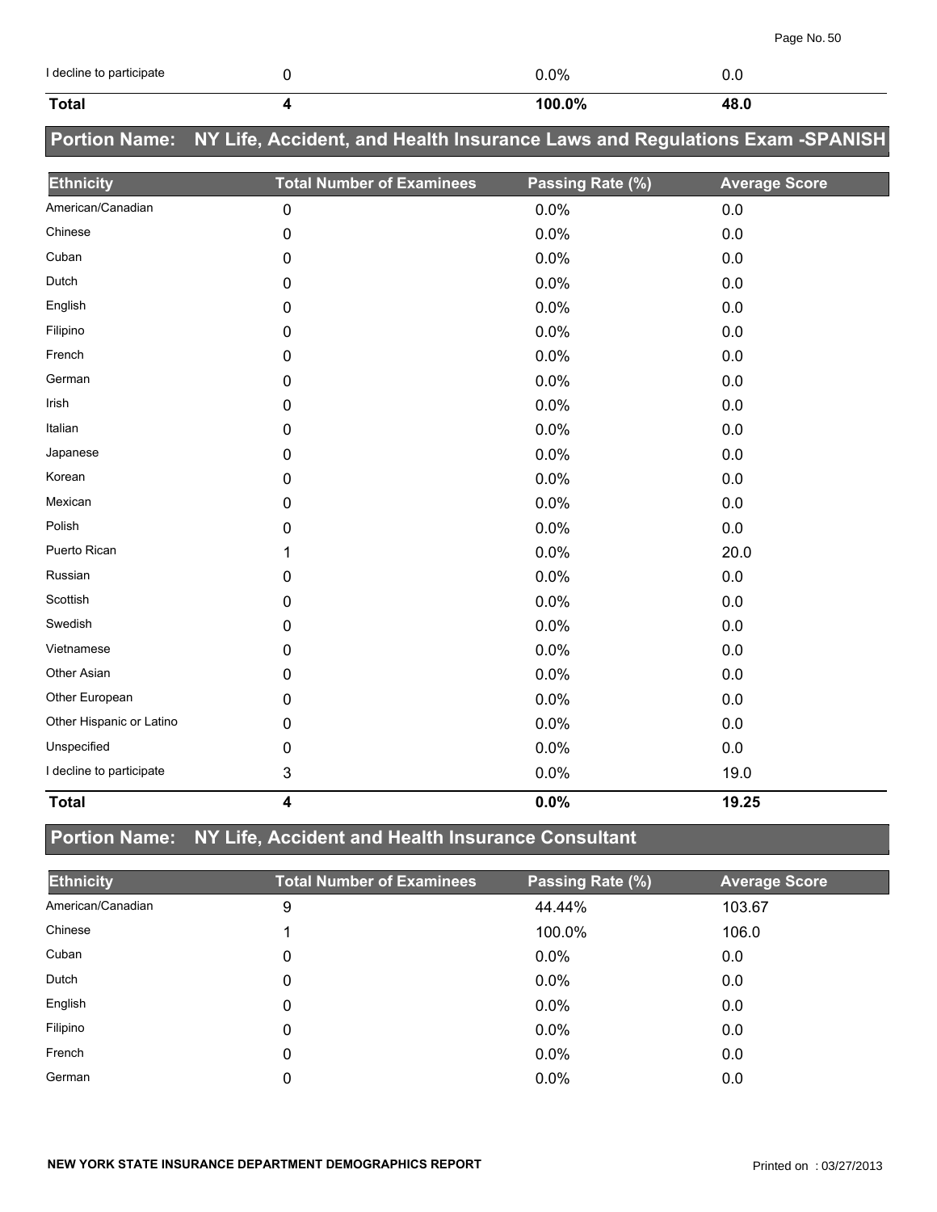| | | | |
|---|---|---|---|
| I decline to participate | 0 | 0.0% | 0.0 |
| **Total** | **4** | **100.0%** | **48.0** |

## Portion Name: NY Life, Accident, and Health Insurance Laws and Regulations Exam -SPANISH

| Ethnicity | Total Number of Examinees | Passing Rate (%) | Average Score |
|---|---|---|---|
| American/Canadian | 0 | 0.0% | 0.0 |
| Chinese | 0 | 0.0% | 0.0 |
| Cuban | 0 | 0.0% | 0.0 |
| Dutch | 0 | 0.0% | 0.0 |
| English | 0 | 0.0% | 0.0 |
| Filipino | 0 | 0.0% | 0.0 |
| French | 0 | 0.0% | 0.0 |
| German | 0 | 0.0% | 0.0 |
| Irish | 0 | 0.0% | 0.0 |
| Italian | 0 | 0.0% | 0.0 |
| Japanese | 0 | 0.0% | 0.0 |
| Korean | 0 | 0.0% | 0.0 |
| Mexican | 0 | 0.0% | 0.0 |
| Polish | 0 | 0.0% | 0.0 |
| Puerto Rican | 1 | 0.0% | 20.0 |
| Russian | 0 | 0.0% | 0.0 |
| Scottish | 0 | 0.0% | 0.0 |
| Swedish | 0 | 0.0% | 0.0 |
| Vietnamese | 0 | 0.0% | 0.0 |
| Other Asian | 0 | 0.0% | 0.0 |
| Other European | 0 | 0.0% | 0.0 |
| Other Hispanic or Latino | 0 | 0.0% | 0.0 |
| Unspecified | 0 | 0.0% | 0.0 |
| I decline to participate | 3 | 0.0% | 19.0 |
| **Total** | **4** | **0.0%** | **19.25** |

## Portion Name: NY Life, Accident and Health Insurance Consultant

| Ethnicity | Total Number of Examinees | Passing Rate (%) | Average Score |
|---|---|---|---|
| American/Canadian | 9 | 44.44% | 103.67 |
| Chinese | 1 | 100.0% | 106.0 |
| Cuban | 0 | 0.0% | 0.0 |
| Dutch | 0 | 0.0% | 0.0 |
| English | 0 | 0.0% | 0.0 |
| Filipino | 0 | 0.0% | 0.0 |
| French | 0 | 0.0% | 0.0 |
| German | 0 | 0.0% | 0.0 |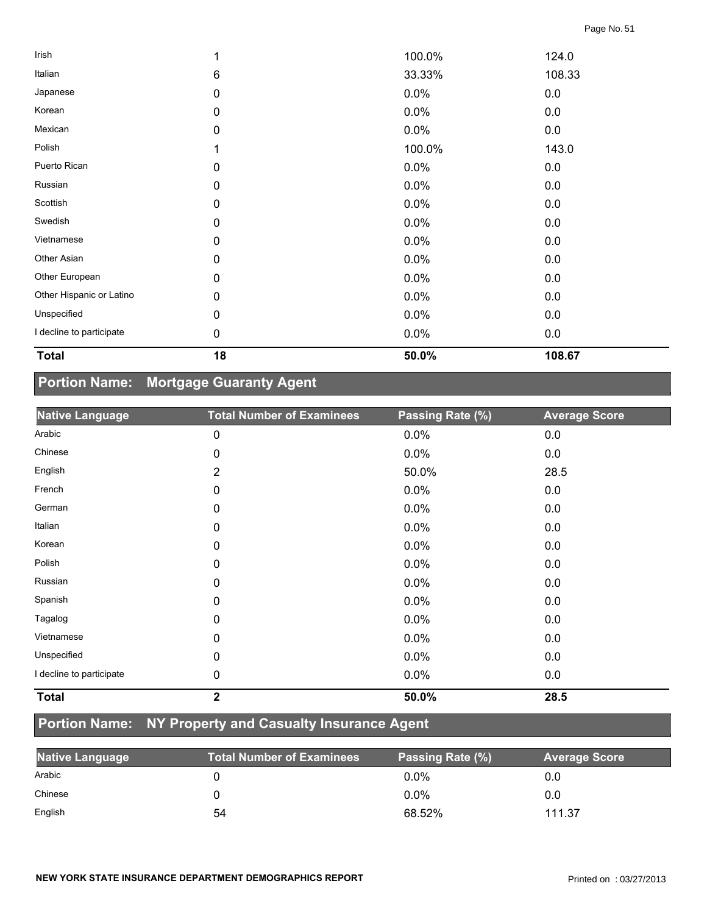| | | | |
|---|---|---|---|
| Irish | 1 | 100.0% | 124.0 |
| Italian | 6 | 33.33% | 108.33 |
| Japanese | 0 | 0.0% | 0.0 |
| Korean | 0 | 0.0% | 0.0 |
| Mexican | 0 | 0.0% | 0.0 |
| Polish | 1 | 100.0% | 143.0 |
| Puerto Rican | 0 | 0.0% | 0.0 |
| Russian | 0 | 0.0% | 0.0 |
| Scottish | 0 | 0.0% | 0.0 |
| Swedish | 0 | 0.0% | 0.0 |
| Vietnamese | 0 | 0.0% | 0.0 |
| Other Asian | 0 | 0.0% | 0.0 |
| Other European | 0 | 0.0% | 0.0 |
| Other Hispanic or Latino | 0 | 0.0% | 0.0 |
| Unspecified | 0 | 0.0% | 0.0 |
| I decline to participate | 0 | 0.0% | 0.0 |
| **Total** | **18** | **50.0%** | **108.67** |

## Portion Name: Mortgage Guaranty Agent

| Native Language | Total Number of Examinees | Passing Rate (%) | Average Score |
|---|---|---|---|
| Arabic | 0 | 0.0% | 0.0 |
| Chinese | 0 | 0.0% | 0.0 |
| English | 2 | 50.0% | 28.5 |
| French | 0 | 0.0% | 0.0 |
| German | 0 | 0.0% | 0.0 |
| Italian | 0 | 0.0% | 0.0 |
| Korean | 0 | 0.0% | 0.0 |
| Polish | 0 | 0.0% | 0.0 |
| Russian | 0 | 0.0% | 0.0 |
| Spanish | 0 | 0.0% | 0.0 |
| Tagalog | 0 | 0.0% | 0.0 |
| Vietnamese | 0 | 0.0% | 0.0 |
| Unspecified | 0 | 0.0% | 0.0 |
| I decline to participate | 0 | 0.0% | 0.0 |
| **Total** | **2** | **50.0%** | **28.5** |

## Portion Name: NY Property and Casualty Insurance Agent

| Native Language | Total Number of Examinees | Passing Rate (%) | Average Score |
|---|---|---|---|
| Arabic | 0 | 0.0% | 0.0 |
| Chinese | 0 | 0.0% | 0.0 |
| English | 54 | 68.52% | 111.37 |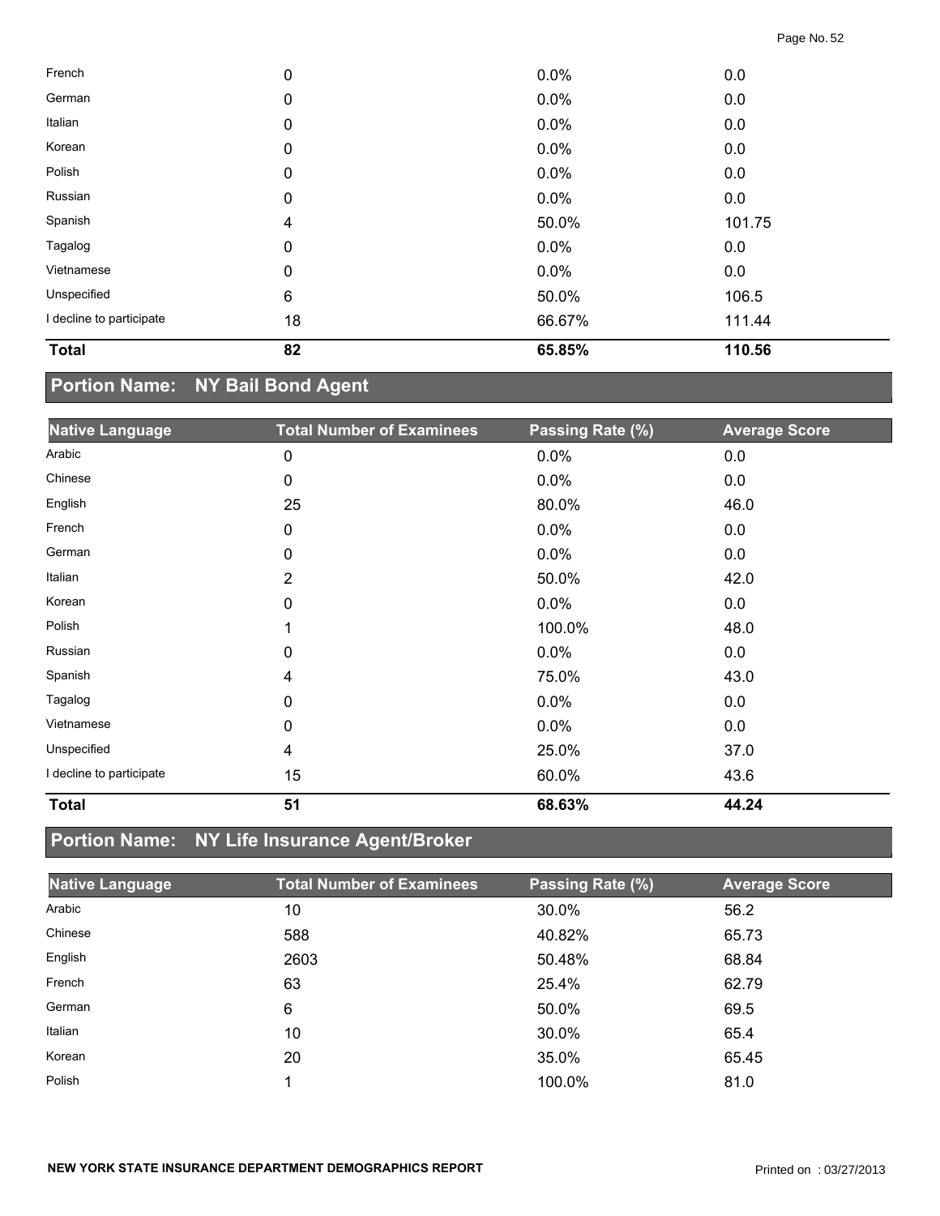| | | | |
|---|---|---|---|
| French | 0 | 0.0% | 0.0 |
| German | 0 | 0.0% | 0.0 |
| Italian | 0 | 0.0% | 0.0 |
| Korean | 0 | 0.0% | 0.0 |
| Polish | 0 | 0.0% | 0.0 |
| Russian | 0 | 0.0% | 0.0 |
| Spanish | 4 | 50.0% | 101.75 |
| Tagalog | 0 | 0.0% | 0.0 |
| Vietnamese | 0 | 0.0% | 0.0 |
| Unspecified | 6 | 50.0% | 106.5 |
| I decline to participate | 18 | 66.67% | 111.44 |
| **Total** | **82** | **65.85%** | **110.56** |

## Portion Name: NY Bail Bond Agent

| Native Language | Total Number of Examinees | Passing Rate (%) | Average Score |
|---|---|---|---|
| Arabic | 0 | 0.0% | 0.0 |
| Chinese | 0 | 0.0% | 0.0 |
| English | 25 | 80.0% | 46.0 |
| French | 0 | 0.0% | 0.0 |
| German | 0 | 0.0% | 0.0 |
| Italian | 2 | 50.0% | 42.0 |
| Korean | 0 | 0.0% | 0.0 |
| Polish | 1 | 100.0% | 48.0 |
| Russian | 0 | 0.0% | 0.0 |
| Spanish | 4 | 75.0% | 43.0 |
| Tagalog | 0 | 0.0% | 0.0 |
| Vietnamese | 0 | 0.0% | 0.0 |
| Unspecified | 4 | 25.0% | 37.0 |
| I decline to participate | 15 | 60.0% | 43.6 |
| **Total** | **51** | **68.63%** | **44.24** |

## Portion Name: NY Life Insurance Agent/Broker

| Native Language | Total Number of Examinees | Passing Rate (%) | Average Score |
|---|---|---|---|
| Arabic | 10 | 30.0% | 56.2 |
| Chinese | 588 | 40.82% | 65.73 |
| English | 2603 | 50.48% | 68.84 |
| French | 63 | 25.4% | 62.79 |
| German | 6 | 50.0% | 69.5 |
| Italian | 10 | 30.0% | 65.4 |
| Korean | 20 | 35.0% | 65.45 |
| Polish | 1 | 100.0% | 81.0 |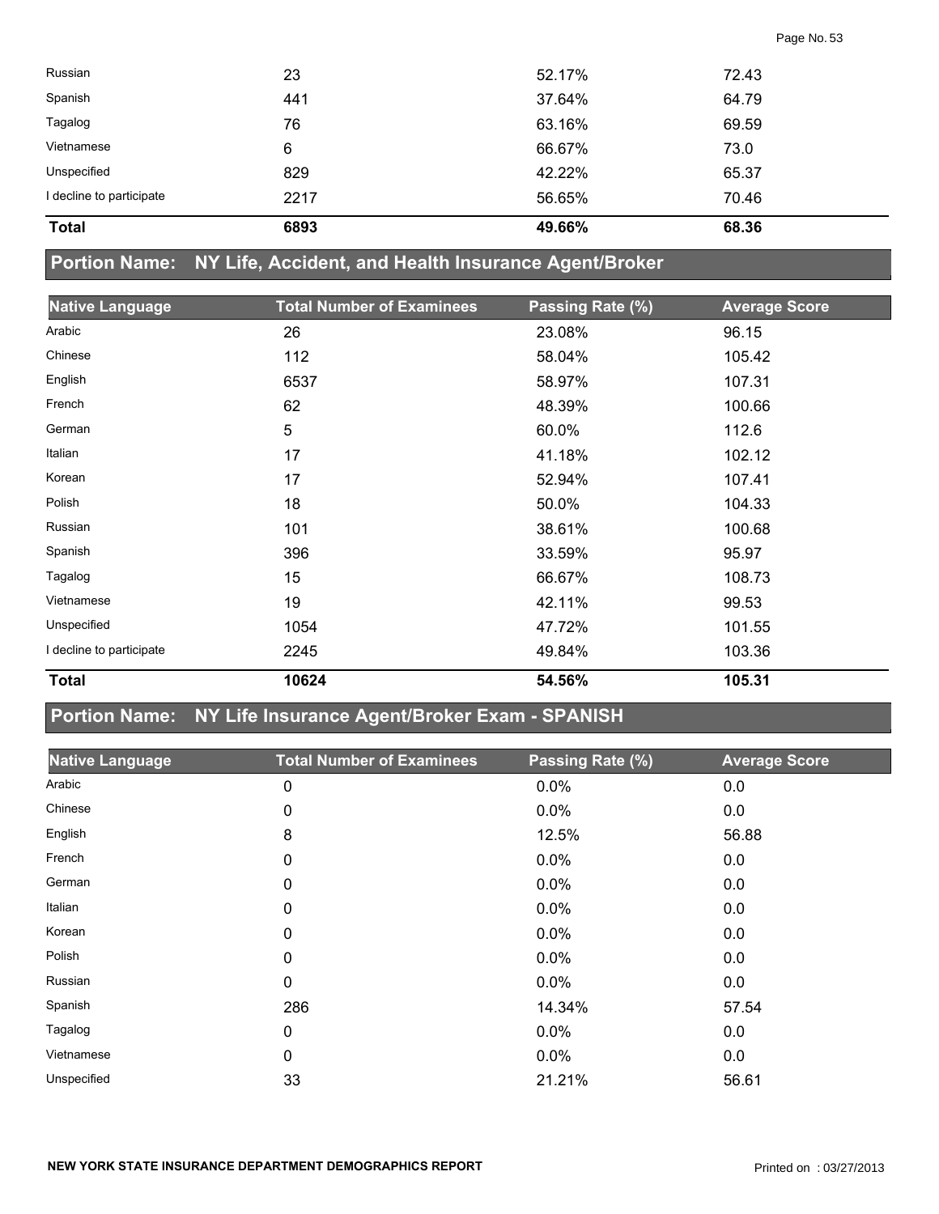| Native Language | Total Number of Examinees | Passing Rate (%) | Average Score |
|---|---|---|---|
| Russian | 23 | 52.17% | 72.43 |
| Spanish | 441 | 37.64% | 64.79 |
| Tagalog | 76 | 63.16% | 69.59 |
| Vietnamese | 6 | 66.67% | 73.0 |
| Unspecified | 829 | 42.22% | 65.37 |
| I decline to participate | 2217 | 56.65% | 70.46 |
| **Total** | **6893** | **49.66%** | **68.36** |

## Portion Name: NY Life, Accident, and Health Insurance Agent/Broker

| Native Language | Total Number of Examinees | Passing Rate (%) | Average Score |
|---|---|---|---|
| Arabic | 26 | 23.08% | 96.15 |
| Chinese | 112 | 58.04% | 105.42 |
| English | 6537 | 58.97% | 107.31 |
| French | 62 | 48.39% | 100.66 |
| German | 5 | 60.0% | 112.6 |
| Italian | 17 | 41.18% | 102.12 |
| Korean | 17 | 52.94% | 107.41 |
| Polish | 18 | 50.0% | 104.33 |
| Russian | 101 | 38.61% | 100.68 |
| Spanish | 396 | 33.59% | 95.97 |
| Tagalog | 15 | 66.67% | 108.73 |
| Vietnamese | 19 | 42.11% | 99.53 |
| Unspecified | 1054 | 47.72% | 101.55 |
| I decline to participate | 2245 | 49.84% | 103.36 |
| **Total** | **10624** | **54.56%** | **105.31** |

## Portion Name: NY Life Insurance Agent/Broker Exam - SPANISH

| Native Language | Total Number of Examinees | Passing Rate (%) | Average Score |
|---|---|---|---|
| Arabic | 0 | 0.0% | 0.0 |
| Chinese | 0 | 0.0% | 0.0 |
| English | 8 | 12.5% | 56.88 |
| French | 0 | 0.0% | 0.0 |
| German | 0 | 0.0% | 0.0 |
| Italian | 0 | 0.0% | 0.0 |
| Korean | 0 | 0.0% | 0.0 |
| Polish | 0 | 0.0% | 0.0 |
| Russian | 0 | 0.0% | 0.0 |
| Spanish | 286 | 14.34% | 57.54 |
| Tagalog | 0 | 0.0% | 0.0 |
| Vietnamese | 0 | 0.0% | 0.0 |
| Unspecified | 33 | 21.21% | 56.61 |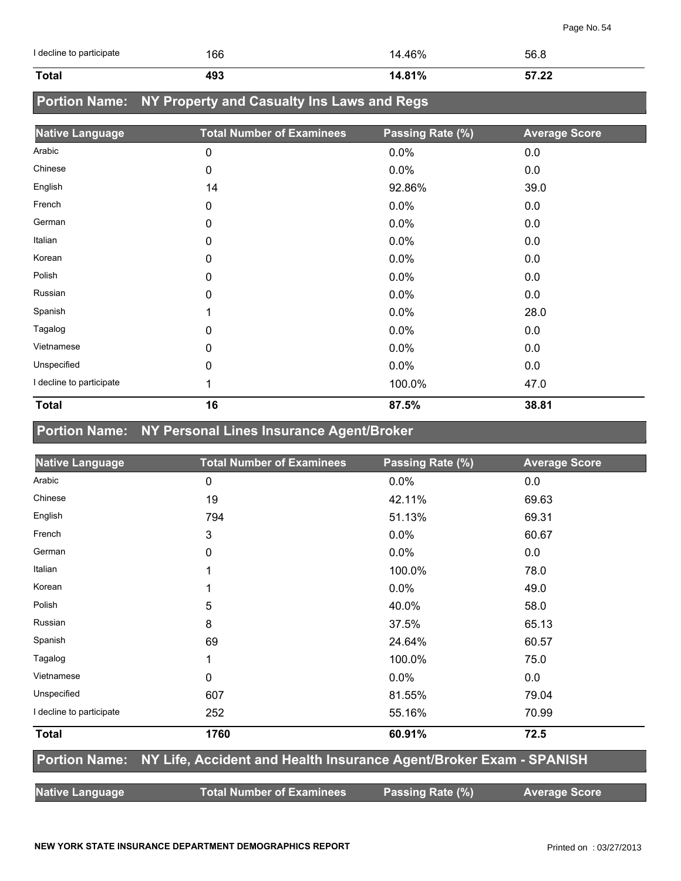| | | | |
|---|---|---|---|
| I decline to participate | 166 | 14.46% | 56.8 |
| **Total** | **493** | **14.81%** | **57.22** |

## Portion Name: NY Property and Casualty Ins Laws and Regs

| Native Language | Total Number of Examinees | Passing Rate (%) | Average Score |
|---|---|---|---|
| Arabic | 0 | 0.0% | 0.0 |
| Chinese | 0 | 0.0% | 0.0 |
| English | 14 | 92.86% | 39.0 |
| French | 0 | 0.0% | 0.0 |
| German | 0 | 0.0% | 0.0 |
| Italian | 0 | 0.0% | 0.0 |
| Korean | 0 | 0.0% | 0.0 |
| Polish | 0 | 0.0% | 0.0 |
| Russian | 0 | 0.0% | 0.0 |
| Spanish | 1 | 0.0% | 28.0 |
| Tagalog | 0 | 0.0% | 0.0 |
| Vietnamese | 0 | 0.0% | 0.0 |
| Unspecified | 0 | 0.0% | 0.0 |
| I decline to participate | 1 | 100.0% | 47.0 |
| **Total** | **16** | **87.5%** | **38.81** |

## Portion Name: NY Personal Lines Insurance Agent/Broker

| Native Language | Total Number of Examinees | Passing Rate (%) | Average Score |
|---|---|---|---|
| Arabic | 0 | 0.0% | 0.0 |
| Chinese | 19 | 42.11% | 69.63 |
| English | 794 | 51.13% | 69.31 |
| French | 3 | 0.0% | 60.67 |
| German | 0 | 0.0% | 0.0 |
| Italian | 1 | 100.0% | 78.0 |
| Korean | 1 | 0.0% | 49.0 |
| Polish | 5 | 40.0% | 58.0 |
| Russian | 8 | 37.5% | 65.13 |
| Spanish | 69 | 24.64% | 60.57 |
| Tagalog | 1 | 100.0% | 75.0 |
| Vietnamese | 0 | 0.0% | 0.0 |
| Unspecified | 607 | 81.55% | 79.04 |
| I decline to participate | 252 | 55.16% | 70.99 |
| **Total** | **1760** | **60.91%** | **72.5** |

## Portion Name: NY Life, Accident and Health Insurance Agent/Broker Exam - SPANISH

| Native Language | Total Number of Examinees | Passing Rate (%) | Average Score |
|---|---|---|---|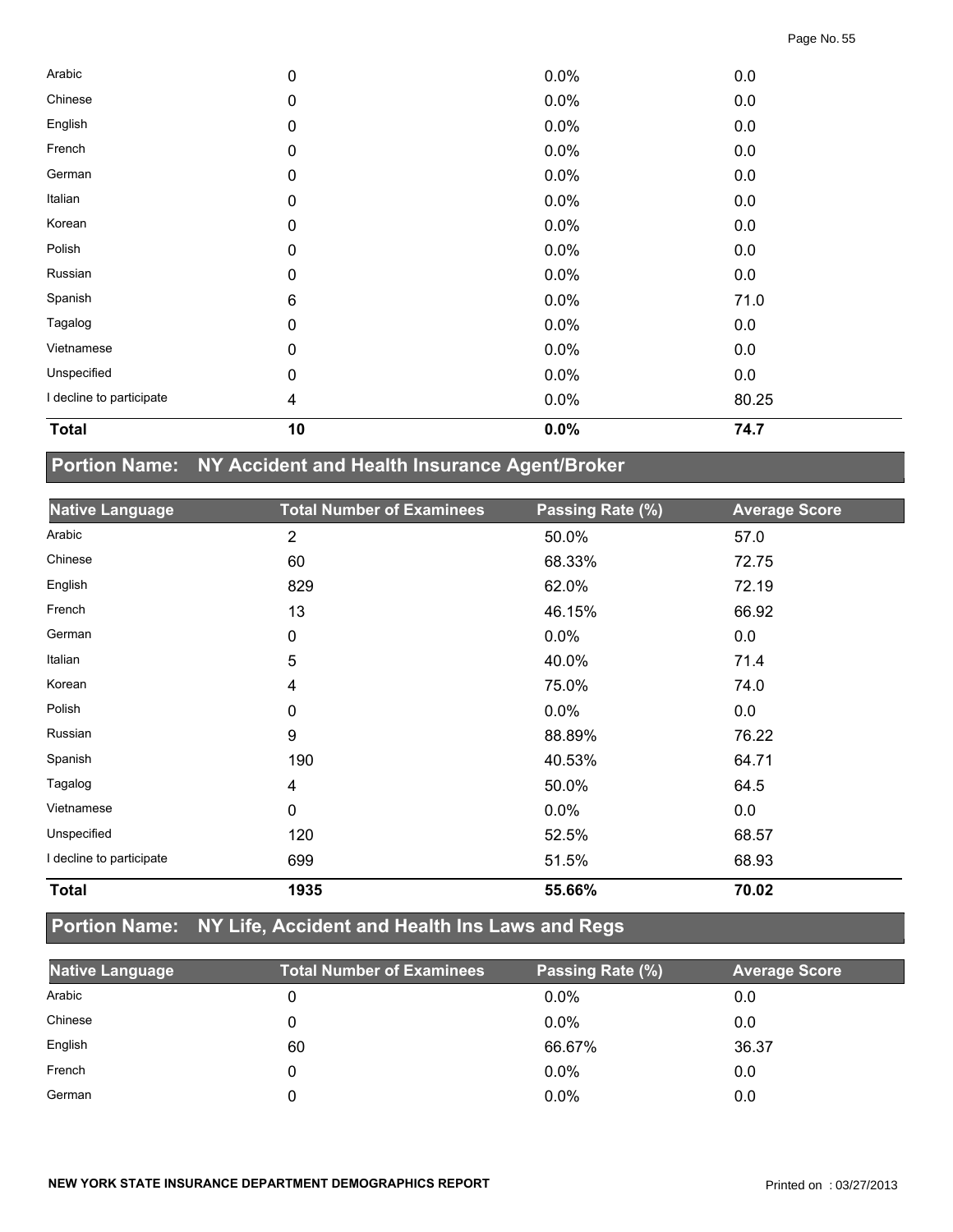| | | | |
|---|---|---|---|
| Arabic | 0 | 0.0% | 0.0 |
| Chinese | 0 | 0.0% | 0.0 |
| English | 0 | 0.0% | 0.0 |
| French | 0 | 0.0% | 0.0 |
| German | 0 | 0.0% | 0.0 |
| Italian | 0 | 0.0% | 0.0 |
| Korean | 0 | 0.0% | 0.0 |
| Polish | 0 | 0.0% | 0.0 |
| Russian | 0 | 0.0% | 0.0 |
| Spanish | 6 | 0.0% | 71.0 |
| Tagalog | 0 | 0.0% | 0.0 |
| Vietnamese | 0 | 0.0% | 0.0 |
| Unspecified | 0 | 0.0% | 0.0 |
| I decline to participate | 4 | 0.0% | 80.25 |
| **Total** | **10** | **0.0%** | **74.7** |

## Portion Name: NY Accident and Health Insurance Agent/Broker

| Native Language | Total Number of Examinees | Passing Rate (%) | Average Score |
|---|---|---|---|
| Arabic | 2 | 50.0% | 57.0 |
| Chinese | 60 | 68.33% | 72.75 |
| English | 829 | 62.0% | 72.19 |
| French | 13 | 46.15% | 66.92 |
| German | 0 | 0.0% | 0.0 |
| Italian | 5 | 40.0% | 71.4 |
| Korean | 4 | 75.0% | 74.0 |
| Polish | 0 | 0.0% | 0.0 |
| Russian | 9 | 88.89% | 76.22 |
| Spanish | 190 | 40.53% | 64.71 |
| Tagalog | 4 | 50.0% | 64.5 |
| Vietnamese | 0 | 0.0% | 0.0 |
| Unspecified | 120 | 52.5% | 68.57 |
| I decline to participate | 699 | 51.5% | 68.93 |
| **Total** | **1935** | **55.66%** | **70.02** |

## Portion Name: NY Life, Accident and Health Ins Laws and Regs

| Native Language | Total Number of Examinees | Passing Rate (%) | Average Score |
|---|---|---|---|
| Arabic | 0 | 0.0% | 0.0 |
| Chinese | 0 | 0.0% | 0.0 |
| English | 60 | 66.67% | 36.37 |
| French | 0 | 0.0% | 0.0 |
| German | 0 | 0.0% | 0.0 |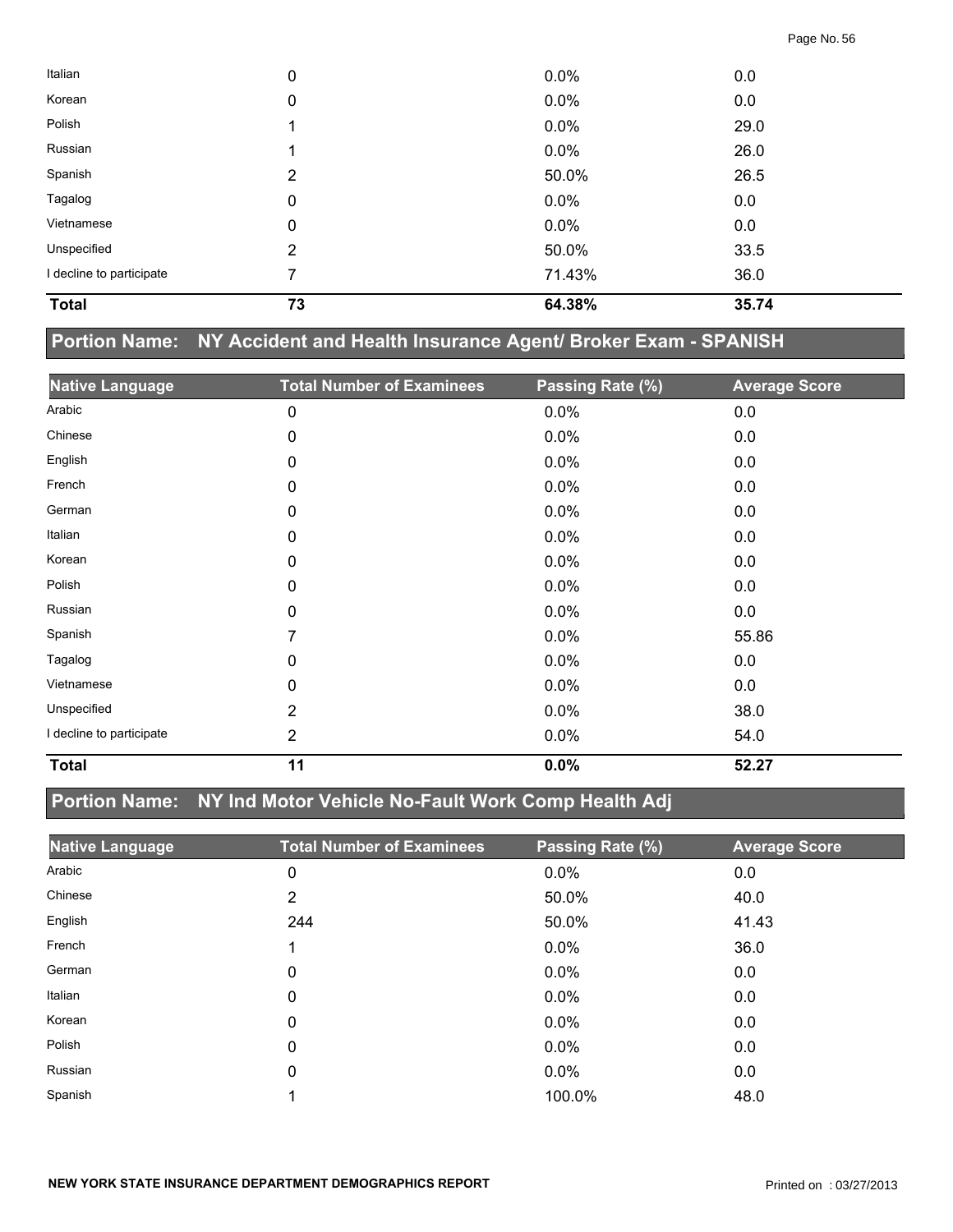| | | | |
|---|---|---|---|
| Italian | 0 | 0.0% | 0.0 |
| Korean | 0 | 0.0% | 0.0 |
| Polish | 1 | 0.0% | 29.0 |
| Russian | 1 | 0.0% | 26.0 |
| Spanish | 2 | 50.0% | 26.5 |
| Tagalog | 0 | 0.0% | 0.0 |
| Vietnamese | 0 | 0.0% | 0.0 |
| Unspecified | 2 | 50.0% | 33.5 |
| I decline to participate | 7 | 71.43% | 36.0 |
| **Total** | **73** | **64.38%** | **35.74** |

## Portion Name: NY Accident and Health Insurance Agent/ Broker Exam - SPANISH

| Native Language | Total Number of Examinees | Passing Rate (%) | Average Score |
|---|---|---|---|
| Arabic | 0 | 0.0% | 0.0 |
| Chinese | 0 | 0.0% | 0.0 |
| English | 0 | 0.0% | 0.0 |
| French | 0 | 0.0% | 0.0 |
| German | 0 | 0.0% | 0.0 |
| Italian | 0 | 0.0% | 0.0 |
| Korean | 0 | 0.0% | 0.0 |
| Polish | 0 | 0.0% | 0.0 |
| Russian | 0 | 0.0% | 0.0 |
| Spanish | 7 | 0.0% | 55.86 |
| Tagalog | 0 | 0.0% | 0.0 |
| Vietnamese | 0 | 0.0% | 0.0 |
| Unspecified | 2 | 0.0% | 38.0 |
| I decline to participate | 2 | 0.0% | 54.0 |
| **Total** | **11** | **0.0%** | **52.27** |

## Portion Name: NY Ind Motor Vehicle No-Fault Work Comp Health Adj

| Native Language | Total Number of Examinees | Passing Rate (%) | Average Score |
|---|---|---|---|
| Arabic | 0 | 0.0% | 0.0 |
| Chinese | 2 | 50.0% | 40.0 |
| English | 244 | 50.0% | 41.43 |
| French | 1 | 0.0% | 36.0 |
| German | 0 | 0.0% | 0.0 |
| Italian | 0 | 0.0% | 0.0 |
| Korean | 0 | 0.0% | 0.0 |
| Polish | 0 | 0.0% | 0.0 |
| Russian | 0 | 0.0% | 0.0 |
| Spanish | 1 | 100.0% | 48.0 |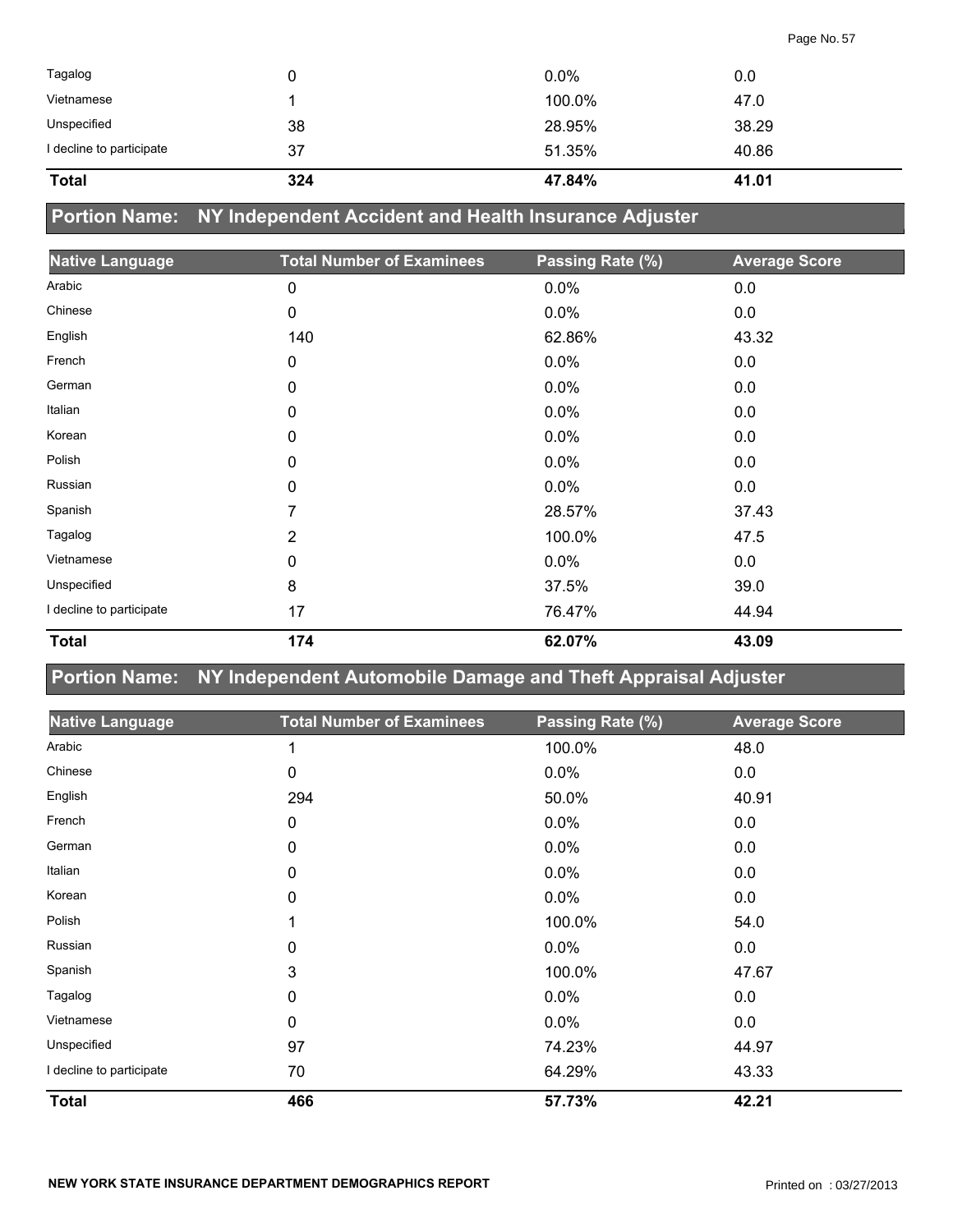| Native Language | Total Number of Examinees | Passing Rate (%) | Average Score |
|---|---|---|---|
| Tagalog | 0 | 0.0% | 0.0 |
| Vietnamese | 1 | 100.0% | 47.0 |
| Unspecified | 38 | 28.95% | 38.29 |
| I decline to participate | 37 | 51.35% | 40.86 |
| **Total** | **324** | **47.84%** | **41.01** |

## Portion Name: NY Independent Accident and Health Insurance Adjuster

| Native Language | Total Number of Examinees | Passing Rate (%) | Average Score |
|---|---|---|---|
| Arabic | 0 | 0.0% | 0.0 |
| Chinese | 0 | 0.0% | 0.0 |
| English | 140 | 62.86% | 43.32 |
| French | 0 | 0.0% | 0.0 |
| German | 0 | 0.0% | 0.0 |
| Italian | 0 | 0.0% | 0.0 |
| Korean | 0 | 0.0% | 0.0 |
| Polish | 0 | 0.0% | 0.0 |
| Russian | 0 | 0.0% | 0.0 |
| Spanish | 7 | 28.57% | 37.43 |
| Tagalog | 2 | 100.0% | 47.5 |
| Vietnamese | 0 | 0.0% | 0.0 |
| Unspecified | 8 | 37.5% | 39.0 |
| I decline to participate | 17 | 76.47% | 44.94 |
| **Total** | **174** | **62.07%** | **43.09** |

## Portion Name: NY Independent Automobile Damage and Theft Appraisal Adjuster

| Native Language | Total Number of Examinees | Passing Rate (%) | Average Score |
|---|---|---|---|
| Arabic | 1 | 100.0% | 48.0 |
| Chinese | 0 | 0.0% | 0.0 |
| English | 294 | 50.0% | 40.91 |
| French | 0 | 0.0% | 0.0 |
| German | 0 | 0.0% | 0.0 |
| Italian | 0 | 0.0% | 0.0 |
| Korean | 0 | 0.0% | 0.0 |
| Polish | 1 | 100.0% | 54.0 |
| Russian | 0 | 0.0% | 0.0 |
| Spanish | 3 | 100.0% | 47.67 |
| Tagalog | 0 | 0.0% | 0.0 |
| Vietnamese | 0 | 0.0% | 0.0 |
| Unspecified | 97 | 74.23% | 44.97 |
| I decline to participate | 70 | 64.29% | 43.33 |
| **Total** | **466** | **57.73%** | **42.21** |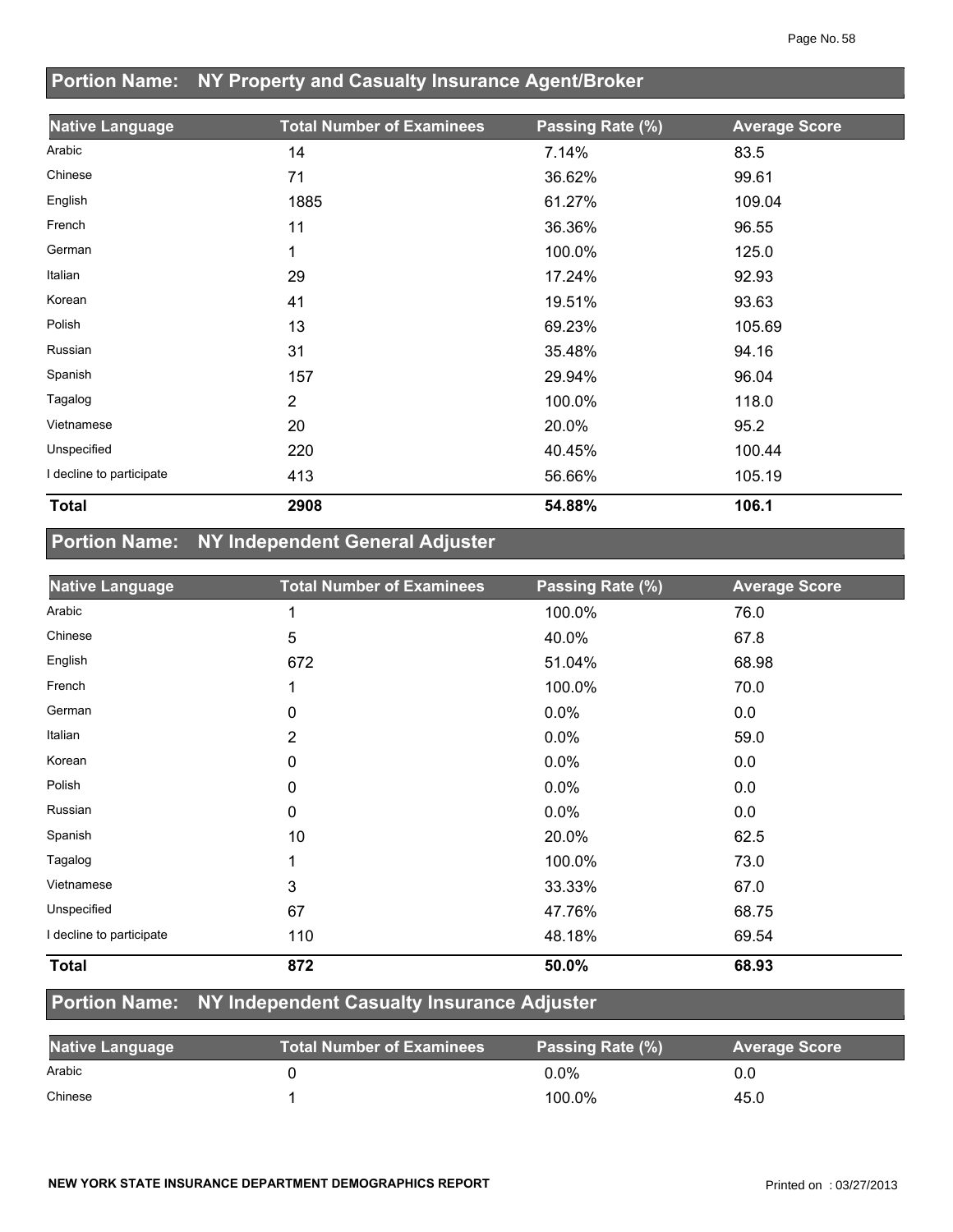## Portion Name: NY Property and Casualty Insurance Agent/Broker

| Native Language | Total Number of Examinees | Passing Rate (%) | Average Score |
|---|---|---|---|
| Arabic | 14 | 7.14% | 83.5 |
| Chinese | 71 | 36.62% | 99.61 |
| English | 1885 | 61.27% | 109.04 |
| French | 11 | 36.36% | 96.55 |
| German | 1 | 100.0% | 125.0 |
| Italian | 29 | 17.24% | 92.93 |
| Korean | 41 | 19.51% | 93.63 |
| Polish | 13 | 69.23% | 105.69 |
| Russian | 31 | 35.48% | 94.16 |
| Spanish | 157 | 29.94% | 96.04 |
| Tagalog | 2 | 100.0% | 118.0 |
| Vietnamese | 20 | 20.0% | 95.2 |
| Unspecified | 220 | 40.45% | 100.44 |
| I decline to participate | 413 | 56.66% | 105.19 |
| **Total** | **2908** | **54.88%** | **106.1** |

## Portion Name: NY Independent General Adjuster

| Native Language | Total Number of Examinees | Passing Rate (%) | Average Score |
|---|---|---|---|
| Arabic | 1 | 100.0% | 76.0 |
| Chinese | 5 | 40.0% | 67.8 |
| English | 672 | 51.04% | 68.98 |
| French | 1 | 100.0% | 70.0 |
| German | 0 | 0.0% | 0.0 |
| Italian | 2 | 0.0% | 59.0 |
| Korean | 0 | 0.0% | 0.0 |
| Polish | 0 | 0.0% | 0.0 |
| Russian | 0 | 0.0% | 0.0 |
| Spanish | 10 | 20.0% | 62.5 |
| Tagalog | 1 | 100.0% | 73.0 |
| Vietnamese | 3 | 33.33% | 67.0 |
| Unspecified | 67 | 47.76% | 68.75 |
| I decline to participate | 110 | 48.18% | 69.54 |
| **Total** | **872** | **50.0%** | **68.93** |

## Portion Name: NY Independent Casualty Insurance Adjuster

| Native Language | Total Number of Examinees | Passing Rate (%) | Average Score |
|---|---|---|---|
| Arabic | 0 | 0.0% | 0.0 |
| Chinese | 1 | 100.0% | 45.0 |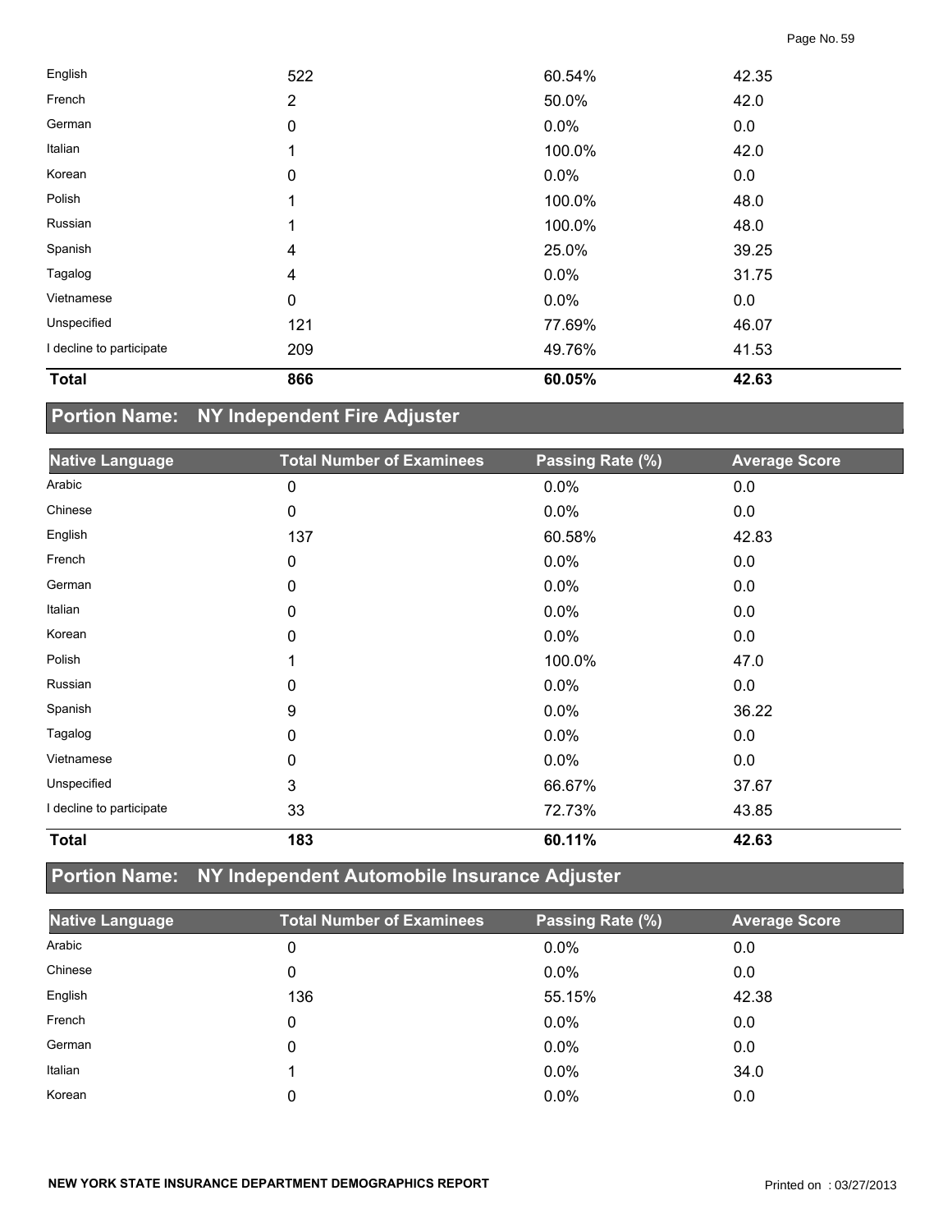| Native Language | Total Number of Examinees | Passing Rate (%) | Average Score |
|---|---|---|---|
| English | 522 | 60.54% | 42.35 |
| French | 2 | 50.0% | 42.0 |
| German | 0 | 0.0% | 0.0 |
| Italian | 1 | 100.0% | 42.0 |
| Korean | 0 | 0.0% | 0.0 |
| Polish | 1 | 100.0% | 48.0 |
| Russian | 1 | 100.0% | 48.0 |
| Spanish | 4 | 25.0% | 39.25 |
| Tagalog | 4 | 0.0% | 31.75 |
| Vietnamese | 0 | 0.0% | 0.0 |
| Unspecified | 121 | 77.69% | 46.07 |
| I decline to participate | 209 | 49.76% | 41.53 |
| **Total** | **866** | **60.05%** | **42.63** |

## Portion Name: NY Independent Fire Adjuster

| Native Language | Total Number of Examinees | Passing Rate (%) | Average Score |
|---|---|---|---|
| Arabic | 0 | 0.0% | 0.0 |
| Chinese | 0 | 0.0% | 0.0 |
| English | 137 | 60.58% | 42.83 |
| French | 0 | 0.0% | 0.0 |
| German | 0 | 0.0% | 0.0 |
| Italian | 0 | 0.0% | 0.0 |
| Korean | 0 | 0.0% | 0.0 |
| Polish | 1 | 100.0% | 47.0 |
| Russian | 0 | 0.0% | 0.0 |
| Spanish | 9 | 0.0% | 36.22 |
| Tagalog | 0 | 0.0% | 0.0 |
| Vietnamese | 0 | 0.0% | 0.0 |
| Unspecified | 3 | 66.67% | 37.67 |
| I decline to participate | 33 | 72.73% | 43.85 |
| **Total** | **183** | **60.11%** | **42.63** |

## Portion Name: NY Independent Automobile Insurance Adjuster

| Native Language | Total Number of Examinees | Passing Rate (%) | Average Score |
|---|---|---|---|
| Arabic | 0 | 0.0% | 0.0 |
| Chinese | 0 | 0.0% | 0.0 |
| English | 136 | 55.15% | 42.38 |
| French | 0 | 0.0% | 0.0 |
| German | 0 | 0.0% | 0.0 |
| Italian | 1 | 0.0% | 34.0 |
| Korean | 0 | 0.0% | 0.0 |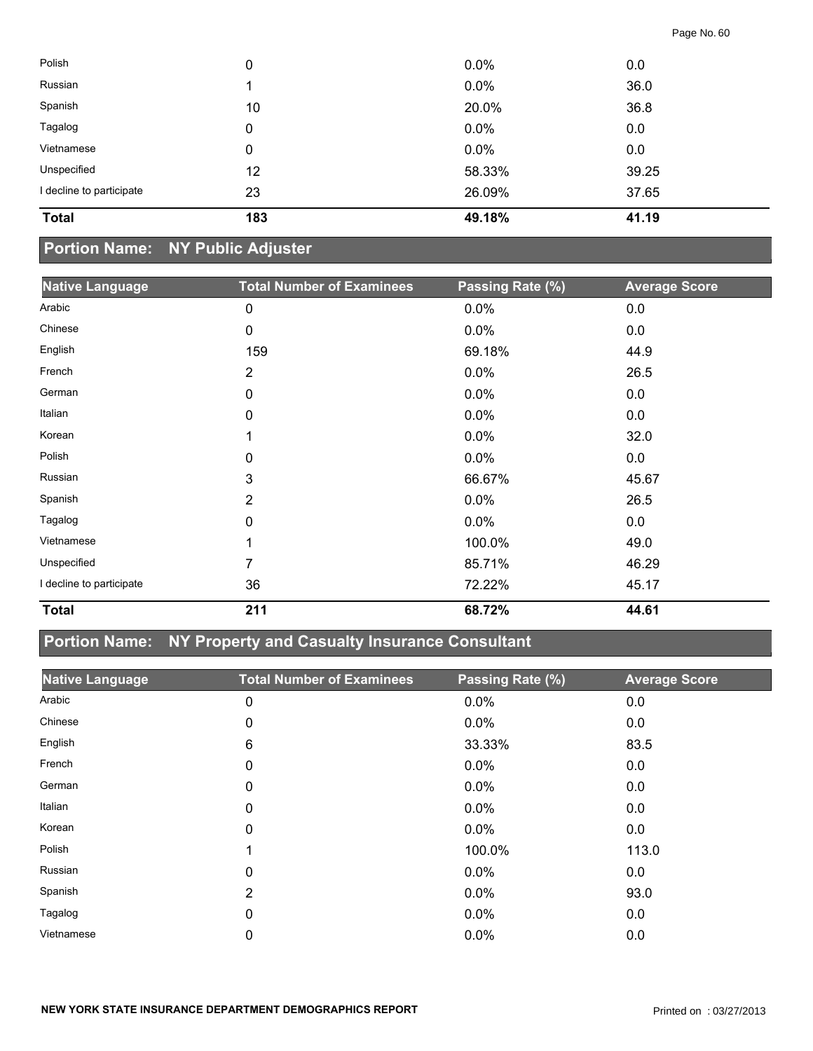| Native Language | Total Number of Examinees | Passing Rate (%) | Average Score |
|---|---|---|---|
| Polish | 0 | 0.0% | 0.0 |
| Russian | 1 | 0.0% | 36.0 |
| Spanish | 10 | 20.0% | 36.8 |
| Tagalog | 0 | 0.0% | 0.0 |
| Vietnamese | 0 | 0.0% | 0.0 |
| Unspecified | 12 | 58.33% | 39.25 |
| I decline to participate | 23 | 26.09% | 37.65 |
| **Total** | **183** | **49.18%** | **41.19** |

## Portion Name: NY Public Adjuster

| Native Language | Total Number of Examinees | Passing Rate (%) | Average Score |
|---|---|---|---|
| Arabic | 0 | 0.0% | 0.0 |
| Chinese | 0 | 0.0% | 0.0 |
| English | 159 | 69.18% | 44.9 |
| French | 2 | 0.0% | 26.5 |
| German | 0 | 0.0% | 0.0 |
| Italian | 0 | 0.0% | 0.0 |
| Korean | 1 | 0.0% | 32.0 |
| Polish | 0 | 0.0% | 0.0 |
| Russian | 3 | 66.67% | 45.67 |
| Spanish | 2 | 0.0% | 26.5 |
| Tagalog | 0 | 0.0% | 0.0 |
| Vietnamese | 1 | 100.0% | 49.0 |
| Unspecified | 7 | 85.71% | 46.29 |
| I decline to participate | 36 | 72.22% | 45.17 |
| **Total** | **211** | **68.72%** | **44.61** |

## Portion Name: NY Property and Casualty Insurance Consultant

| Native Language | Total Number of Examinees | Passing Rate (%) | Average Score |
|---|---|---|---|
| Arabic | 0 | 0.0% | 0.0 |
| Chinese | 0 | 0.0% | 0.0 |
| English | 6 | 33.33% | 83.5 |
| French | 0 | 0.0% | 0.0 |
| German | 0 | 0.0% | 0.0 |
| Italian | 0 | 0.0% | 0.0 |
| Korean | 0 | 0.0% | 0.0 |
| Polish | 1 | 100.0% | 113.0 |
| Russian | 0 | 0.0% | 0.0 |
| Spanish | 2 | 0.0% | 93.0 |
| Tagalog | 0 | 0.0% | 0.0 |
| Vietnamese | 0 | 0.0% | 0.0 |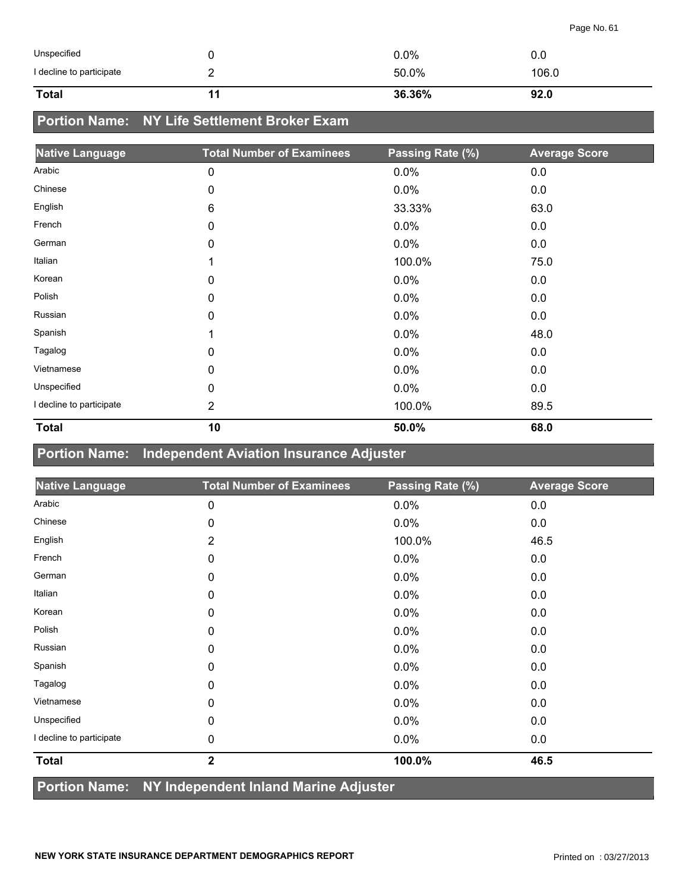| | | | |
|---|---|---|---|
| Unspecified | 0 | 0.0% | 0.0 |
| I decline to participate | 2 | 50.0% | 106.0 |
| **Total** | **11** | **36.36%** | **92.0** |

## Portion Name: NY Life Settlement Broker Exam

| Native Language | Total Number of Examinees | Passing Rate (%) | Average Score |
|---|---|---|---|
| Arabic | 0 | 0.0% | 0.0 |
| Chinese | 0 | 0.0% | 0.0 |
| English | 6 | 33.33% | 63.0 |
| French | 0 | 0.0% | 0.0 |
| German | 0 | 0.0% | 0.0 |
| Italian | 1 | 100.0% | 75.0 |
| Korean | 0 | 0.0% | 0.0 |
| Polish | 0 | 0.0% | 0.0 |
| Russian | 0 | 0.0% | 0.0 |
| Spanish | 1 | 0.0% | 48.0 |
| Tagalog | 0 | 0.0% | 0.0 |
| Vietnamese | 0 | 0.0% | 0.0 |
| Unspecified | 0 | 0.0% | 0.0 |
| I decline to participate | 2 | 100.0% | 89.5 |
| **Total** | **10** | **50.0%** | **68.0** |

## Portion Name: Independent Aviation Insurance Adjuster

| Native Language | Total Number of Examinees | Passing Rate (%) | Average Score |
|---|---|---|---|
| Arabic | 0 | 0.0% | 0.0 |
| Chinese | 0 | 0.0% | 0.0 |
| English | 2 | 100.0% | 46.5 |
| French | 0 | 0.0% | 0.0 |
| German | 0 | 0.0% | 0.0 |
| Italian | 0 | 0.0% | 0.0 |
| Korean | 0 | 0.0% | 0.0 |
| Polish | 0 | 0.0% | 0.0 |
| Russian | 0 | 0.0% | 0.0 |
| Spanish | 0 | 0.0% | 0.0 |
| Tagalog | 0 | 0.0% | 0.0 |
| Vietnamese | 0 | 0.0% | 0.0 |
| Unspecified | 0 | 0.0% | 0.0 |
| I decline to participate | 0 | 0.0% | 0.0 |
| **Total** | **2** | **100.0%** | **46.5** |

## Portion Name: NY Independent Inland Marine Adjuster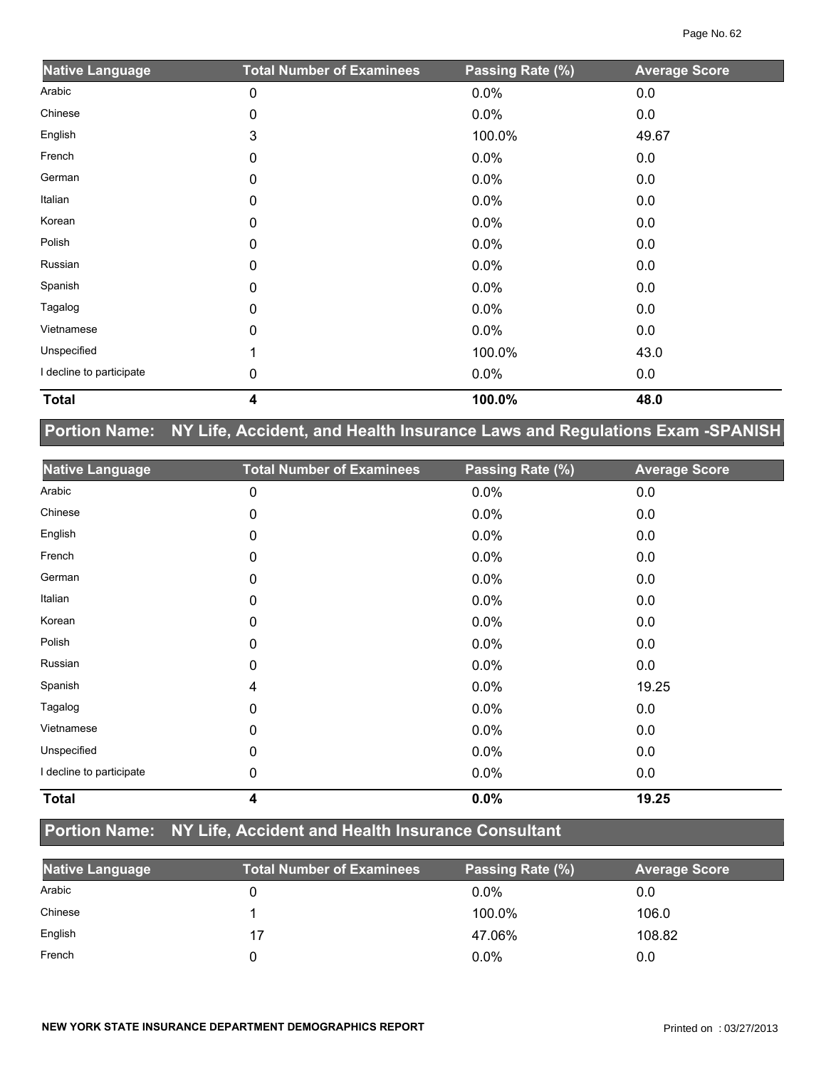| Native Language | Total Number of Examinees | Passing Rate (%) | Average Score |
|---|---|---|---|
| Arabic | 0 | 0.0% | 0.0 |
| Chinese | 0 | 0.0% | 0.0 |
| English | 3 | 100.0% | 49.67 |
| French | 0 | 0.0% | 0.0 |
| German | 0 | 0.0% | 0.0 |
| Italian | 0 | 0.0% | 0.0 |
| Korean | 0 | 0.0% | 0.0 |
| Polish | 0 | 0.0% | 0.0 |
| Russian | 0 | 0.0% | 0.0 |
| Spanish | 0 | 0.0% | 0.0 |
| Tagalog | 0 | 0.0% | 0.0 |
| Vietnamese | 0 | 0.0% | 0.0 |
| Unspecified | 1 | 100.0% | 43.0 |
| I decline to participate | 0 | 0.0% | 0.0 |
| **Total** | **4** | **100.0%** | **48.0** |

## Portion Name: NY Life, Accident, and Health Insurance Laws and Regulations Exam -SPANISH

| Native Language | Total Number of Examinees | Passing Rate (%) | Average Score |
|---|---|---|---|
| Arabic | 0 | 0.0% | 0.0 |
| Chinese | 0 | 0.0% | 0.0 |
| English | 0 | 0.0% | 0.0 |
| French | 0 | 0.0% | 0.0 |
| German | 0 | 0.0% | 0.0 |
| Italian | 0 | 0.0% | 0.0 |
| Korean | 0 | 0.0% | 0.0 |
| Polish | 0 | 0.0% | 0.0 |
| Russian | 0 | 0.0% | 0.0 |
| Spanish | 4 | 0.0% | 19.25 |
| Tagalog | 0 | 0.0% | 0.0 |
| Vietnamese | 0 | 0.0% | 0.0 |
| Unspecified | 0 | 0.0% | 0.0 |
| I decline to participate | 0 | 0.0% | 0.0 |
| **Total** | **4** | **0.0%** | **19.25** |

## Portion Name: NY Life, Accident and Health Insurance Consultant

| Native Language | Total Number of Examinees | Passing Rate (%) | Average Score |
|---|---|---|---|
| Arabic | 0 | 0.0% | 0.0 |
| Chinese | 1 | 100.0% | 106.0 |
| English | 17 | 47.06% | 108.82 |
| French | 0 | 0.0% | 0.0 |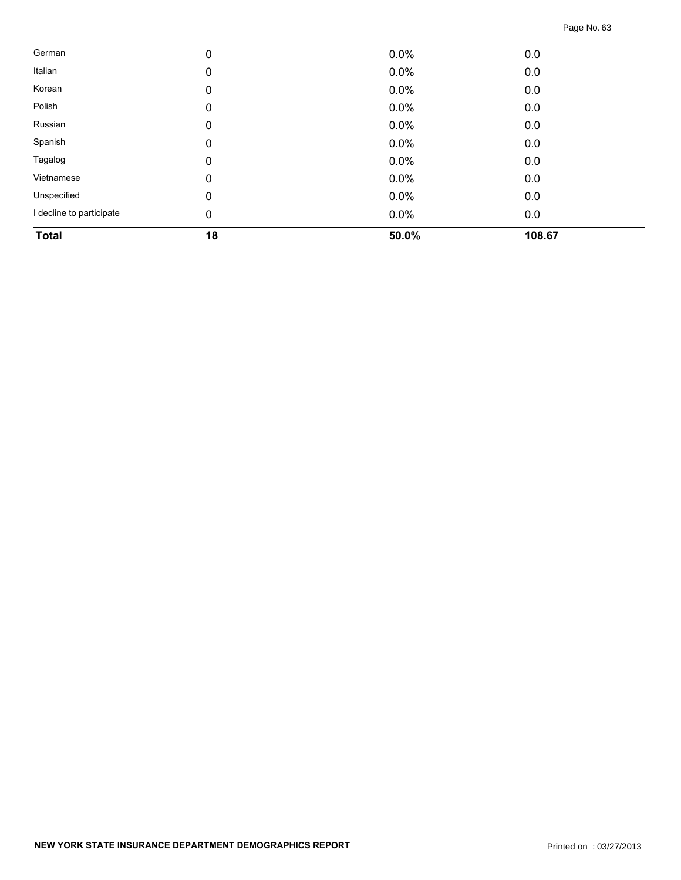| | | | |
|---|---|---|---|
| German | 0 | 0.0% | 0.0 |
| Italian | 0 | 0.0% | 0.0 |
| Korean | 0 | 0.0% | 0.0 |
| Polish | 0 | 0.0% | 0.0 |
| Russian | 0 | 0.0% | 0.0 |
| Spanish | 0 | 0.0% | 0.0 |
| Tagalog | 0 | 0.0% | 0.0 |
| Vietnamese | 0 | 0.0% | 0.0 |
| Unspecified | 0 | 0.0% | 0.0 |
| I decline to participate | 0 | 0.0% | 0.0 |
| **Total** | **18** | **50.0%** | **108.67** |